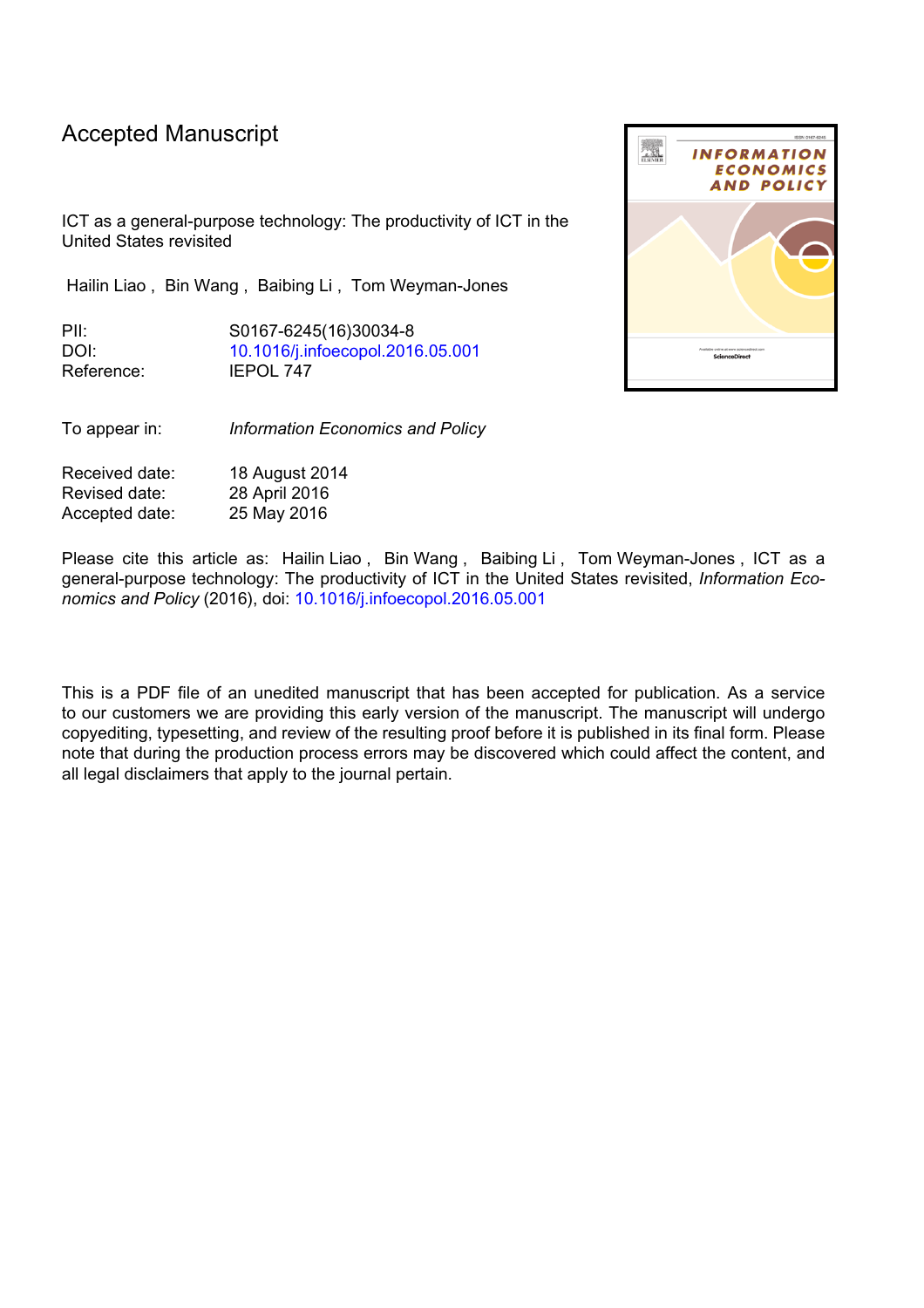Accepted Manuscript

ICT as a general-purpose technology: The productivity of ICT in the United States revisited

Hailin Liao , Bin Wang , Baibing Li , Tom Weyman-Jones

| | |
|---|---|
| PII: | S0167-6245(16)30034-8 |
| DOI: | 10.1016/j.infoecopol.2016.05.001 |
| Reference: | IEPOL 747 |

| | |
|---|---|
| To appear in: | *Information Economics and Policy* |

| | |
|---|---|
| Received date: | 18 August 2014 |
| Revised date: | 28 April 2016 |
| Accepted date: | 25 May 2016 |

Please cite this article as: Hailin Liao , Bin Wang , Baibing Li , Tom Weyman-Jones , ICT as a general-purpose technology: The productivity of ICT in the United States revisited, *Information Economics and Policy* (2016), doi: 10.1016/j.infoecopol.2016.05.001

This is a PDF file of an unedited manuscript that has been accepted for publication. As a service to our customers we are providing this early version of the manuscript. The manuscript will undergo copyediting, typesetting, and review of the resulting proof before it is published in its final form. Please note that during the production process errors may be discovered which could affect the content, and all legal disclaimers that apply to the journal pertain.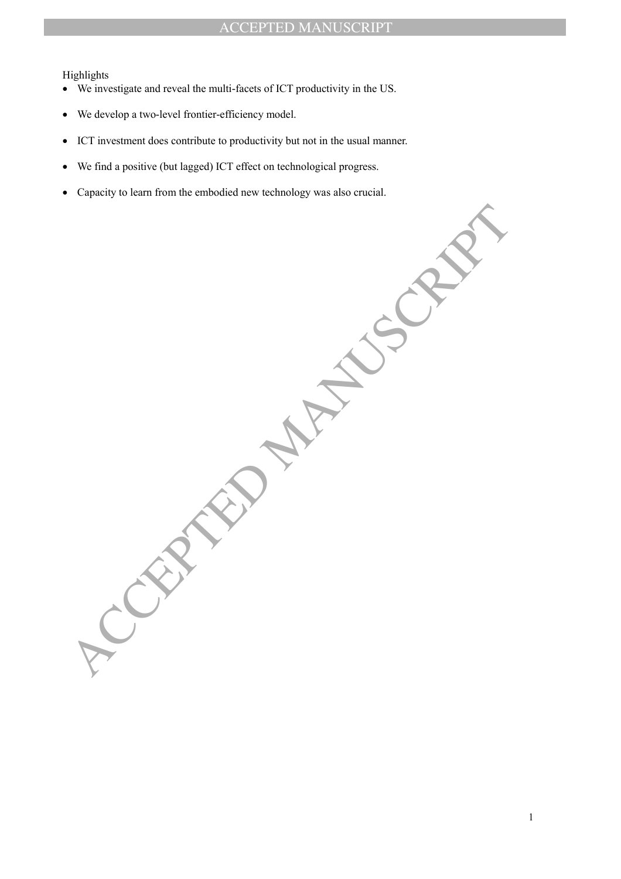Highlights

- We investigate and reveal the multi-facets of ICT productivity in the US.
- We develop a two-level frontier-efficiency model.
- ICT investment does contribute to productivity but not in the usual manner.
- We find a positive (but lagged) ICT effect on technological progress.
- Capacity to learn from the embodied new technology was also crucial.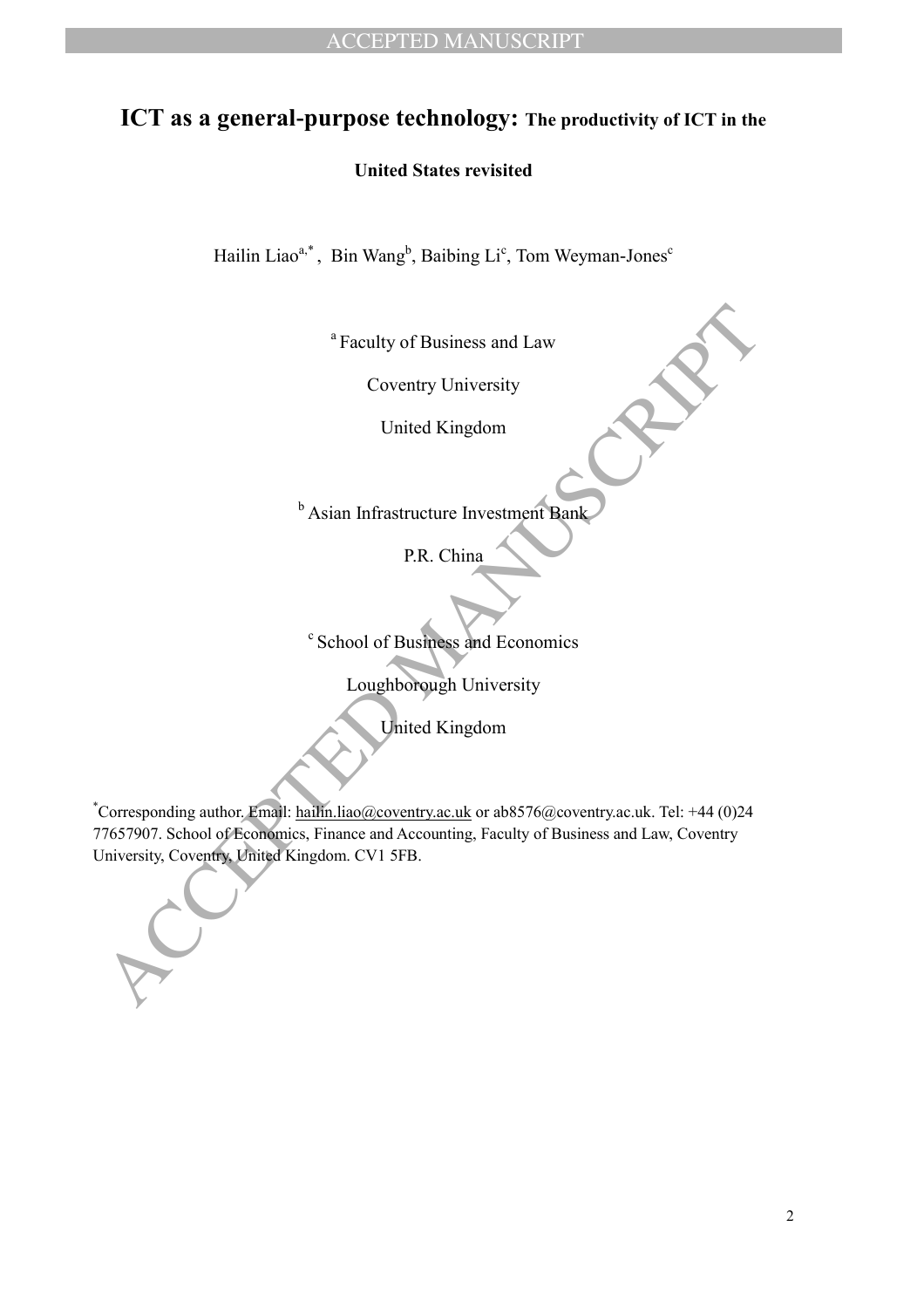# ICT as a general-purpose technology: The productivity of ICT in the United States revisited

Hailin Liao[a,*], Bin Wang[b], Baibing Li[c], Tom Weyman-Jones[c]

[a] Faculty of Business and Law

Coventry University

United Kingdom

[b] Asian Infrastructure Investment Bank

P.R. China

[c] School of Business and Economics

Loughborough University

United Kingdom

[*]Corresponding author. Email: hailin.liao@coventry.ac.uk or ab8576@coventry.ac.uk. Tel: +44 (0)24 77657907. School of Economics, Finance and Accounting, Faculty of Business and Law, Coventry University, Coventry, United Kingdom. CV1 5FB.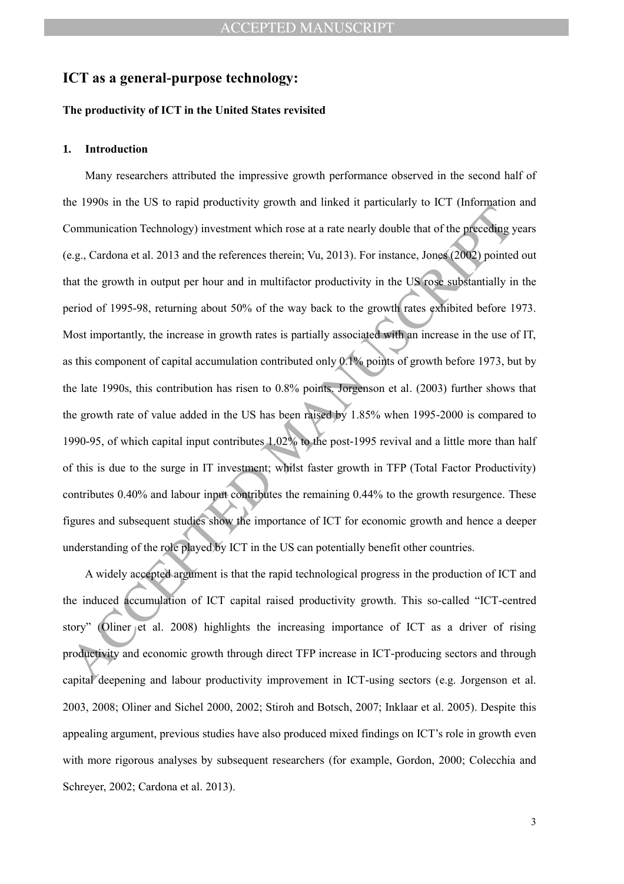## ICT as a general-purpose technology:

### The productivity of ICT in the United States revisited

### 1. Introduction

Many researchers attributed the impressive growth performance observed in the second half of the 1990s in the US to rapid productivity growth and linked it particularly to ICT (Information and Communication Technology) investment which rose at a rate nearly double that of the preceding years (e.g., Cardona et al. 2013 and the references therein; Vu, 2013). For instance, Jones (2002) pointed out that the growth in output per hour and in multifactor productivity in the US rose substantially in the period of 1995-98, returning about 50% of the way back to the growth rates exhibited before 1973. Most importantly, the increase in growth rates is partially associated with an increase in the use of IT, as this component of capital accumulation contributed only 0.1% points of growth before 1973, but by the late 1990s, this contribution has risen to 0.8% points. Jorgenson et al. (2003) further shows that the growth rate of value added in the US has been raised by 1.85% when 1995-2000 is compared to 1990-95, of which capital input contributes 1.02% to the post-1995 revival and a little more than half of this is due to the surge in IT investment; whilst faster growth in TFP (Total Factor Productivity) contributes 0.40% and labour input contributes the remaining 0.44% to the growth resurgence. These figures and subsequent studies show the importance of ICT for economic growth and hence a deeper understanding of the role played by ICT in the US can potentially benefit other countries.

A widely accepted argument is that the rapid technological progress in the production of ICT and the induced accumulation of ICT capital raised productivity growth. This so-called "ICT-centred story" (Oliner et al. 2008) highlights the increasing importance of ICT as a driver of rising productivity and economic growth through direct TFP increase in ICT-producing sectors and through capital deepening and labour productivity improvement in ICT-using sectors (e.g. Jorgenson et al. 2003, 2008; Oliner and Sichel 2000, 2002; Stiroh and Botsch, 2007; Inklaar et al. 2005). Despite this appealing argument, previous studies have also produced mixed findings on ICT's role in growth even with more rigorous analyses by subsequent researchers (for example, Gordon, 2000; Colecchia and Schreyer, 2002; Cardona et al. 2013).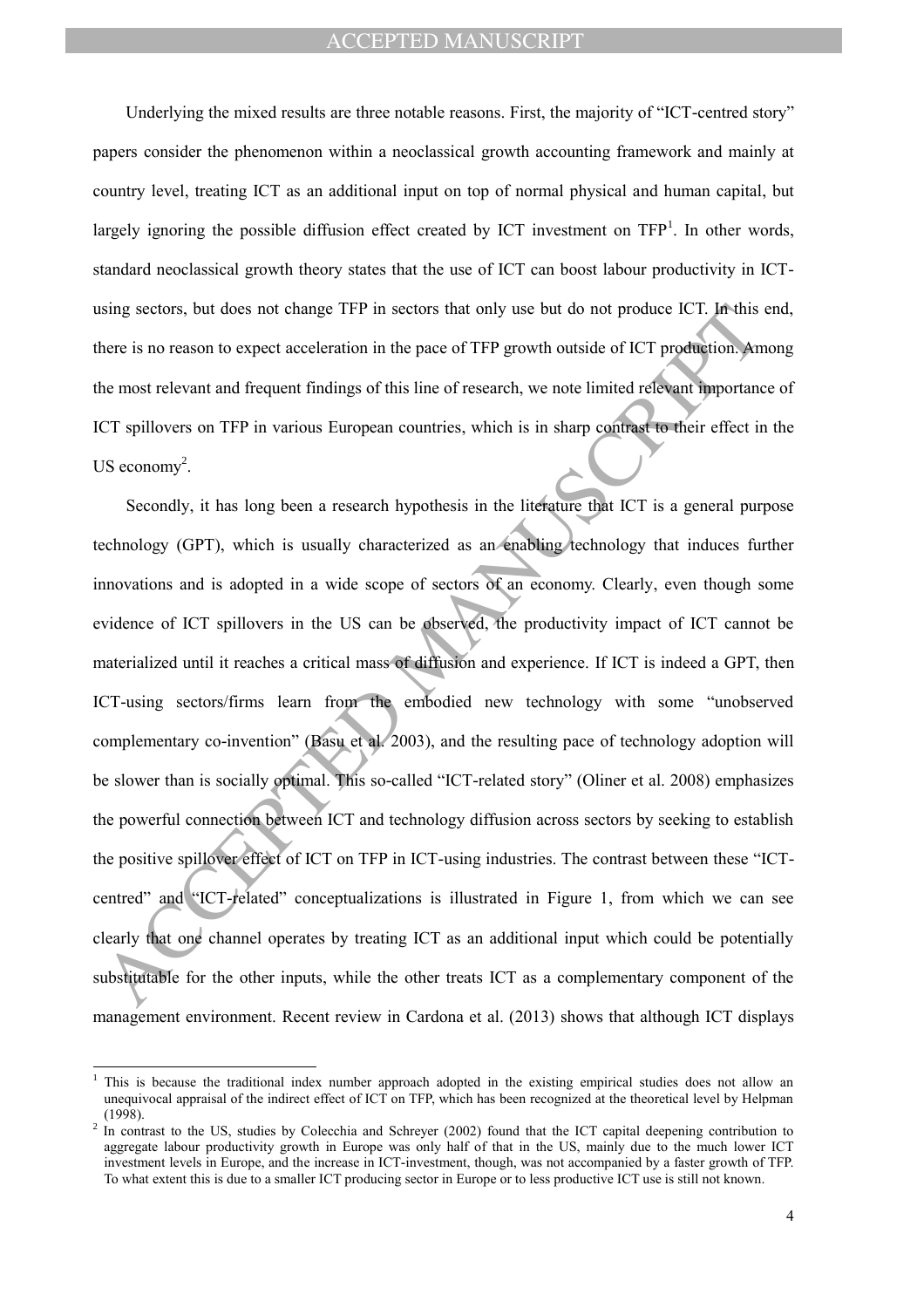Underlying the mixed results are three notable reasons. First, the majority of "ICT-centred story" papers consider the phenomenon within a neoclassical growth accounting framework and mainly at country level, treating ICT as an additional input on top of normal physical and human capital, but largely ignoring the possible diffusion effect created by ICT investment on TFP[1]. In other words, standard neoclassical growth theory states that the use of ICT can boost labour productivity in ICT-using sectors, but does not change TFP in sectors that only use but do not produce ICT. In this end, there is no reason to expect acceleration in the pace of TFP growth outside of ICT production. Among the most relevant and frequent findings of this line of research, we note limited relevant importance of ICT spillovers on TFP in various European countries, which is in sharp contrast to their effect in the US economy[2].

Secondly, it has long been a research hypothesis in the literature that ICT is a general purpose technology (GPT), which is usually characterized as an enabling technology that induces further innovations and is adopted in a wide scope of sectors of an economy. Clearly, even though some evidence of ICT spillovers in the US can be observed, the productivity impact of ICT cannot be materialized until it reaches a critical mass of diffusion and experience. If ICT is indeed a GPT, then ICT-using sectors/firms learn from the embodied new technology with some "unobserved complementary co-invention" (Basu et al. 2003), and the resulting pace of technology adoption will be slower than is socially optimal. This so-called "ICT-related story" (Oliner et al. 2008) emphasizes the powerful connection between ICT and technology diffusion across sectors by seeking to establish the positive spillover effect of ICT on TFP in ICT-using industries. The contrast between these "ICT-centred" and "ICT-related" conceptualizations is illustrated in Figure 1, from which we can see clearly that one channel operates by treating ICT as an additional input which could be potentially substitutable for the other inputs, while the other treats ICT as a complementary component of the management environment. Recent review in Cardona et al. (2013) shows that although ICT displays

---

[1] This is because the traditional index number approach adopted in the existing empirical studies does not allow an unequivocal appraisal of the indirect effect of ICT on TFP, which has been recognized at the theoretical level by Helpman (1998).

[2] In contrast to the US, studies by Colecchia and Schreyer (2002) found that the ICT capital deepening contribution to aggregate labour productivity growth in Europe was only half of that in the US, mainly due to the much lower ICT investment levels in Europe, and the increase in ICT-investment, though, was not accompanied by a faster growth of TFP. To what extent this is due to a smaller ICT producing sector in Europe or to less productive ICT use is still not known.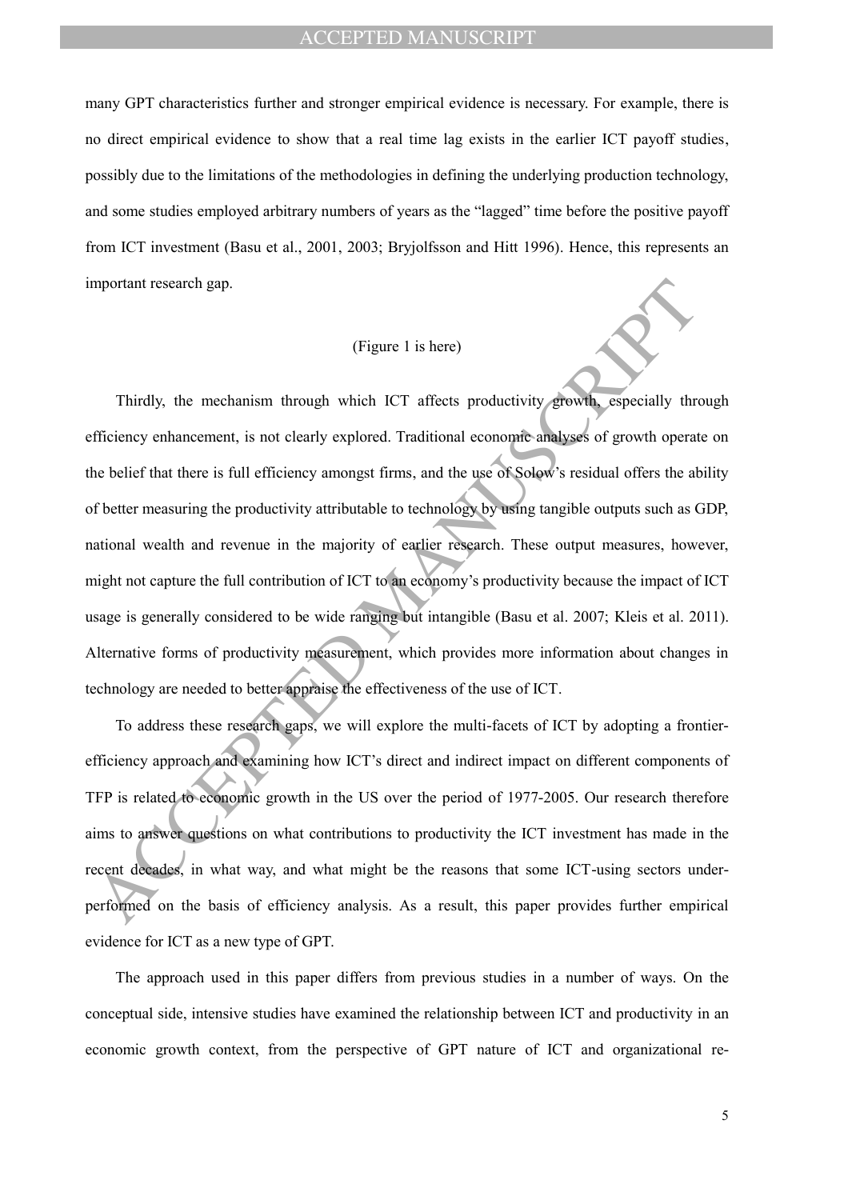many GPT characteristics further and stronger empirical evidence is necessary. For example, there is no direct empirical evidence to show that a real time lag exists in the earlier ICT payoff studies, possibly due to the limitations of the methodologies in defining the underlying production technology, and some studies employed arbitrary numbers of years as the "lagged" time before the positive payoff from ICT investment (Basu et al., 2001, 2003; Bryjolfsson and Hitt 1996). Hence, this represents an important research gap.

(Figure 1 is here)

Thirdly, the mechanism through which ICT affects productivity growth, especially through efficiency enhancement, is not clearly explored. Traditional economic analyses of growth operate on the belief that there is full efficiency amongst firms, and the use of Solow's residual offers the ability of better measuring the productivity attributable to technology by using tangible outputs such as GDP, national wealth and revenue in the majority of earlier research. These output measures, however, might not capture the full contribution of ICT to an economy's productivity because the impact of ICT usage is generally considered to be wide ranging but intangible (Basu et al. 2007; Kleis et al. 2011). Alternative forms of productivity measurement, which provides more information about changes in technology are needed to better appraise the effectiveness of the use of ICT.

To address these research gaps, we will explore the multi-facets of ICT by adopting a frontier-efficiency approach and examining how ICT's direct and indirect impact on different components of TFP is related to economic growth in the US over the period of 1977-2005. Our research therefore aims to answer questions on what contributions to productivity the ICT investment has made in the recent decades, in what way, and what might be the reasons that some ICT-using sectors under-performed on the basis of efficiency analysis. As a result, this paper provides further empirical evidence for ICT as a new type of GPT.

The approach used in this paper differs from previous studies in a number of ways. On the conceptual side, intensive studies have examined the relationship between ICT and productivity in an economic growth context, from the perspective of GPT nature of ICT and organizational re-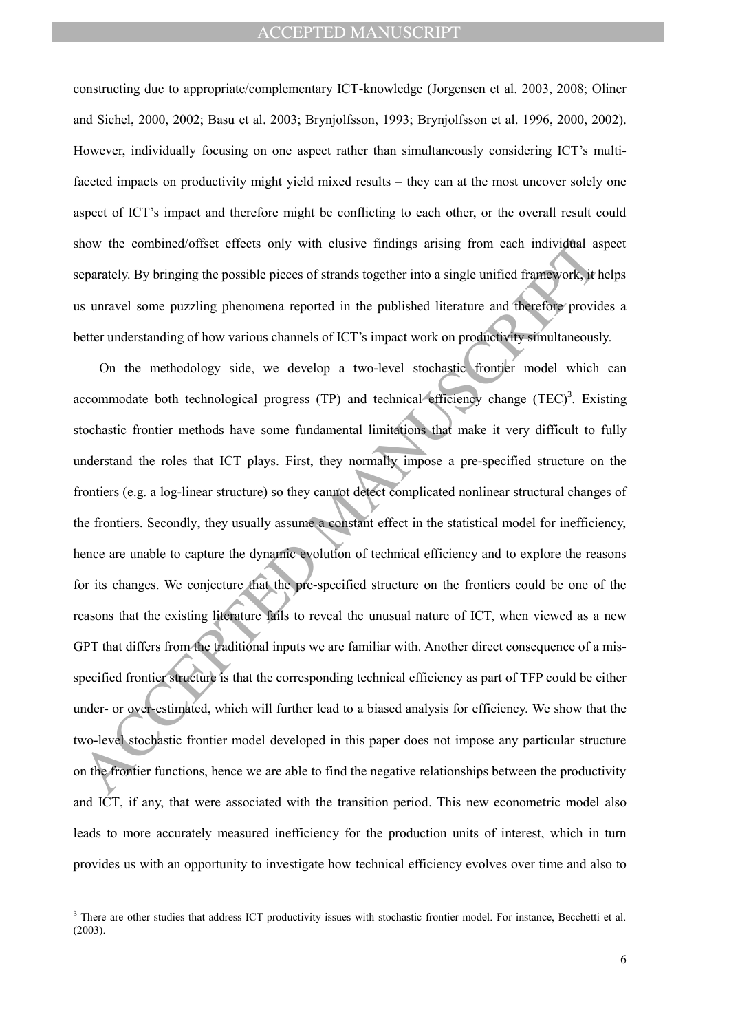constructing due to appropriate/complementary ICT-knowledge (Jorgensen et al. 2003, 2008; Oliner and Sichel, 2000, 2002; Basu et al. 2003; Brynjolfsson, 1993; Brynjolfsson et al. 1996, 2000, 2002). However, individually focusing on one aspect rather than simultaneously considering ICT's multi-faceted impacts on productivity might yield mixed results – they can at the most uncover solely one aspect of ICT's impact and therefore might be conflicting to each other, or the overall result could show the combined/offset effects only with elusive findings arising from each individual aspect separately. By bringing the possible pieces of strands together into a single unified framework, it helps us unravel some puzzling phenomena reported in the published literature and therefore provides a better understanding of how various channels of ICT's impact work on productivity simultaneously.

On the methodology side, we develop a two-level stochastic frontier model which can accommodate both technological progress (TP) and technical efficiency change (TEC)[3]. Existing stochastic frontier methods have some fundamental limitations that make it very difficult to fully understand the roles that ICT plays. First, they normally impose a pre-specified structure on the frontiers (e.g. a log-linear structure) so they cannot detect complicated nonlinear structural changes of the frontiers. Secondly, they usually assume a constant effect in the statistical model for inefficiency, hence are unable to capture the dynamic evolution of technical efficiency and to explore the reasons for its changes. We conjecture that the pre-specified structure on the frontiers could be one of the reasons that the existing literature fails to reveal the unusual nature of ICT, when viewed as a new GPT that differs from the traditional inputs we are familiar with. Another direct consequence of a mis-specified frontier structure is that the corresponding technical efficiency as part of TFP could be either under- or over-estimated, which will further lead to a biased analysis for efficiency. We show that the two-level stochastic frontier model developed in this paper does not impose any particular structure on the frontier functions, hence we are able to find the negative relationships between the productivity and ICT, if any, that were associated with the transition period. This new econometric model also leads to more accurately measured inefficiency for the production units of interest, which in turn provides us with an opportunity to investigate how technical efficiency evolves over time and also to

[3] There are other studies that address ICT productivity issues with stochastic frontier model. For instance, Becchetti et al. (2003).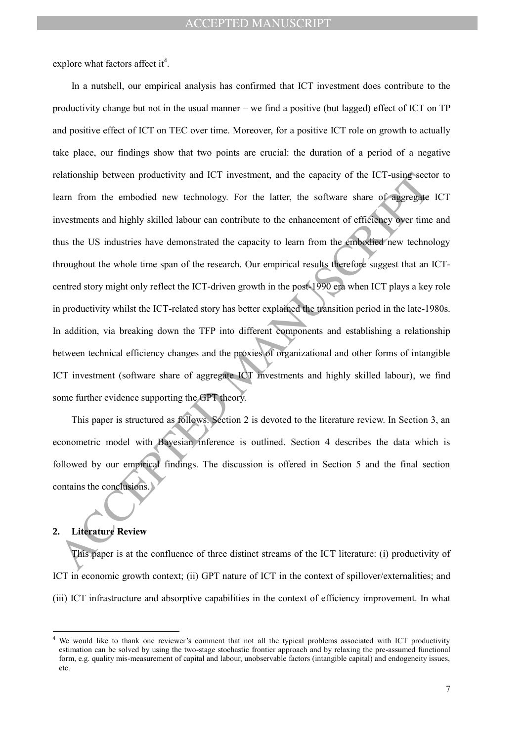explore what factors affect it[4].

In a nutshell, our empirical analysis has confirmed that ICT investment does contribute to the productivity change but not in the usual manner – we find a positive (but lagged) effect of ICT on TP and positive effect of ICT on TEC over time. Moreover, for a positive ICT role on growth to actually take place, our findings show that two points are crucial: the duration of a period of a negative relationship between productivity and ICT investment, and the capacity of the ICT-using sector to learn from the embodied new technology. For the latter, the software share of aggregate ICT investments and highly skilled labour can contribute to the enhancement of efficiency over time and thus the US industries have demonstrated the capacity to learn from the embodied new technology throughout the whole time span of the research. Our empirical results therefore suggest that an ICT-centred story might only reflect the ICT-driven growth in the post-1990 era when ICT plays a key role in productivity whilst the ICT-related story has better explained the transition period in the late-1980s. In addition, via breaking down the TFP into different components and establishing a relationship between technical efficiency changes and the proxies of organizational and other forms of intangible ICT investment (software share of aggregate ICT investments and highly skilled labour), we find some further evidence supporting the GPT theory.

This paper is structured as follows. Section 2 is devoted to the literature review. In Section 3, an econometric model with Bayesian inference is outlined. Section 4 describes the data which is followed by our empirical findings. The discussion is offered in Section 5 and the final section contains the conclusions.

## 2. Literature Review

This paper is at the confluence of three distinct streams of the ICT literature: (i) productivity of ICT in economic growth context; (ii) GPT nature of ICT in the context of spillover/externalities; and (iii) ICT infrastructure and absorptive capabilities in the context of efficiency improvement. In what

[4] We would like to thank one reviewer's comment that not all the typical problems associated with ICT productivity estimation can be solved by using the two-stage stochastic frontier approach and by relaxing the pre-assumed functional form, e.g. quality mis-measurement of capital and labour, unobservable factors (intangible capital) and endogeneity issues, etc.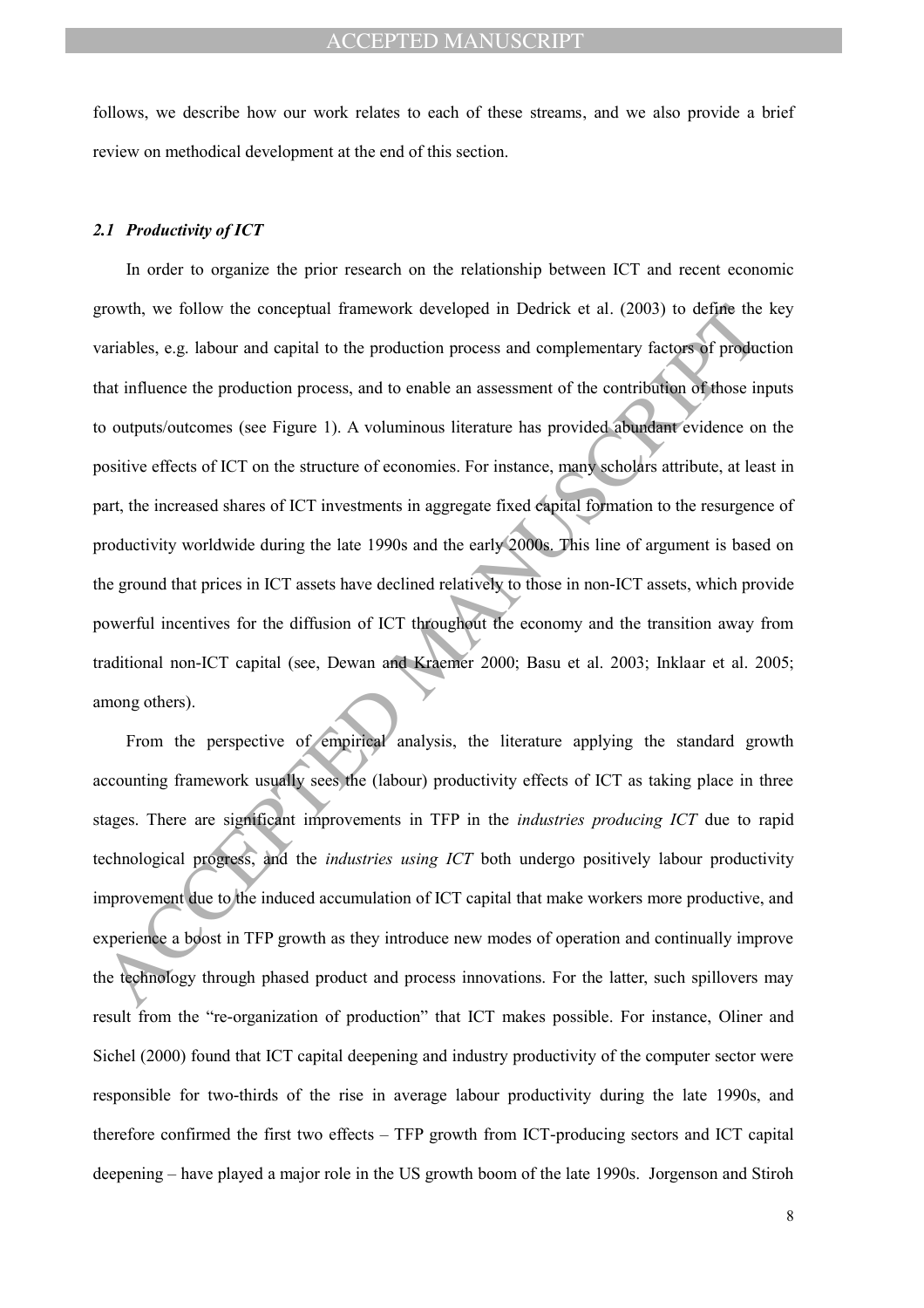follows, we describe how our work relates to each of these streams, and we also provide a brief review on methodical development at the end of this section.

### *2.1 Productivity of ICT*

In order to organize the prior research on the relationship between ICT and recent economic growth, we follow the conceptual framework developed in Dedrick et al. (2003) to define the key variables, e.g. labour and capital to the production process and complementary factors of production that influence the production process, and to enable an assessment of the contribution of those inputs to outputs/outcomes (see Figure 1). A voluminous literature has provided abundant evidence on the positive effects of ICT on the structure of economies. For instance, many scholars attribute, at least in part, the increased shares of ICT investments in aggregate fixed capital formation to the resurgence of productivity worldwide during the late 1990s and the early 2000s. This line of argument is based on the ground that prices in ICT assets have declined relatively to those in non-ICT assets, which provide powerful incentives for the diffusion of ICT throughout the economy and the transition away from traditional non-ICT capital (see, Dewan and Kraemer 2000; Basu et al. 2003; Inklaar et al. 2005; among others).

From the perspective of empirical analysis, the literature applying the standard growth accounting framework usually sees the (labour) productivity effects of ICT as taking place in three stages. There are significant improvements in TFP in the *industries producing ICT* due to rapid technological progress, and the *industries using ICT* both undergo positively labour productivity improvement due to the induced accumulation of ICT capital that make workers more productive, and experience a boost in TFP growth as they introduce new modes of operation and continually improve the technology through phased product and process innovations. For the latter, such spillovers may result from the "re-organization of production" that ICT makes possible. For instance, Oliner and Sichel (2000) found that ICT capital deepening and industry productivity of the computer sector were responsible for two-thirds of the rise in average labour productivity during the late 1990s, and therefore confirmed the first two effects – TFP growth from ICT-producing sectors and ICT capital deepening – have played a major role in the US growth boom of the late 1990s. Jorgenson and Stiroh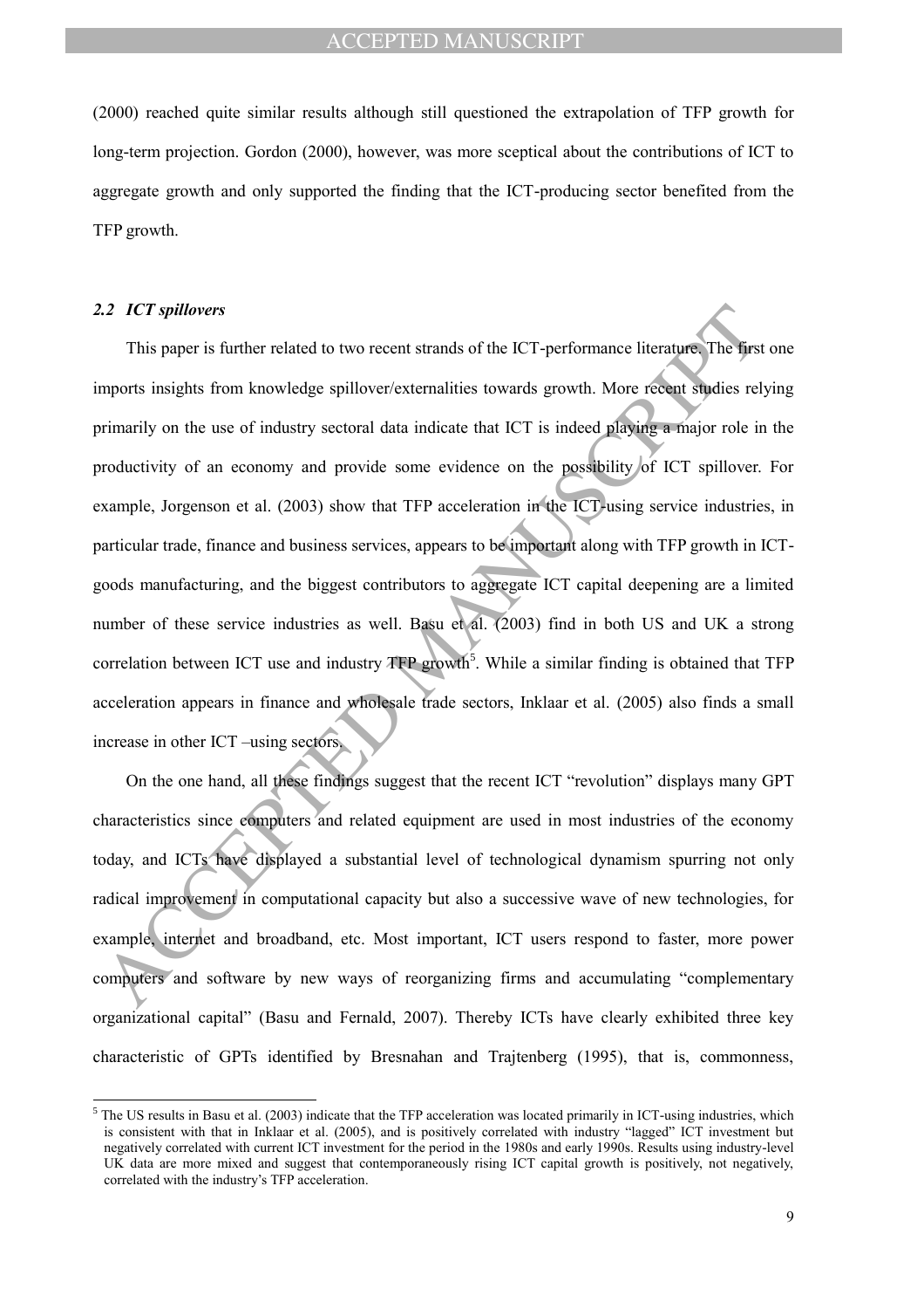(2000) reached quite similar results although still questioned the extrapolation of TFP growth for long-term projection. Gordon (2000), however, was more sceptical about the contributions of ICT to aggregate growth and only supported the finding that the ICT-producing sector benefited from the TFP growth.

### *2.2 ICT spillovers*

This paper is further related to two recent strands of the ICT-performance literature. The first one imports insights from knowledge spillover/externalities towards growth. More recent studies relying primarily on the use of industry sectoral data indicate that ICT is indeed playing a major role in the productivity of an economy and provide some evidence on the possibility of ICT spillover. For example, Jorgenson et al. (2003) show that TFP acceleration in the ICT-using service industries, in particular trade, finance and business services, appears to be important along with TFP growth in ICT-goods manufacturing, and the biggest contributors to aggregate ICT capital deepening are a limited number of these service industries as well. Basu et al. (2003) find in both US and UK a strong correlation between ICT use and industry TFP growth[5]. While a similar finding is obtained that TFP acceleration appears in finance and wholesale trade sectors, Inklaar et al. (2005) also finds a small increase in other ICT –using sectors.

On the one hand, all these findings suggest that the recent ICT "revolution" displays many GPT characteristics since computers and related equipment are used in most industries of the economy today, and ICTs have displayed a substantial level of technological dynamism spurring not only radical improvement in computational capacity but also a successive wave of new technologies, for example, internet and broadband, etc. Most important, ICT users respond to faster, more power computers and software by new ways of reorganizing firms and accumulating "complementary organizational capital" (Basu and Fernald, 2007). Thereby ICTs have clearly exhibited three key characteristic of GPTs identified by Bresnahan and Trajtenberg (1995), that is, commonness,

---

[5] The US results in Basu et al. (2003) indicate that the TFP acceleration was located primarily in ICT-using industries, which is consistent with that in Inklaar et al. (2005), and is positively correlated with industry "lagged" ICT investment but negatively correlated with current ICT investment for the period in the 1980s and early 1990s. Results using industry-level UK data are more mixed and suggest that contemporaneously rising ICT capital growth is positively, not negatively, correlated with the industry's TFP acceleration.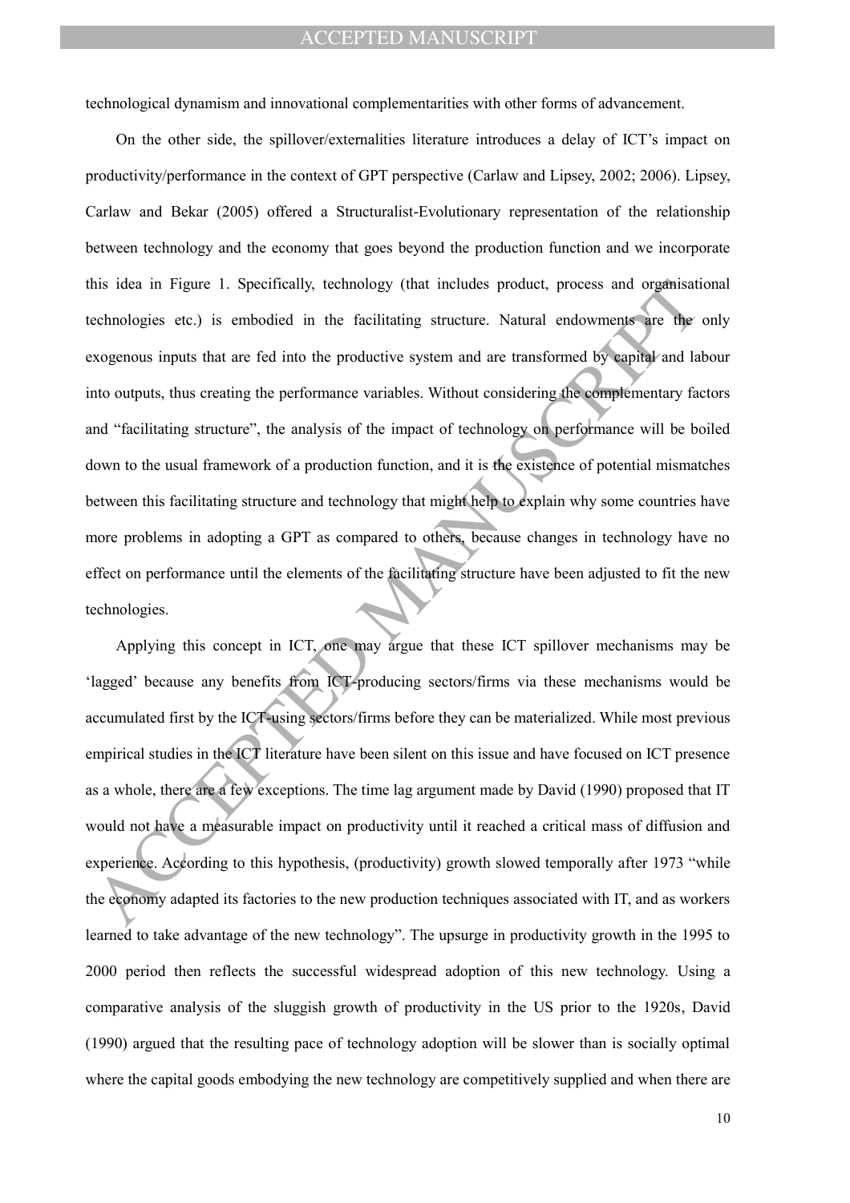technological dynamism and innovational complementarities with other forms of advancement.

On the other side, the spillover/externalities literature introduces a delay of ICT's impact on productivity/performance in the context of GPT perspective (Carlaw and Lipsey, 2002; 2006). Lipsey, Carlaw and Bekar (2005) offered a Structuralist-Evolutionary representation of the relationship between technology and the economy that goes beyond the production function and we incorporate this idea in Figure 1. Specifically, technology (that includes product, process and organisational technologies etc.) is embodied in the facilitating structure. Natural endowments are the only exogenous inputs that are fed into the productive system and are transformed by capital and labour into outputs, thus creating the performance variables. Without considering the complementary factors and "facilitating structure", the analysis of the impact of technology on performance will be boiled down to the usual framework of a production function, and it is the existence of potential mismatches between this facilitating structure and technology that might help to explain why some countries have more problems in adopting a GPT as compared to others, because changes in technology have no effect on performance until the elements of the facilitating structure have been adjusted to fit the new technologies.

Applying this concept in ICT, one may argue that these ICT spillover mechanisms may be 'lagged' because any benefits from ICT-producing sectors/firms via these mechanisms would be accumulated first by the ICT-using sectors/firms before they can be materialized. While most previous empirical studies in the ICT literature have been silent on this issue and have focused on ICT presence as a whole, there are a few exceptions. The time lag argument made by David (1990) proposed that IT would not have a measurable impact on productivity until it reached a critical mass of diffusion and experience. According to this hypothesis, (productivity) growth slowed temporally after 1973 "while the economy adapted its factories to the new production techniques associated with IT, and as workers learned to take advantage of the new technology". The upsurge in productivity growth in the 1995 to 2000 period then reflects the successful widespread adoption of this new technology. Using a comparative analysis of the sluggish growth of productivity in the US prior to the 1920s, David (1990) argued that the resulting pace of technology adoption will be slower than is socially optimal where the capital goods embodying the new technology are competitively supplied and when there are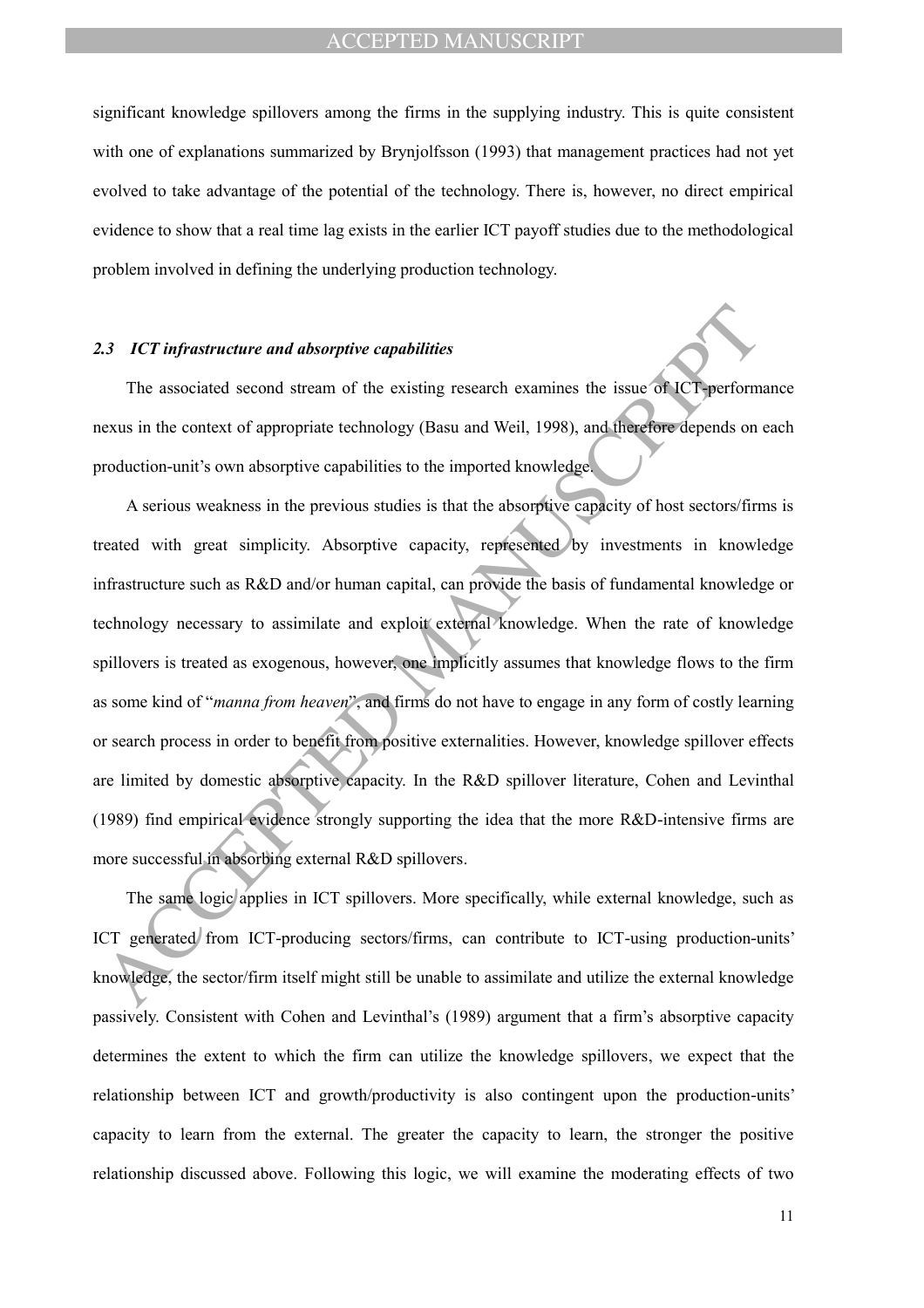significant knowledge spillovers among the firms in the supplying industry. This is quite consistent with one of explanations summarized by Brynjolfsson (1993) that management practices had not yet evolved to take advantage of the potential of the technology. There is, however, no direct empirical evidence to show that a real time lag exists in the earlier ICT payoff studies due to the methodological problem involved in defining the underlying production technology.

### *2.3 ICT infrastructure and absorptive capabilities*

The associated second stream of the existing research examines the issue of ICT-performance nexus in the context of appropriate technology (Basu and Weil, 1998), and therefore depends on each production-unit's own absorptive capabilities to the imported knowledge.

A serious weakness in the previous studies is that the absorptive capacity of host sectors/firms is treated with great simplicity. Absorptive capacity, represented by investments in knowledge infrastructure such as R&D and/or human capital, can provide the basis of fundamental knowledge or technology necessary to assimilate and exploit external knowledge. When the rate of knowledge spillovers is treated as exogenous, however, one implicitly assumes that knowledge flows to the firm as some kind of "*manna from heaven*", and firms do not have to engage in any form of costly learning or search process in order to benefit from positive externalities. However, knowledge spillover effects are limited by domestic absorptive capacity. In the R&D spillover literature, Cohen and Levinthal (1989) find empirical evidence strongly supporting the idea that the more R&D-intensive firms are more successful in absorbing external R&D spillovers.

The same logic applies in ICT spillovers. More specifically, while external knowledge, such as ICT generated from ICT-producing sectors/firms, can contribute to ICT-using production-units' knowledge, the sector/firm itself might still be unable to assimilate and utilize the external knowledge passively. Consistent with Cohen and Levinthal's (1989) argument that a firm's absorptive capacity determines the extent to which the firm can utilize the knowledge spillovers, we expect that the relationship between ICT and growth/productivity is also contingent upon the production-units' capacity to learn from the external. The greater the capacity to learn, the stronger the positive relationship discussed above. Following this logic, we will examine the moderating effects of two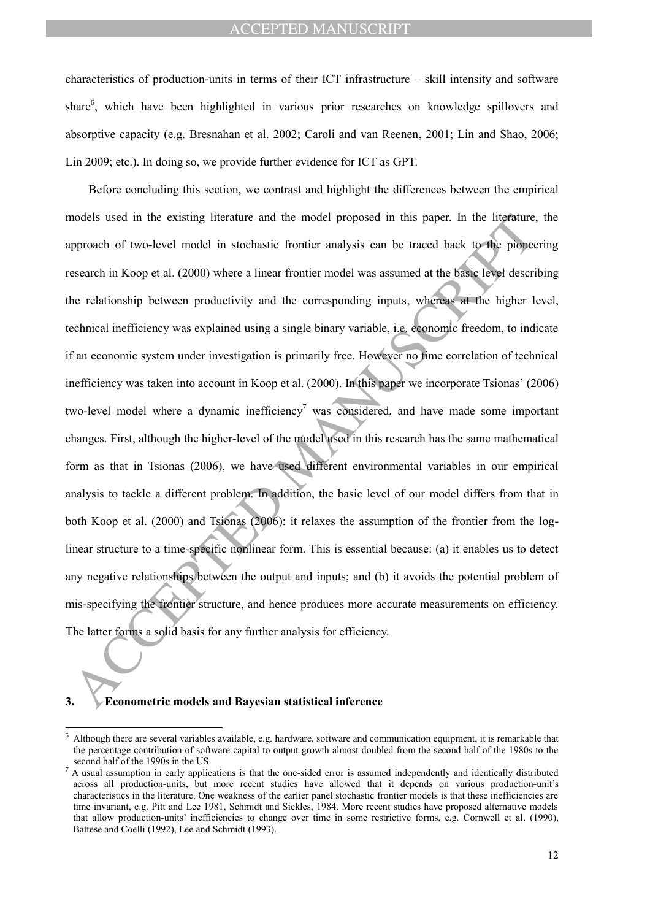characteristics of production-units in terms of their ICT infrastructure – skill intensity and software share[6], which have been highlighted in various prior researches on knowledge spillovers and absorptive capacity (e.g. Bresnahan et al. 2002; Caroli and van Reenen, 2001; Lin and Shao, 2006; Lin 2009; etc.). In doing so, we provide further evidence for ICT as GPT.

Before concluding this section, we contrast and highlight the differences between the empirical models used in the existing literature and the model proposed in this paper. In the literature, the approach of two-level model in stochastic frontier analysis can be traced back to the pioneering research in Koop et al. (2000) where a linear frontier model was assumed at the basic level describing the relationship between productivity and the corresponding inputs, whereas at the higher level, technical inefficiency was explained using a single binary variable, i.e. economic freedom, to indicate if an economic system under investigation is primarily free. However no time correlation of technical inefficiency was taken into account in Koop et al. (2000). In this paper we incorporate Tsionas' (2006) two-level model where a dynamic inefficiency[7] was considered, and have made some important changes. First, although the higher-level of the model used in this research has the same mathematical form as that in Tsionas (2006), we have used different environmental variables in our empirical analysis to tackle a different problem. In addition, the basic level of our model differs from that in both Koop et al. (2000) and Tsionas (2006): it relaxes the assumption of the frontier from the log-linear structure to a time-specific nonlinear form. This is essential because: (a) it enables us to detect any negative relationships between the output and inputs; and (b) it avoids the potential problem of mis-specifying the frontier structure, and hence produces more accurate measurements on efficiency. The latter forms a solid basis for any further analysis for efficiency.

## 3. Econometric models and Bayesian statistical inference

[6] Although there are several variables available, e.g. hardware, software and communication equipment, it is remarkable that the percentage contribution of software capital to output growth almost doubled from the second half of the 1980s to the second half of the 1990s in the US.

[7] A usual assumption in early applications is that the one-sided error is assumed independently and identically distributed across all production-units, but more recent studies have allowed that it depends on various production-unit's characteristics in the literature. One weakness of the earlier panel stochastic frontier models is that these inefficiencies are time invariant, e.g. Pitt and Lee 1981, Schmidt and Sickles, 1984. More recent studies have proposed alternative models that allow production-units' inefficiencies to change over time in some restrictive forms, e.g. Cornwell et al. (1990), Battese and Coelli (1992), Lee and Schmidt (1993).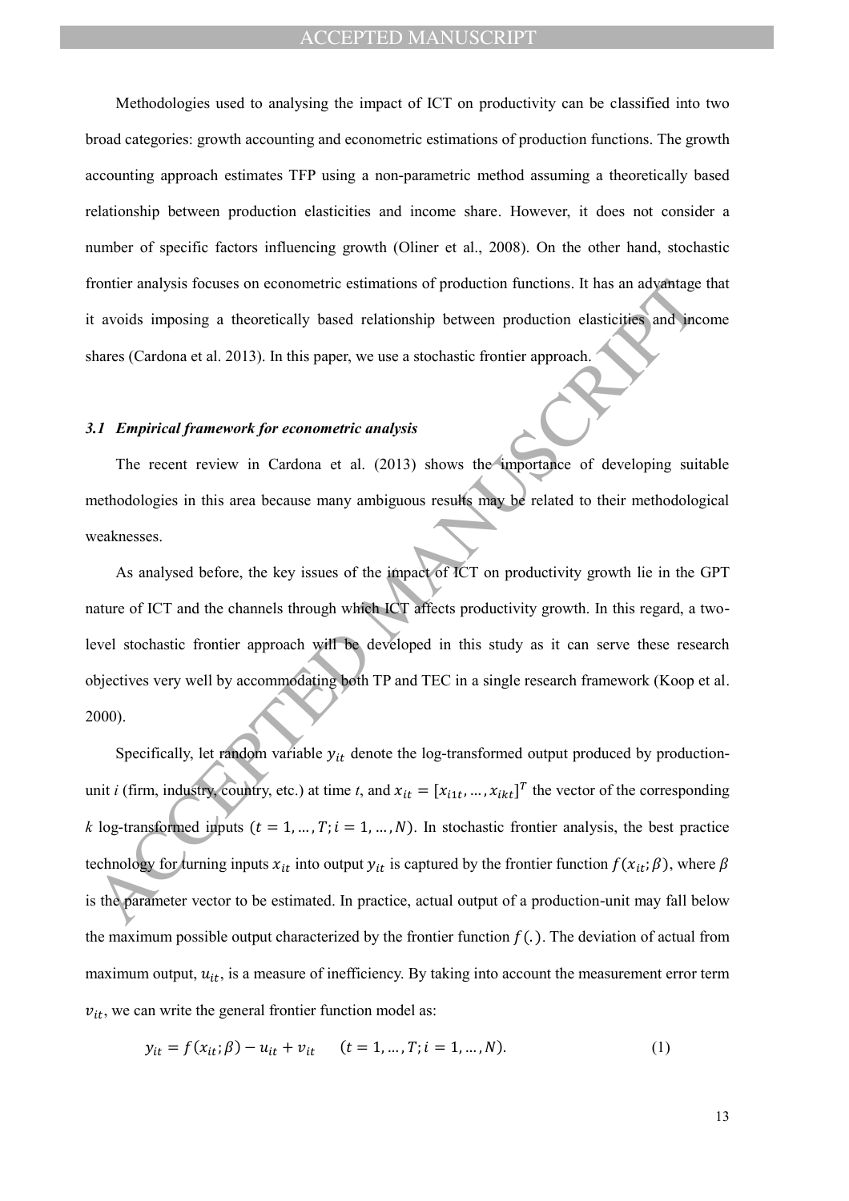Methodologies used to analysing the impact of ICT on productivity can be classified into two broad categories: growth accounting and econometric estimations of production functions. The growth accounting approach estimates TFP using a non-parametric method assuming a theoretically based relationship between production elasticities and income share. However, it does not consider a number of specific factors influencing growth (Oliner et al., 2008). On the other hand, stochastic frontier analysis focuses on econometric estimations of production functions. It has an advantage that it avoids imposing a theoretically based relationship between production elasticities and income shares (Cardona et al. 2013). In this paper, we use a stochastic frontier approach.

### *3.1 Empirical framework for econometric analysis*

The recent review in Cardona et al. (2013) shows the importance of developing suitable methodologies in this area because many ambiguous results may be related to their methodological weaknesses.

As analysed before, the key issues of the impact of ICT on productivity growth lie in the GPT nature of ICT and the channels through which ICT affects productivity growth. In this regard, a two-level stochastic frontier approach will be developed in this study as it can serve these research objectives very well by accommodating both TP and TEC in a single research framework (Koop et al. 2000).

Specifically, let random variable $y_{it}$ denote the log-transformed output produced by production-unit *i* (firm, industry, country, etc.) at time *t*, and $x_{it} = [x_{i1t}, \dots, x_{ikt}]^T$ the vector of the corresponding $k$ log-transformed inputs ($t = 1, \dots, T; i = 1, \dots, N$). In stochastic frontier analysis, the best practice technology for turning inputs $x_{it}$ into output $y_{it}$ is captured by the frontier function $f(x_{it}; \beta)$, where $\beta$ is the parameter vector to be estimated. In practice, actual output of a production-unit may fall below the maximum possible output characterized by the frontier function $f(.)$. The deviation of actual from maximum output, $u_{it}$, is a measure of inefficiency. By taking into account the measurement error term $v_{it}$, we can write the general frontier function model as:

$$y_{it} = f(x_{it}; \beta) - u_{it} + v_{it} \qquad (t = 1, \dots, T; i = 1, \dots, N). \tag{1}$$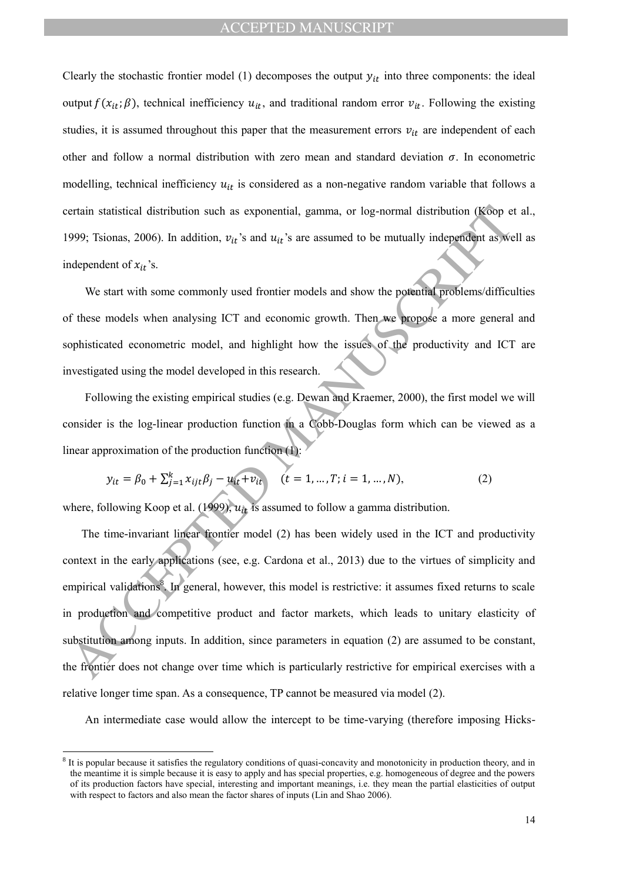Clearly the stochastic frontier model (1) decomposes the output $y_{it}$ into three components: the ideal output $f(x_{it};\beta)$, technical inefficiency $u_{it}$, and traditional random error $v_{it}$. Following the existing studies, it is assumed throughout this paper that the measurement errors $v_{it}$ are independent of each other and follow a normal distribution with zero mean and standard deviation $\sigma$. In econometric modelling, technical inefficiency $u_{it}$ is considered as a non-negative random variable that follows a certain statistical distribution such as exponential, gamma, or log-normal distribution (Koop et al., 1999; Tsionas, 2006). In addition, $v_{it}$'s and $u_{it}$'s are assumed to be mutually independent as well as independent of $x_{it}$'s.

We start with some commonly used frontier models and show the potential problems/difficulties of these models when analysing ICT and economic growth. Then we propose a more general and sophisticated econometric model, and highlight how the issues of the productivity and ICT are investigated using the model developed in this research.

Following the existing empirical studies (e.g. Dewan and Kraemer, 2000), the first model we will consider is the log-linear production function in a Cobb-Douglas form which can be viewed as a linear approximation of the production function (1):

$$y_{it} = \beta_0 + \sum_{j=1}^{k} x_{ijt}\beta_j - u_{it} + v_{it} \quad (t = 1, \dots, T; i = 1, \dots, N), \tag{2}$$

where, following Koop et al. (1999), $u_{it}$ is assumed to follow a gamma distribution.

The time-invariant linear frontier model (2) has been widely used in the ICT and productivity context in the early applications (see, e.g. Cardona et al., 2013) due to the virtues of simplicity and empirical validations[8]. In general, however, this model is restrictive: it assumes fixed returns to scale in production and competitive product and factor markets, which leads to unitary elasticity of substitution among inputs. In addition, since parameters in equation (2) are assumed to be constant, the frontier does not change over time which is particularly restrictive for empirical exercises with a relative longer time span. As a consequence, TP cannot be measured via model (2).

An intermediate case would allow the intercept to be time-varying (therefore imposing Hicks-

[8] It is popular because it satisfies the regulatory conditions of quasi-concavity and monotonicity in production theory, and in the meantime it is simple because it is easy to apply and has special properties, e.g. homogeneous of degree and the powers of its production factors have special, interesting and important meanings, i.e. they mean the partial elasticities of output with respect to factors and also mean the factor shares of inputs (Lin and Shao 2006).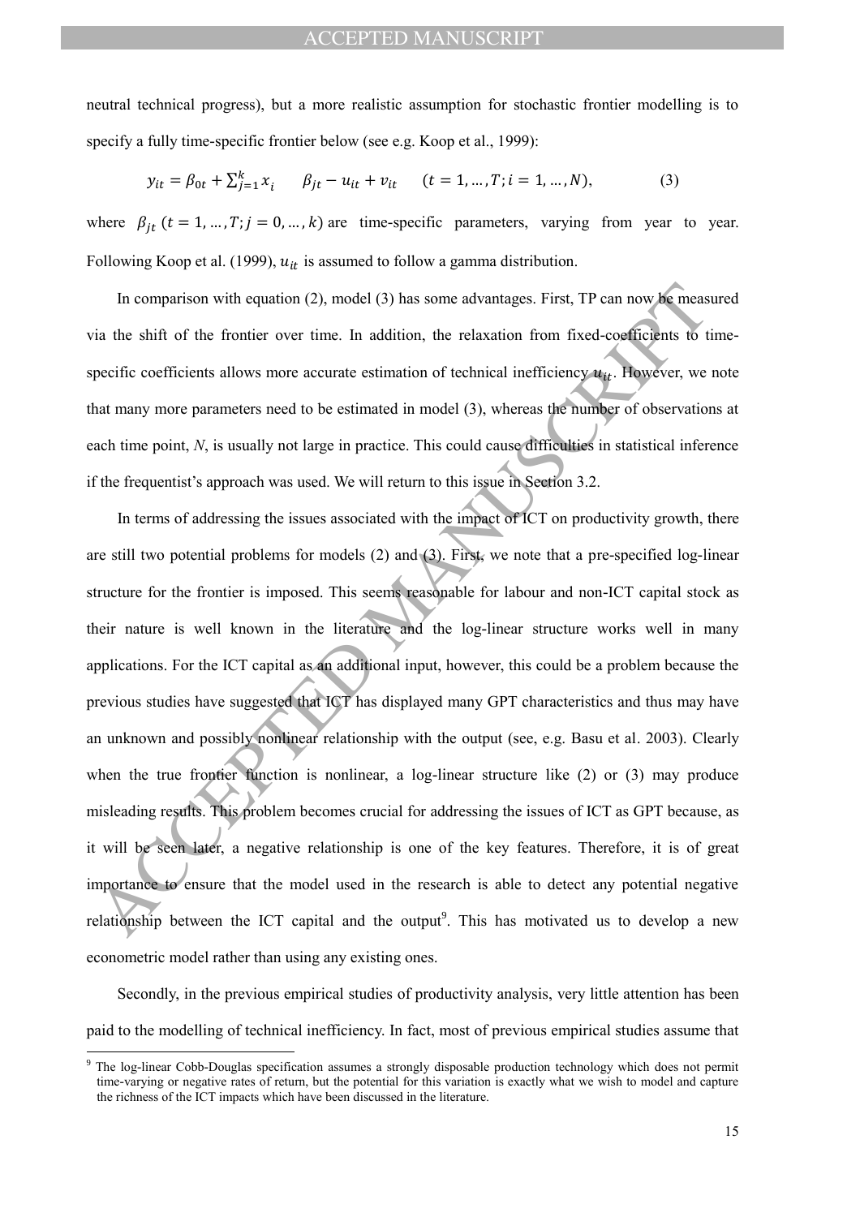neutral technical progress), but a more realistic assumption for stochastic frontier modelling is to specify a fully time-specific frontier below (see e.g. Koop et al., 1999):

$$y_{it} = \beta_{0t} + \sum_{j=1}^{k} x_i \quad \beta_{jt} - u_{it} + v_{it} \quad (t = 1, \ldots, T; i = 1, \ldots, N), \tag{3}$$

where $\beta_{jt}$ $(t = 1, \ldots, T; j = 0, \ldots, k)$ are time-specific parameters, varying from year to year. Following Koop et al. (1999), $u_{it}$ is assumed to follow a gamma distribution.

In comparison with equation (2), model (3) has some advantages. First, TP can now be measured via the shift of the frontier over time. In addition, the relaxation from fixed-coefficients to time-specific coefficients allows more accurate estimation of technical inefficiency $u_{it}$. However, we note that many more parameters need to be estimated in model (3), whereas the number of observations at each time point, *N*, is usually not large in practice. This could cause difficulties in statistical inference if the frequentist's approach was used. We will return to this issue in Section 3.2.

In terms of addressing the issues associated with the impact of ICT on productivity growth, there are still two potential problems for models (2) and (3). First, we note that a pre-specified log-linear structure for the frontier is imposed. This seems reasonable for labour and non-ICT capital stock as their nature is well known in the literature and the log-linear structure works well in many applications. For the ICT capital as an additional input, however, this could be a problem because the previous studies have suggested that ICT has displayed many GPT characteristics and thus may have an unknown and possibly nonlinear relationship with the output (see, e.g. Basu et al. 2003). Clearly when the true frontier function is nonlinear, a log-linear structure like (2) or (3) may produce misleading results. This problem becomes crucial for addressing the issues of ICT as GPT because, as it will be seen later, a negative relationship is one of the key features. Therefore, it is of great importance to ensure that the model used in the research is able to detect any potential negative relationship between the ICT capital and the output[9]. This has motivated us to develop a new econometric model rather than using any existing ones.

Secondly, in the previous empirical studies of productivity analysis, very little attention has been paid to the modelling of technical inefficiency. In fact, most of previous empirical studies assume that

[9] The log-linear Cobb-Douglas specification assumes a strongly disposable production technology which does not permit time-varying or negative rates of return, but the potential for this variation is exactly what we wish to model and capture the richness of the ICT impacts which have been discussed in the literature.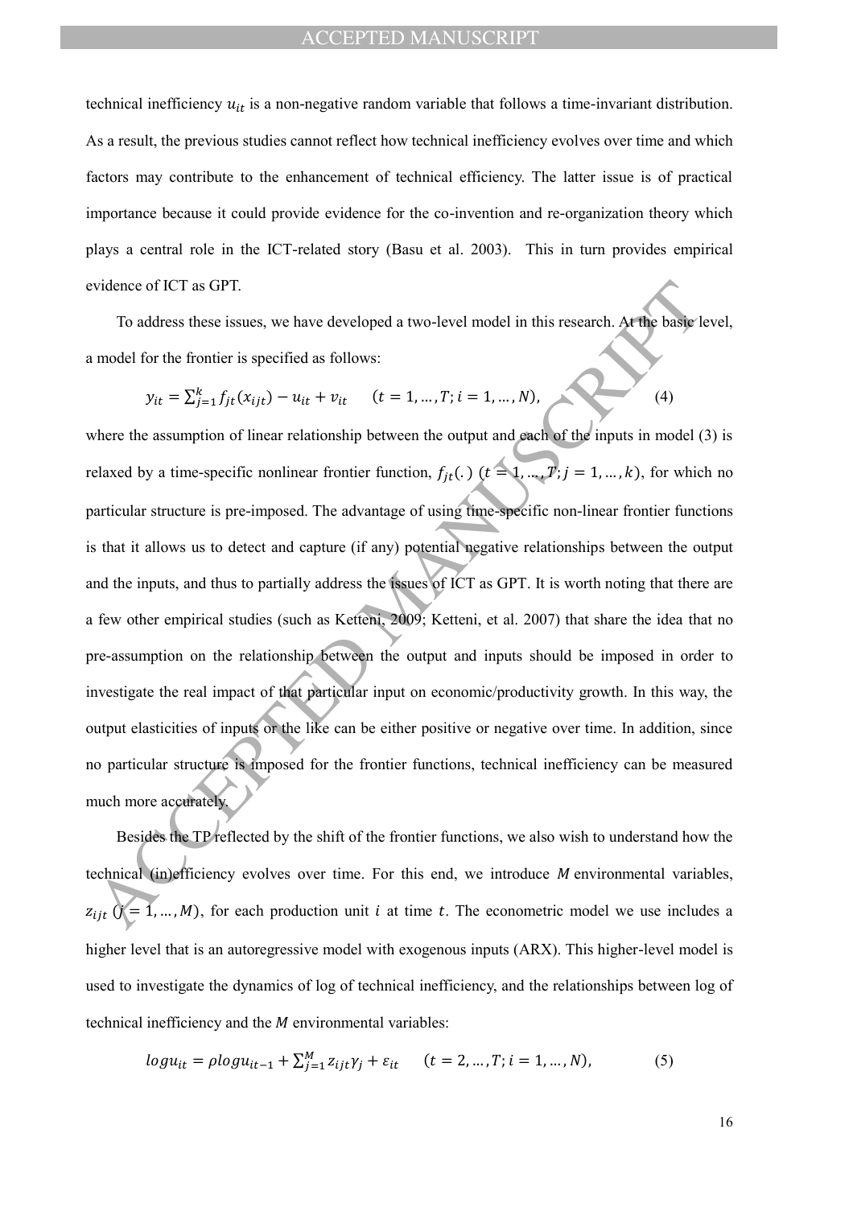technical inefficiency $u_{it}$ is a non-negative random variable that follows a time-invariant distribution. As a result, the previous studies cannot reflect how technical inefficiency evolves over time and which factors may contribute to the enhancement of technical efficiency. The latter issue is of practical importance because it could provide evidence for the co-invention and re-organization theory which plays a central role in the ICT-related story (Basu et al. 2003). This in turn provides empirical evidence of ICT as GPT.

To address these issues, we have developed a two-level model in this research. At the basic level, a model for the frontier is specified as follows:

$$y_{it} = \sum_{j=1}^{k} f_{jt}(x_{ijt}) - u_{it} + v_{it} \qquad (t = 1, \dots, T; i = 1, \dots, N), \tag{4}$$

where the assumption of linear relationship between the output and each of the inputs in model (3) is relaxed by a time-specific nonlinear frontier function, $f_{jt}(.)$ $(t = 1, \dots, T; j = 1, \dots, k)$, for which no particular structure is pre-imposed. The advantage of using time-specific non-linear frontier functions is that it allows us to detect and capture (if any) potential negative relationships between the output and the inputs, and thus to partially address the issues of ICT as GPT. It is worth noting that there are a few other empirical studies (such as Ketteni, 2009; Ketteni, et al. 2007) that share the idea that no pre-assumption on the relationship between the output and inputs should be imposed in order to investigate the real impact of that particular input on economic/productivity growth. In this way, the output elasticities of inputs or the like can be either positive or negative over time. In addition, since no particular structure is imposed for the frontier functions, technical inefficiency can be measured much more accurately.

Besides the TP reflected by the shift of the frontier functions, we also wish to understand how the technical (in)efficiency evolves over time. For this end, we introduce $M$ environmental variables, $z_{ijt}$ $(j = 1, \dots, M)$, for each production unit $i$ at time $t$. The econometric model we use includes a higher level that is an autoregressive model with exogenous inputs (ARX). This higher-level model is used to investigate the dynamics of log of technical inefficiency, and the relationships between log of technical inefficiency and the $M$ environmental variables:

$$log u_{it} = \rho log u_{it-1} + \sum_{j=1}^{M} z_{ijt} \gamma_j + \varepsilon_{it} \qquad (t = 2, \dots, T; i = 1, \dots, N), \tag{5}$$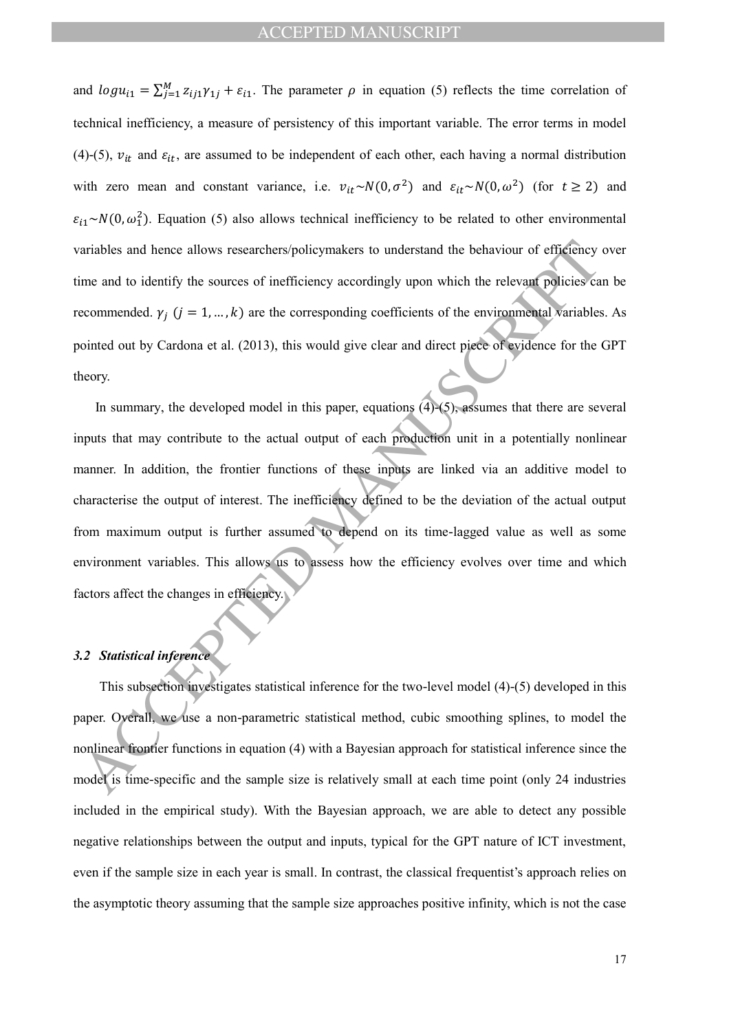and $logu_{i1} = \sum_{j=1}^{M} z_{ij1}\gamma_{1j} + \varepsilon_{i1}$. The parameter $\rho$ in equation (5) reflects the time correlation of technical inefficiency, a measure of persistency of this important variable. The error terms in model (4)-(5), $v_{it}$ and $\varepsilon_{it}$, are assumed to be independent of each other, each having a normal distribution with zero mean and constant variance, i.e. $v_{it} \sim N(0, \sigma^2)$ and $\varepsilon_{it} \sim N(0, \omega^2)$ (for $t \geq 2$) and $\varepsilon_{i1} \sim N(0, \omega_1^2)$. Equation (5) also allows technical inefficiency to be related to other environmental variables and hence allows researchers/policymakers to understand the behaviour of efficiency over time and to identify the sources of inefficiency accordingly upon which the relevant policies can be recommended. $\gamma_j$ $(j = 1, \ldots, k)$ are the corresponding coefficients of the environmental variables. As pointed out by Cardona et al. (2013), this would give clear and direct piece of evidence for the GPT theory.

In summary, the developed model in this paper, equations (4)-(5), assumes that there are several inputs that may contribute to the actual output of each production unit in a potentially nonlinear manner. In addition, the frontier functions of these inputs are linked via an additive model to characterise the output of interest. The inefficiency defined to be the deviation of the actual output from maximum output is further assumed to depend on its time-lagged value as well as some environment variables. This allows us to assess how the efficiency evolves over time and which factors affect the changes in efficiency.

### *3.2 Statistical inference*

This subsection investigates statistical inference for the two-level model (4)-(5) developed in this paper. Overall, we use a non-parametric statistical method, cubic smoothing splines, to model the nonlinear frontier functions in equation (4) with a Bayesian approach for statistical inference since the model is time-specific and the sample size is relatively small at each time point (only 24 industries included in the empirical study). With the Bayesian approach, we are able to detect any possible negative relationships between the output and inputs, typical for the GPT nature of ICT investment, even if the sample size in each year is small. In contrast, the classical frequentist's approach relies on the asymptotic theory assuming that the sample size approaches positive infinity, which is not the case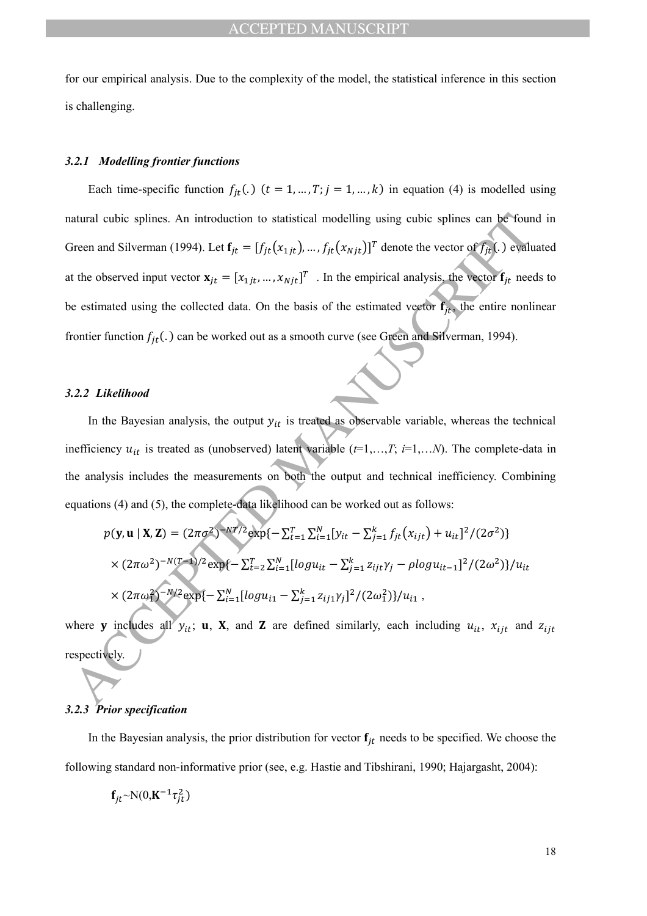for our empirical analysis. Due to the complexity of the model, the statistical inference in this section is challenging.

### *3.2.1 Modelling frontier functions*

Each time-specific function $f_{jt}(.)$ $(t = 1, \dots, T; j = 1, \dots, k)$ in equation (4) is modelled using natural cubic splines. An introduction to statistical modelling using cubic splines can be found in Green and Silverman (1994). Let $\mathbf{f}_{jt} = [f_{jt}(x_{1jt}), \dots, f_{jt}(x_{Njt})]^T$ denote the vector of $f_{jt}(.)$ evaluated at the observed input vector $\mathbf{x}_{jt} = [x_{1jt}, \dots, x_{Njt}]^T$ . In the empirical analysis, the vector $\mathbf{f}_{jt}$ needs to be estimated using the collected data. On the basis of the estimated vector $\mathbf{f}_{jt}$, the entire nonlinear frontier function $f_{jt}(.)$ can be worked out as a smooth curve (see Green and Silverman, 1994).

### *3.2.2 Likelihood*

In the Bayesian analysis, the output $y_{it}$ is treated as observable variable, whereas the technical inefficiency $u_{it}$ is treated as (unobserved) latent variable ($t$=1,…,$T$; $i$=1,…$N$). The complete-data in the analysis includes the measurements on both the output and technical inefficiency. Combining equations (4) and (5), the complete-data likelihood can be worked out as follows:

$$p(\mathbf{y}, \mathbf{u} \mid \mathbf{X}, \mathbf{Z}) = (2\pi\sigma^2)^{-NT/2}\exp\{-\textstyle\sum_{t=1}^{T}\sum_{i=1}^{N}[y_{it} - \sum_{j=1}^{k} f_{jt}(x_{ijt}) + u_{it}]^2/(2\sigma^2)\}$$

$$\times (2\pi\omega^2)^{-N(T-1)/2}\exp\{-\textstyle\sum_{t=2}^{T}\sum_{i=1}^{N}[log u_{it} - \sum_{j=1}^{k} z_{ijt}\gamma_j - \rho log u_{it-1}]^2/(2\omega^2)\}/u_{it}$$

$$\times (2\pi\omega_1^2)^{-N/2}\exp\{-\textstyle\sum_{i=1}^{N}[log u_{i1} - \sum_{j=1}^{k} z_{ij1}\gamma_j]^2/(2\omega_1^2)\}/u_{i1} ,$$

where $\mathbf{y}$ includes all $y_{it}$; $\mathbf{u}$, $\mathbf{X}$, and $\mathbf{Z}$ are defined similarly, each including $u_{it}$, $x_{ijt}$ and $z_{ijt}$ respectively.

### *3.2.3 Prior specification*

In the Bayesian analysis, the prior distribution for vector $\mathbf{f}_{jt}$ needs to be specified. We choose the following standard non-informative prior (see, e.g. Hastie and Tibshirani, 1990; Hajargasht, 2004):

$$\mathbf{f}_{jt} \sim \mathrm{N}(0, \mathbf{K}^{-1}\tau_{jt}^2)$$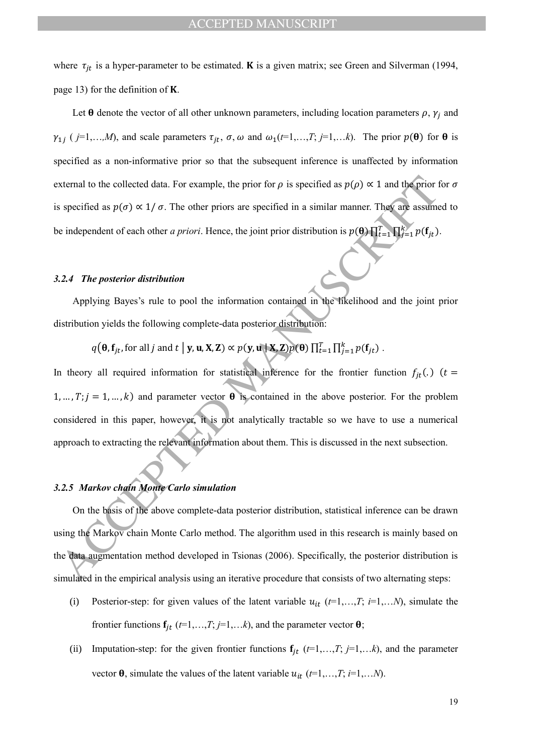where $\tau_{jt}$ is a hyper-parameter to be estimated. $\mathbf{K}$ is a given matrix; see Green and Silverman (1994, page 13) for the definition of $\mathbf{K}$.

Let $\boldsymbol{\theta}$ denote the vector of all other unknown parameters, including location parameters $\rho$, $\gamma_j$ and $\gamma_{1j}$ ( $j$=1,…,$M$), and scale parameters $\tau_{jt}$, $\sigma$, $\omega$ and $\omega_1$($t$=1,…,$T$; $j$=1,…$k$). The prior $p(\boldsymbol{\theta})$ for $\boldsymbol{\theta}$ is specified as a non-informative prior so that the subsequent inference is unaffected by information external to the collected data. For example, the prior for $\rho$ is specified as $p(\rho) \propto 1$ and the prior for $\sigma$ is specified as $p(\sigma) \propto 1/\sigma$. The other priors are specified in a similar manner. They are assumed to be independent of each other *a priori*. Hence, the joint prior distribution is $p(\boldsymbol{\theta}) \prod_{t=1}^{T} \prod_{j=1}^{k} p(\mathbf{f}_{jt})$.

### *3.2.4 The posterior distribution*

Applying Bayes's rule to pool the information contained in the likelihood and the joint prior distribution yields the following complete-data posterior distribution:

$$q\left(\boldsymbol{\theta}, \mathbf{f}_{jt}, \text{for all } j \text{ and } t \mid \mathbf{y}, \mathbf{u}, \mathbf{X}, \mathbf{Z}\right) \propto p(\mathbf{y}, \mathbf{u} \mid \mathbf{X}, \mathbf{Z}) p(\boldsymbol{\theta}) \prod_{t=1}^{T} \prod_{j=1}^{k} p(\mathbf{f}_{jt}) .$$

In theory all required information for statistical inference for the frontier function $f_{jt}(.)$ $(t = 1, \ldots, T; j = 1, \ldots, k)$ and parameter vector $\boldsymbol{\theta}$ is contained in the above posterior. For the problem considered in this paper, however, it is not analytically tractable so we have to use a numerical approach to extracting the relevant information about them. This is discussed in the next subsection.

### *3.2.5 Markov chain Monte Carlo simulation*

On the basis of the above complete-data posterior distribution, statistical inference can be drawn using the Markov chain Monte Carlo method. The algorithm used in this research is mainly based on the data augmentation method developed in Tsionas (2006). Specifically, the posterior distribution is simulated in the empirical analysis using an iterative procedure that consists of two alternating steps:

(i) Posterior-step: for given values of the latent variable $u_{it}$ ($t$=1,…,$T$; $i$=1,…$N$), simulate the frontier functions $\mathbf{f}_{jt}$ ($t$=1,…,$T$; $j$=1,…$k$), and the parameter vector $\boldsymbol{\theta}$;

(ii) Imputation-step: for the given frontier functions $\mathbf{f}_{jt}$ ($t$=1,…,$T$; $j$=1,…$k$), and the parameter vector $\boldsymbol{\theta}$, simulate the values of the latent variable $u_{it}$ ($t$=1,…,$T$; $i$=1,…$N$).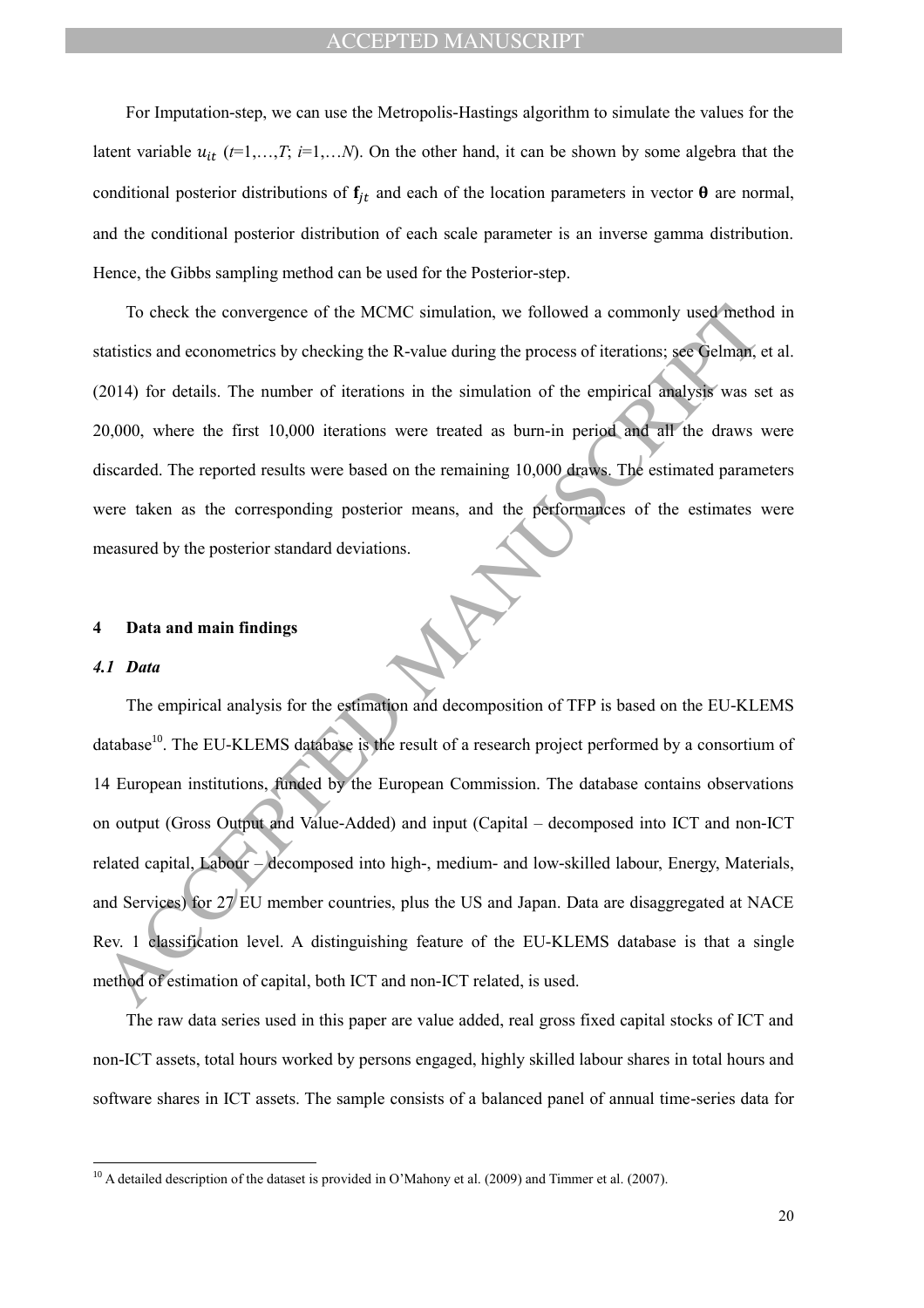For Imputation-step, we can use the Metropolis-Hastings algorithm to simulate the values for the latent variable $u_{it}$ ($t$=1,…,$T$; $i$=1,…$N$). On the other hand, it can be shown by some algebra that the conditional posterior distributions of $\mathbf{f}_{jt}$ and each of the location parameters in vector $\boldsymbol{\theta}$ are normal, and the conditional posterior distribution of each scale parameter is an inverse gamma distribution. Hence, the Gibbs sampling method can be used for the Posterior-step.

To check the convergence of the MCMC simulation, we followed a commonly used method in statistics and econometrics by checking the R-value during the process of iterations; see Gelman, et al. (2014) for details. The number of iterations in the simulation of the empirical analysis was set as 20,000, where the first 10,000 iterations were treated as burn-in period and all the draws were discarded. The reported results were based on the remaining 10,000 draws. The estimated parameters were taken as the corresponding posterior means, and the performances of the estimates were measured by the posterior standard deviations.

## 4 Data and main findings

### *4.1 Data*

The empirical analysis for the estimation and decomposition of TFP is based on the EU-KLEMS database[10]. The EU-KLEMS database is the result of a research project performed by a consortium of 14 European institutions, funded by the European Commission. The database contains observations on output (Gross Output and Value-Added) and input (Capital – decomposed into ICT and non-ICT related capital, Labour – decomposed into high-, medium- and low-skilled labour, Energy, Materials, and Services) for 27 EU member countries, plus the US and Japan. Data are disaggregated at NACE Rev. 1 classification level. A distinguishing feature of the EU-KLEMS database is that a single method of estimation of capital, both ICT and non-ICT related, is used.

The raw data series used in this paper are value added, real gross fixed capital stocks of ICT and non-ICT assets, total hours worked by persons engaged, highly skilled labour shares in total hours and software shares in ICT assets. The sample consists of a balanced panel of annual time-series data for

[10] A detailed description of the dataset is provided in O'Mahony et al. (2009) and Timmer et al. (2007).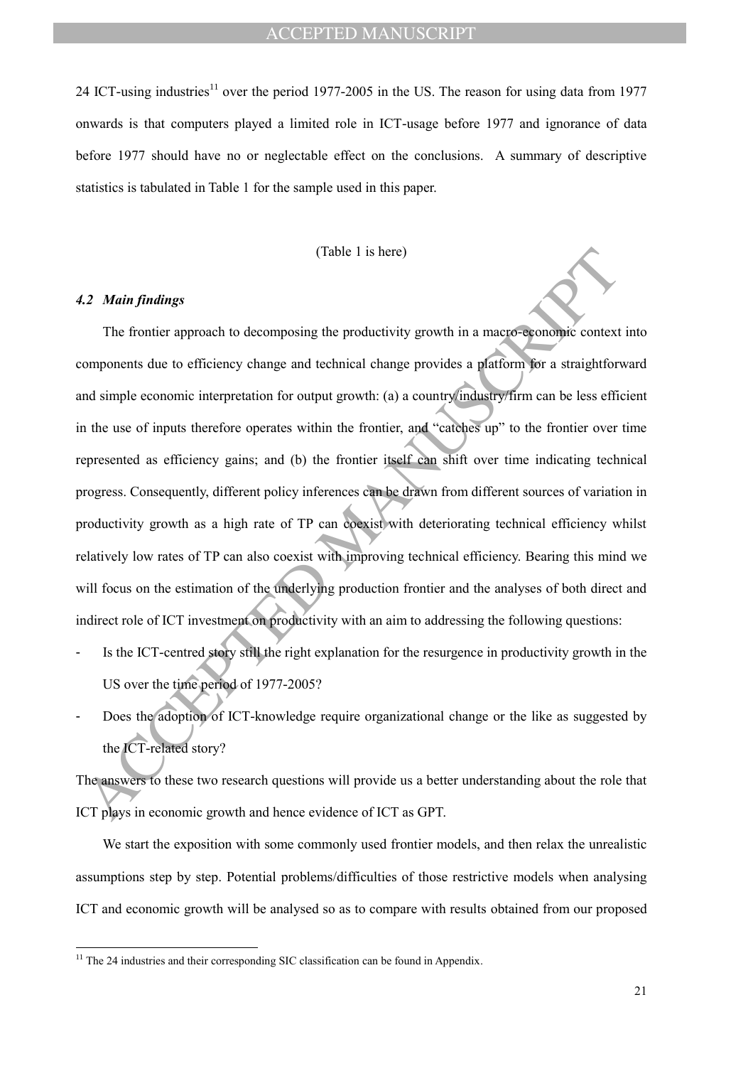24 ICT-using industries[11] over the period 1977-2005 in the US. The reason for using data from 1977 onwards is that computers played a limited role in ICT-usage before 1977 and ignorance of data before 1977 should have no or neglectable effect on the conclusions. A summary of descriptive statistics is tabulated in Table 1 for the sample used in this paper.

(Table 1 is here)

### *4.2 Main findings*

The frontier approach to decomposing the productivity growth in a macro-economic context into components due to efficiency change and technical change provides a platform for a straightforward and simple economic interpretation for output growth: (a) a country/industry/firm can be less efficient in the use of inputs therefore operates within the frontier, and "catches up" to the frontier over time represented as efficiency gains; and (b) the frontier itself can shift over time indicating technical progress. Consequently, different policy inferences can be drawn from different sources of variation in productivity growth as a high rate of TP can coexist with deteriorating technical efficiency whilst relatively low rates of TP can also coexist with improving technical efficiency. Bearing this mind we will focus on the estimation of the underlying production frontier and the analyses of both direct and indirect role of ICT investment on productivity with an aim to addressing the following questions:

- Is the ICT-centred story still the right explanation for the resurgence in productivity growth in the US over the time period of 1977-2005?
- Does the adoption of ICT-knowledge require organizational change or the like as suggested by the ICT-related story?

The answers to these two research questions will provide us a better understanding about the role that ICT plays in economic growth and hence evidence of ICT as GPT.

We start the exposition with some commonly used frontier models, and then relax the unrealistic assumptions step by step. Potential problems/difficulties of those restrictive models when analysing ICT and economic growth will be analysed so as to compare with results obtained from our proposed

[11] The 24 industries and their corresponding SIC classification can be found in Appendix.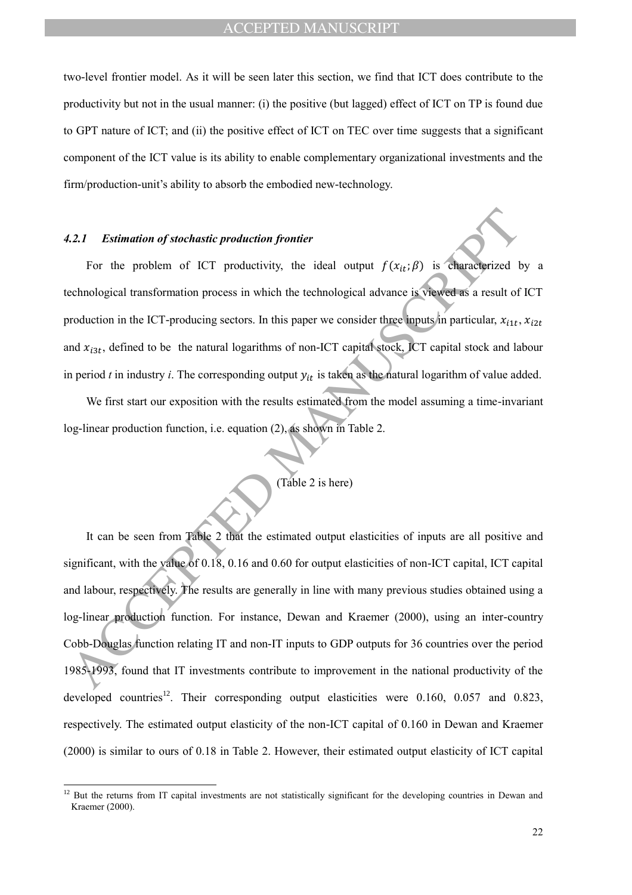two-level frontier model. As it will be seen later this section, we find that ICT does contribute to the productivity but not in the usual manner: (i) the positive (but lagged) effect of ICT on TP is found due to GPT nature of ICT; and (ii) the positive effect of ICT on TEC over time suggests that a significant component of the ICT value is its ability to enable complementary organizational investments and the firm/production-unit's ability to absorb the embodied new-technology.

#### *4.2.1 Estimation of stochastic production frontier*

For the problem of ICT productivity, the ideal output $f(x_{it};\beta)$ is characterized by a technological transformation process in which the technological advance is viewed as a result of ICT production in the ICT-producing sectors. In this paper we consider three inputs in particular, $x_{i1t}$, $x_{i2t}$ and $x_{i3t}$, defined to be the natural logarithms of non-ICT capital stock, ICT capital stock and labour in period *t* in industry *i*. The corresponding output $y_{it}$ is taken as the natural logarithm of value added.

We first start our exposition with the results estimated from the model assuming a time-invariant log-linear production function, i.e. equation (2), as shown in Table 2.

(Table 2 is here)

It can be seen from Table 2 that the estimated output elasticities of inputs are all positive and significant, with the value of 0.18, 0.16 and 0.60 for output elasticities of non-ICT capital, ICT capital and labour, respectively. The results are generally in line with many previous studies obtained using a log-linear production function. For instance, Dewan and Kraemer (2000), using an inter-country Cobb-Douglas function relating IT and non-IT inputs to GDP outputs for 36 countries over the period 1985-1993, found that IT investments contribute to improvement in the national productivity of the developed countries[12]. Their corresponding output elasticities were 0.160, 0.057 and 0.823, respectively. The estimated output elasticity of the non-ICT capital of 0.160 in Dewan and Kraemer (2000) is similar to ours of 0.18 in Table 2. However, their estimated output elasticity of ICT capital

[12] But the returns from IT capital investments are not statistically significant for the developing countries in Dewan and Kraemer (2000).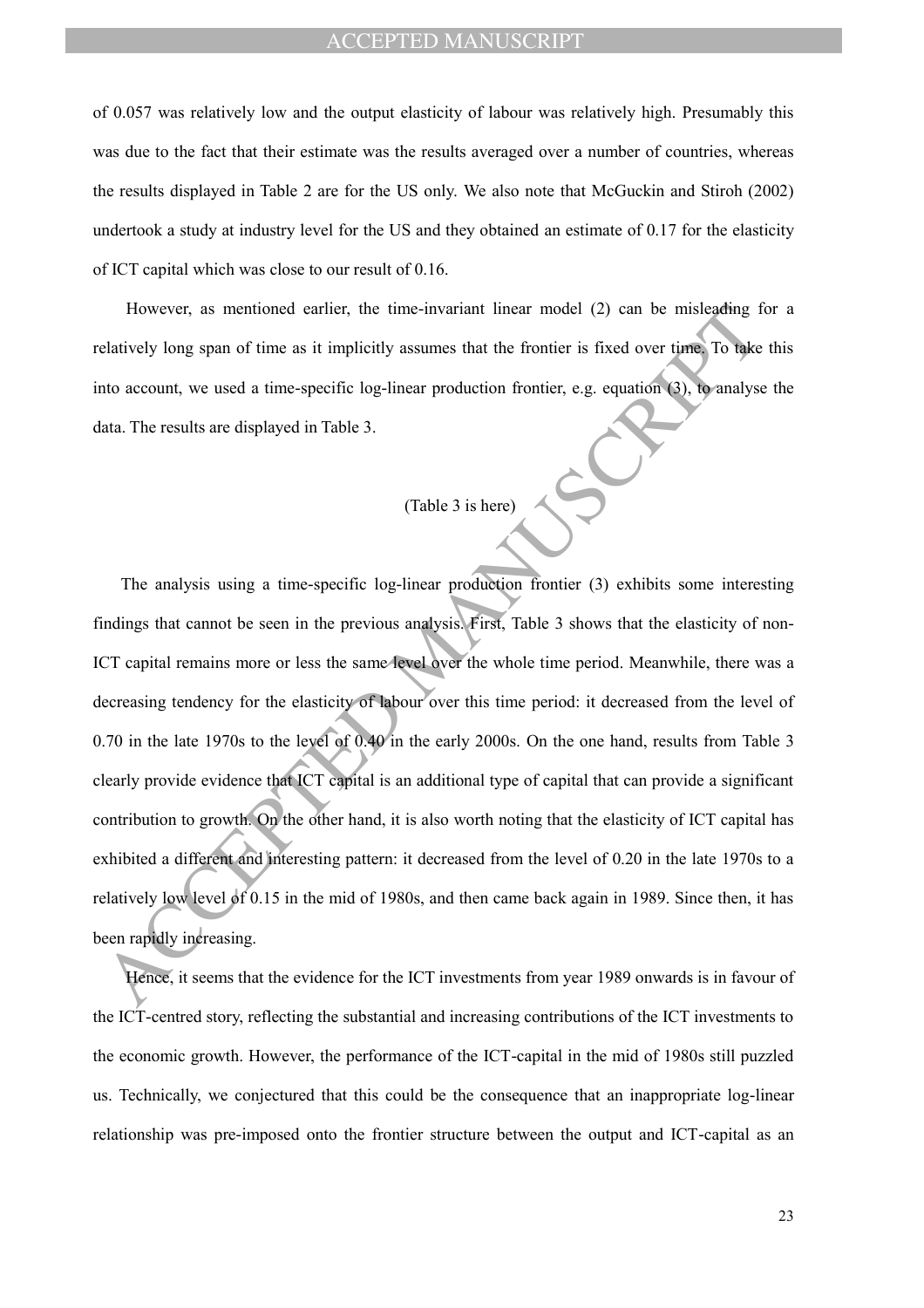of 0.057 was relatively low and the output elasticity of labour was relatively high. Presumably this was due to the fact that their estimate was the results averaged over a number of countries, whereas the results displayed in Table 2 are for the US only. We also note that McGuckin and Stiroh (2002) undertook a study at industry level for the US and they obtained an estimate of 0.17 for the elasticity of ICT capital which was close to our result of 0.16.

However, as mentioned earlier, the time-invariant linear model (2) can be misleading for a relatively long span of time as it implicitly assumes that the frontier is fixed over time. To take this into account, we used a time-specific log-linear production frontier, e.g. equation (3), to analyse the data. The results are displayed in Table 3.

(Table 3 is here)

The analysis using a time-specific log-linear production frontier (3) exhibits some interesting findings that cannot be seen in the previous analysis. First, Table 3 shows that the elasticity of non-ICT capital remains more or less the same level over the whole time period. Meanwhile, there was a decreasing tendency for the elasticity of labour over this time period: it decreased from the level of 0.70 in the late 1970s to the level of 0.40 in the early 2000s. On the one hand, results from Table 3 clearly provide evidence that ICT capital is an additional type of capital that can provide a significant contribution to growth. On the other hand, it is also worth noting that the elasticity of ICT capital has exhibited a different and interesting pattern: it decreased from the level of 0.20 in the late 1970s to a relatively low level of 0.15 in the mid of 1980s, and then came back again in 1989. Since then, it has been rapidly increasing.

Hence, it seems that the evidence for the ICT investments from year 1989 onwards is in favour of the ICT-centred story, reflecting the substantial and increasing contributions of the ICT investments to the economic growth. However, the performance of the ICT-capital in the mid of 1980s still puzzled us. Technically, we conjectured that this could be the consequence that an inappropriate log-linear relationship was pre-imposed onto the frontier structure between the output and ICT-capital as an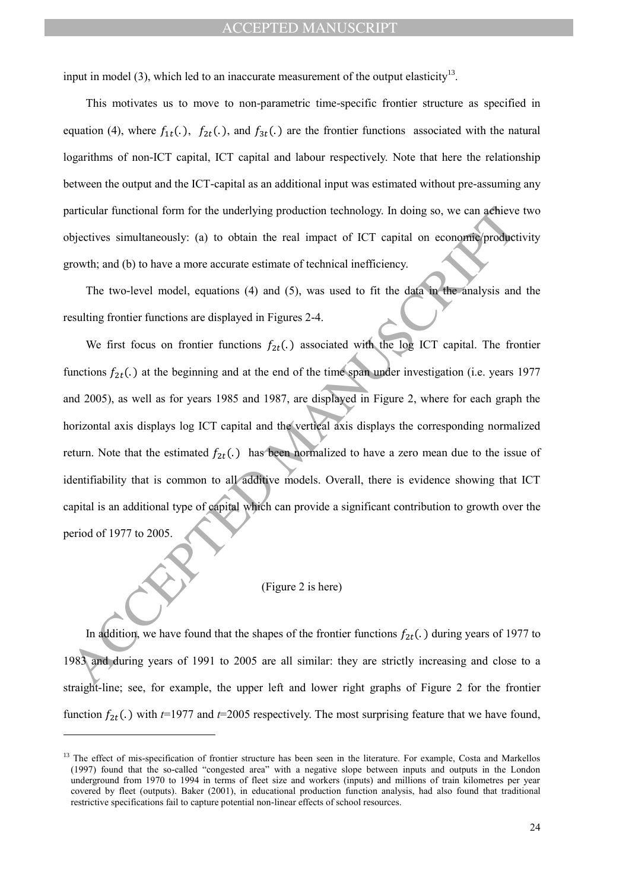input in model (3), which led to an inaccurate measurement of the output elasticity[13].

This motivates us to move to non-parametric time-specific frontier structure as specified in equation (4), where $f_{1t}(.)$, $f_{2t}(.)$, and $f_{3t}(.)$ are the frontier functions associated with the natural logarithms of non-ICT capital, ICT capital and labour respectively. Note that here the relationship between the output and the ICT-capital as an additional input was estimated without pre-assuming any particular functional form for the underlying production technology. In doing so, we can achieve two objectives simultaneously: (a) to obtain the real impact of ICT capital on economic/productivity growth; and (b) to have a more accurate estimate of technical inefficiency.

The two-level model, equations (4) and (5), was used to fit the data in the analysis and the resulting frontier functions are displayed in Figures 2-4.

We first focus on frontier functions $f_{2t}(.)$ associated with the log ICT capital. The frontier functions $f_{2t}(.)$ at the beginning and at the end of the time span under investigation (i.e. years 1977 and 2005), as well as for years 1985 and 1987, are displayed in Figure 2, where for each graph the horizontal axis displays log ICT capital and the vertical axis displays the corresponding normalized return. Note that the estimated $f_{2t}(.)$ has been normalized to have a zero mean due to the issue of identifiability that is common to all additive models. Overall, there is evidence showing that ICT capital is an additional type of capital which can provide a significant contribution to growth over the period of 1977 to 2005.

(Figure 2 is here)

In addition, we have found that the shapes of the frontier functions $f_{2t}(.)$ during years of 1977 to 1983 and during years of 1991 to 2005 are all similar: they are strictly increasing and close to a straight-line; see, for example, the upper left and lower right graphs of Figure 2 for the frontier function $f_{2t}(.)$ with $t$=1977 and $t$=2005 respectively. The most surprising feature that we have found,

[13] The effect of mis-specification of frontier structure has been seen in the literature. For example, Costa and Markellos (1997) found that the so-called "congested area" with a negative slope between inputs and outputs in the London underground from 1970 to 1994 in terms of fleet size and workers (inputs) and millions of train kilometres per year covered by fleet (outputs). Baker (2001), in educational production function analysis, had also found that traditional restrictive specifications fail to capture potential non-linear effects of school resources.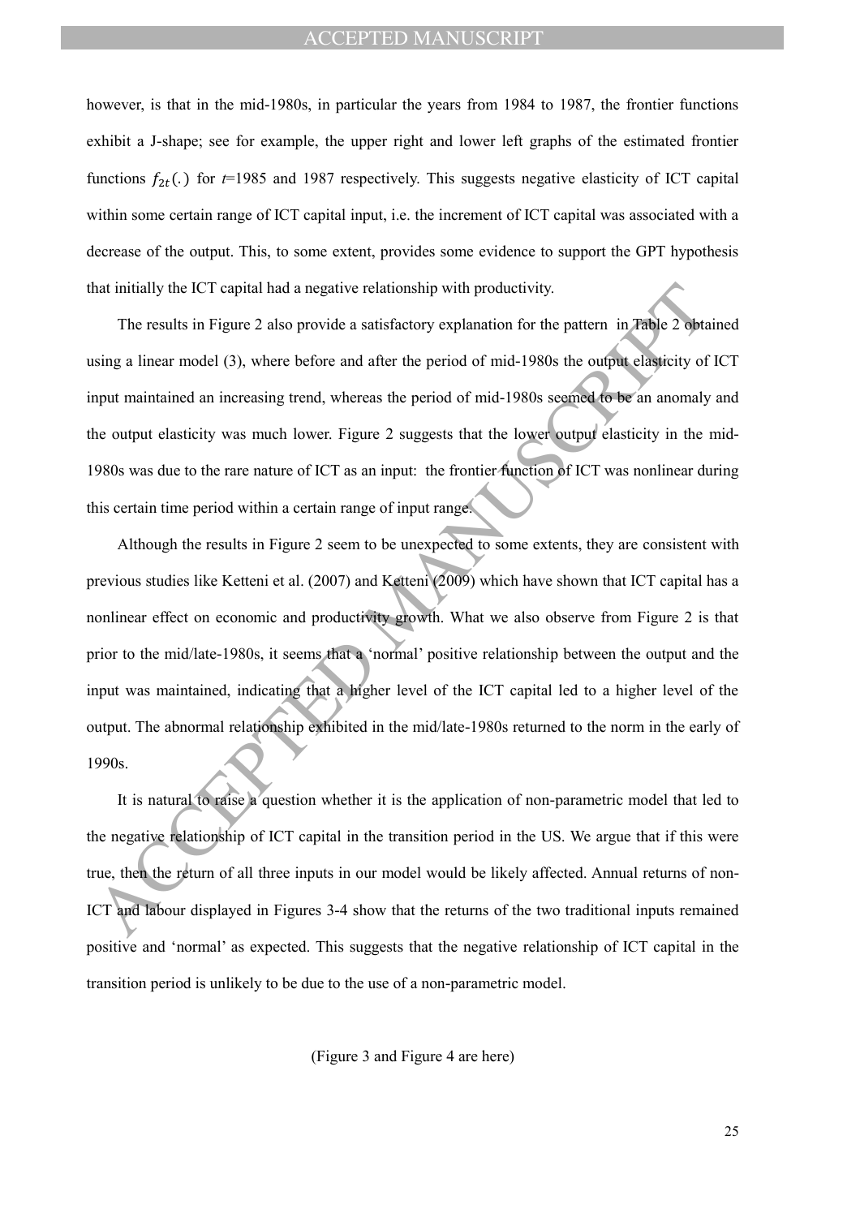however, is that in the mid-1980s, in particular the years from 1984 to 1987, the frontier functions exhibit a J-shape; see for example, the upper right and lower left graphs of the estimated frontier functions $f_{2t}(.)$ for $t$=1985 and 1987 respectively. This suggests negative elasticity of ICT capital within some certain range of ICT capital input, i.e. the increment of ICT capital was associated with a decrease of the output. This, to some extent, provides some evidence to support the GPT hypothesis that initially the ICT capital had a negative relationship with productivity.

The results in Figure 2 also provide a satisfactory explanation for the pattern in Table 2 obtained using a linear model (3), where before and after the period of mid-1980s the output elasticity of ICT input maintained an increasing trend, whereas the period of mid-1980s seemed to be an anomaly and the output elasticity was much lower. Figure 2 suggests that the lower output elasticity in the mid-1980s was due to the rare nature of ICT as an input: the frontier function of ICT was nonlinear during this certain time period within a certain range of input range.

Although the results in Figure 2 seem to be unexpected to some extents, they are consistent with previous studies like Ketteni et al. (2007) and Ketteni (2009) which have shown that ICT capital has a nonlinear effect on economic and productivity growth. What we also observe from Figure 2 is that prior to the mid/late-1980s, it seems that a 'normal' positive relationship between the output and the input was maintained, indicating that a higher level of the ICT capital led to a higher level of the output. The abnormal relationship exhibited in the mid/late-1980s returned to the norm in the early of 1990s.

It is natural to raise a question whether it is the application of non-parametric model that led to the negative relationship of ICT capital in the transition period in the US. We argue that if this were true, then the return of all three inputs in our model would be likely affected. Annual returns of non-ICT and labour displayed in Figures 3-4 show that the returns of the two traditional inputs remained positive and 'normal' as expected. This suggests that the negative relationship of ICT capital in the transition period is unlikely to be due to the use of a non-parametric model.

(Figure 3 and Figure 4 are here)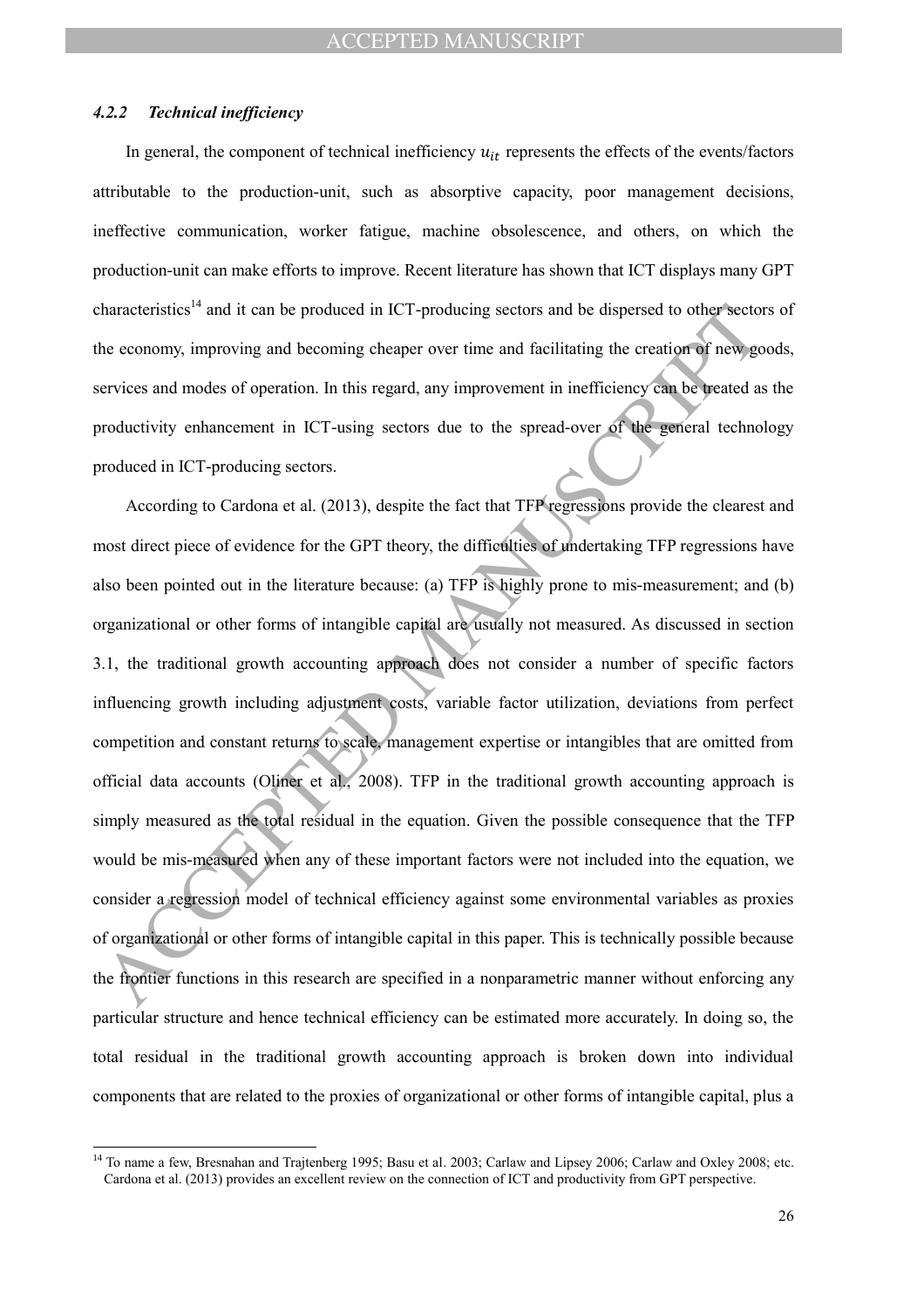### *4.2.2 Technical inefficiency*

In general, the component of technical inefficiency $u_{it}$ represents the effects of the events/factors attributable to the production-unit, such as absorptive capacity, poor management decisions, ineffective communication, worker fatigue, machine obsolescence, and others, on which the production-unit can make efforts to improve. Recent literature has shown that ICT displays many GPT characteristics[14] and it can be produced in ICT-producing sectors and be dispersed to other sectors of the economy, improving and becoming cheaper over time and facilitating the creation of new goods, services and modes of operation. In this regard, any improvement in inefficiency can be treated as the productivity enhancement in ICT-using sectors due to the spread-over of the general technology produced in ICT-producing sectors.

According to Cardona et al. (2013), despite the fact that TFP regressions provide the clearest and most direct piece of evidence for the GPT theory, the difficulties of undertaking TFP regressions have also been pointed out in the literature because: (a) TFP is highly prone to mis-measurement; and (b) organizational or other forms of intangible capital are usually not measured. As discussed in section 3.1, the traditional growth accounting approach does not consider a number of specific factors influencing growth including adjustment costs, variable factor utilization, deviations from perfect competition and constant returns to scale, management expertise or intangibles that are omitted from official data accounts (Oliner et al., 2008). TFP in the traditional growth accounting approach is simply measured as the total residual in the equation. Given the possible consequence that the TFP would be mis-measured when any of these important factors were not included into the equation, we consider a regression model of technical efficiency against some environmental variables as proxies of organizational or other forms of intangible capital in this paper. This is technically possible because the frontier functions in this research are specified in a nonparametric manner without enforcing any particular structure and hence technical efficiency can be estimated more accurately. In doing so, the total residual in the traditional growth accounting approach is broken down into individual components that are related to the proxies of organizational or other forms of intangible capital, plus a

[14] To name a few, Bresnahan and Trajtenberg 1995; Basu et al. 2003; Carlaw and Lipsey 2006; Carlaw and Oxley 2008; etc. Cardona et al. (2013) provides an excellent review on the connection of ICT and productivity from GPT perspective.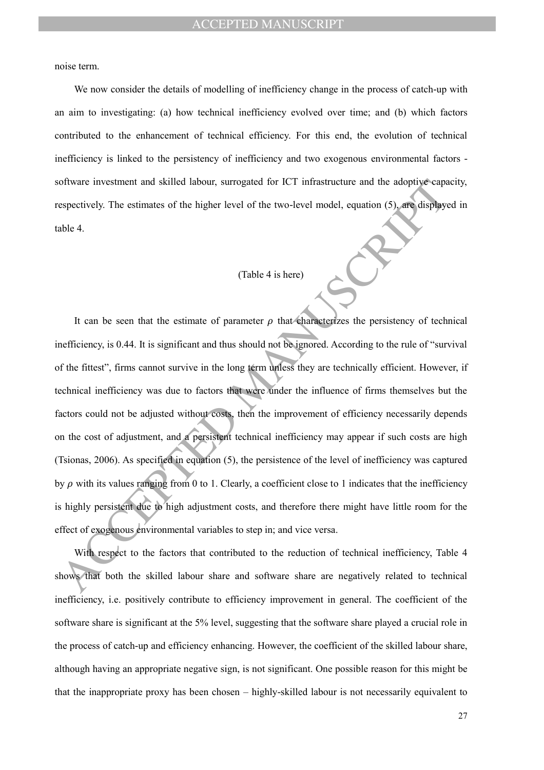noise term.

We now consider the details of modelling of inefficiency change in the process of catch-up with an aim to investigating: (a) how technical inefficiency evolved over time; and (b) which factors contributed to the enhancement of technical efficiency. For this end, the evolution of technical inefficiency is linked to the persistency of inefficiency and two exogenous environmental factors - software investment and skilled labour, surrogated for ICT infrastructure and the adoptive capacity, respectively. The estimates of the higher level of the two-level model, equation (5), are displayed in table 4.

(Table 4 is here)

It can be seen that the estimate of parameter $\rho$ that characterizes the persistency of technical inefficiency, is 0.44. It is significant and thus should not be ignored. According to the rule of "survival of the fittest", firms cannot survive in the long term unless they are technically efficient. However, if technical inefficiency was due to factors that were under the influence of firms themselves but the factors could not be adjusted without costs, then the improvement of efficiency necessarily depends on the cost of adjustment, and a persistent technical inefficiency may appear if such costs are high (Tsionas, 2006). As specified in equation (5), the persistence of the level of inefficiency was captured by $\rho$ with its values ranging from 0 to 1. Clearly, a coefficient close to 1 indicates that the inefficiency is highly persistent due to high adjustment costs, and therefore there might have little room for the effect of exogenous environmental variables to step in; and vice versa.

With respect to the factors that contributed to the reduction of technical inefficiency, Table 4 shows that both the skilled labour share and software share are negatively related to technical inefficiency, i.e. positively contribute to efficiency improvement in general. The coefficient of the software share is significant at the 5% level, suggesting that the software share played a crucial role in the process of catch-up and efficiency enhancing. However, the coefficient of the skilled labour share, although having an appropriate negative sign, is not significant. One possible reason for this might be that the inappropriate proxy has been chosen – highly-skilled labour is not necessarily equivalent to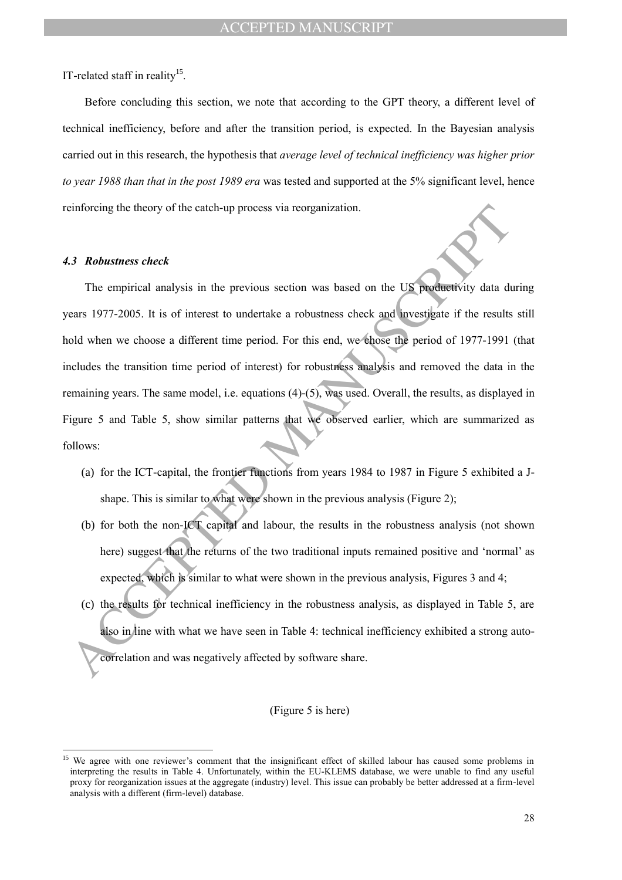IT-related staff in reality[15].

Before concluding this section, we note that according to the GPT theory, a different level of technical inefficiency, before and after the transition period, is expected. In the Bayesian analysis carried out in this research, the hypothesis that *average level of technical inefficiency was higher prior to year 1988 than that in the post 1989 era* was tested and supported at the 5% significant level, hence reinforcing the theory of the catch-up process via reorganization.

### *4.3 Robustness check*

The empirical analysis in the previous section was based on the US productivity data during years 1977-2005. It is of interest to undertake a robustness check and investigate if the results still hold when we choose a different time period. For this end, we chose the period of 1977-1991 (that includes the transition time period of interest) for robustness analysis and removed the data in the remaining years. The same model, i.e. equations (4)-(5), was used. Overall, the results, as displayed in Figure 5 and Table 5, show similar patterns that we observed earlier, which are summarized as follows:

(a) for the ICT-capital, the frontier functions from years 1984 to 1987 in Figure 5 exhibited a J-shape. This is similar to what were shown in the previous analysis (Figure 2);

(b) for both the non-ICT capital and labour, the results in the robustness analysis (not shown here) suggest that the returns of the two traditional inputs remained positive and 'normal' as expected, which is similar to what were shown in the previous analysis, Figures 3 and 4;

(c) the results for technical inefficiency in the robustness analysis, as displayed in Table 5, are also in line with what we have seen in Table 4: technical inefficiency exhibited a strong auto-correlation and was negatively affected by software share.

(Figure 5 is here)

[15] We agree with one reviewer's comment that the insignificant effect of skilled labour has caused some problems in interpreting the results in Table 4. Unfortunately, within the EU-KLEMS database, we were unable to find any useful proxy for reorganization issues at the aggregate (industry) level. This issue can probably be better addressed at a firm-level analysis with a different (firm-level) database.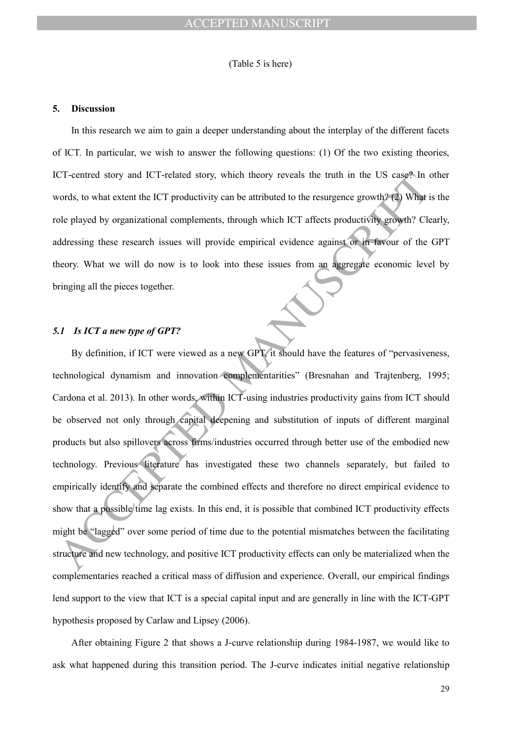(Table 5 is here)

## 5. Discussion

In this research we aim to gain a deeper understanding about the interplay of the different facets of ICT. In particular, we wish to answer the following questions: (1) Of the two existing theories, ICT-centred story and ICT-related story, which theory reveals the truth in the US case? In other words, to what extent the ICT productivity can be attributed to the resurgence growth? (2) What is the role played by organizational complements, through which ICT affects productivity growth? Clearly, addressing these research issues will provide empirical evidence against or in favour of the GPT theory. What we will do now is to look into these issues from an aggregate economic level by bringing all the pieces together.

### *5.1 Is ICT a new type of GPT?*

By definition, if ICT were viewed as a new GPT, it should have the features of "pervasiveness, technological dynamism and innovation complementarities" (Bresnahan and Trajtenberg, 1995; Cardona et al. 2013). In other words, within ICT-using industries productivity gains from ICT should be observed not only through capital deepening and substitution of inputs of different marginal products but also spillovers across firms/industries occurred through better use of the embodied new technology. Previous literature has investigated these two channels separately, but failed to empirically identify and separate the combined effects and therefore no direct empirical evidence to show that a possible time lag exists. In this end, it is possible that combined ICT productivity effects might be "lagged" over some period of time due to the potential mismatches between the facilitating structure and new technology, and positive ICT productivity effects can only be materialized when the complementaries reached a critical mass of diffusion and experience. Overall, our empirical findings lend support to the view that ICT is a special capital input and are generally in line with the ICT-GPT hypothesis proposed by Carlaw and Lipsey (2006).

After obtaining Figure 2 that shows a J-curve relationship during 1984-1987, we would like to ask what happened during this transition period. The J-curve indicates initial negative relationship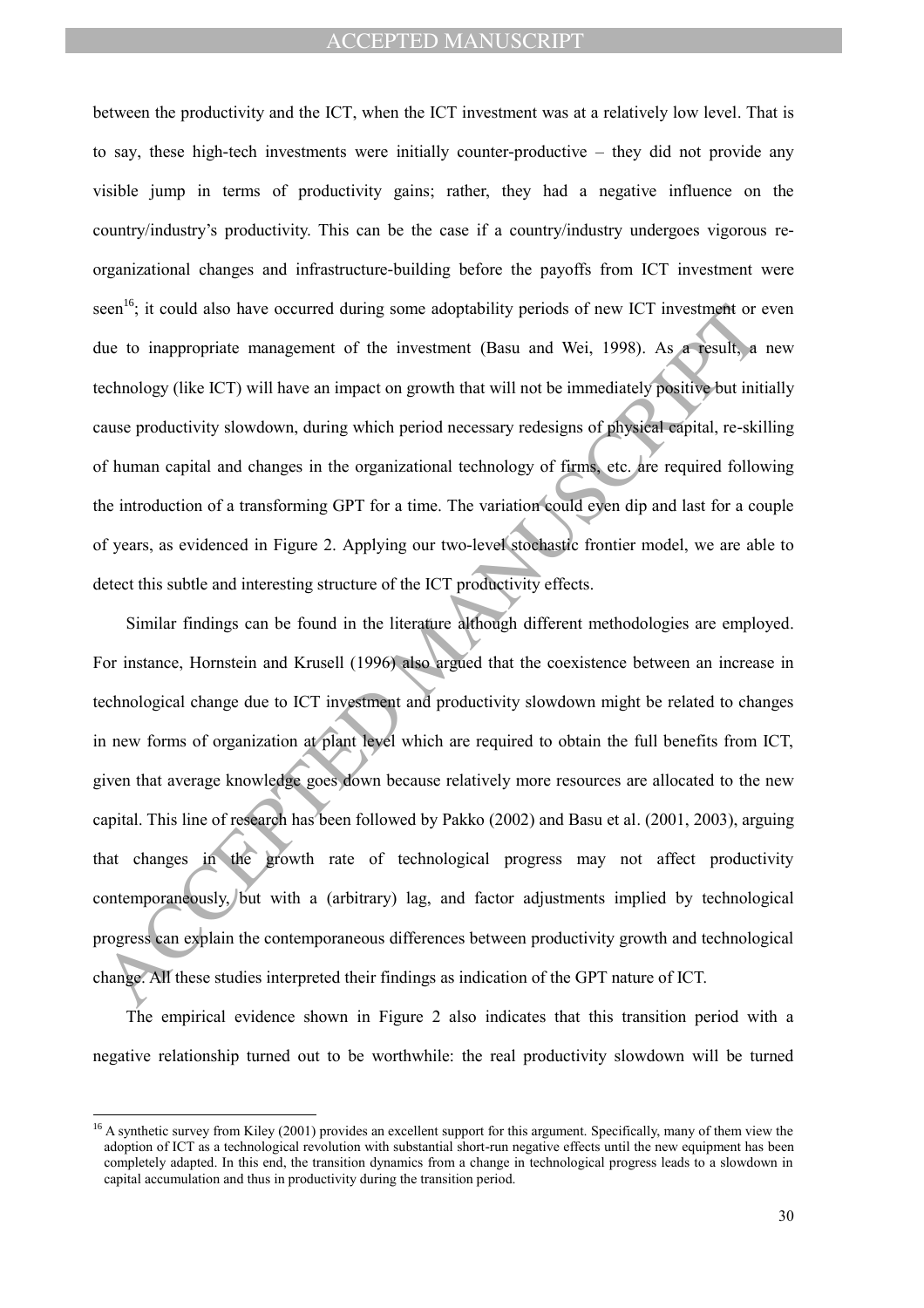between the productivity and the ICT, when the ICT investment was at a relatively low level. That is to say, these high-tech investments were initially counter-productive – they did not provide any visible jump in terms of productivity gains; rather, they had a negative influence on the country/industry's productivity. This can be the case if a country/industry undergoes vigorous re-organizational changes and infrastructure-building before the payoffs from ICT investment were seen[16]; it could also have occurred during some adoptability periods of new ICT investment or even due to inappropriate management of the investment (Basu and Wei, 1998). As a result, a new technology (like ICT) will have an impact on growth that will not be immediately positive but initially cause productivity slowdown, during which period necessary redesigns of physical capital, re-skilling of human capital and changes in the organizational technology of firms, etc. are required following the introduction of a transforming GPT for a time. The variation could even dip and last for a couple of years, as evidenced in Figure 2. Applying our two-level stochastic frontier model, we are able to detect this subtle and interesting structure of the ICT productivity effects.

Similar findings can be found in the literature although different methodologies are employed. For instance, Hornstein and Krusell (1996) also argued that the coexistence between an increase in technological change due to ICT investment and productivity slowdown might be related to changes in new forms of organization at plant level which are required to obtain the full benefits from ICT, given that average knowledge goes down because relatively more resources are allocated to the new capital. This line of research has been followed by Pakko (2002) and Basu et al. (2001, 2003), arguing that changes in the growth rate of technological progress may not affect productivity contemporaneously, but with a (arbitrary) lag, and factor adjustments implied by technological progress can explain the contemporaneous differences between productivity growth and technological change. All these studies interpreted their findings as indication of the GPT nature of ICT.

The empirical evidence shown in Figure 2 also indicates that this transition period with a negative relationship turned out to be worthwhile: the real productivity slowdown will be turned

[16] A synthetic survey from Kiley (2001) provides an excellent support for this argument. Specifically, many of them view the adoption of ICT as a technological revolution with substantial short-run negative effects until the new equipment has been completely adapted. In this end, the transition dynamics from a change in technological progress leads to a slowdown in capital accumulation and thus in productivity during the transition period.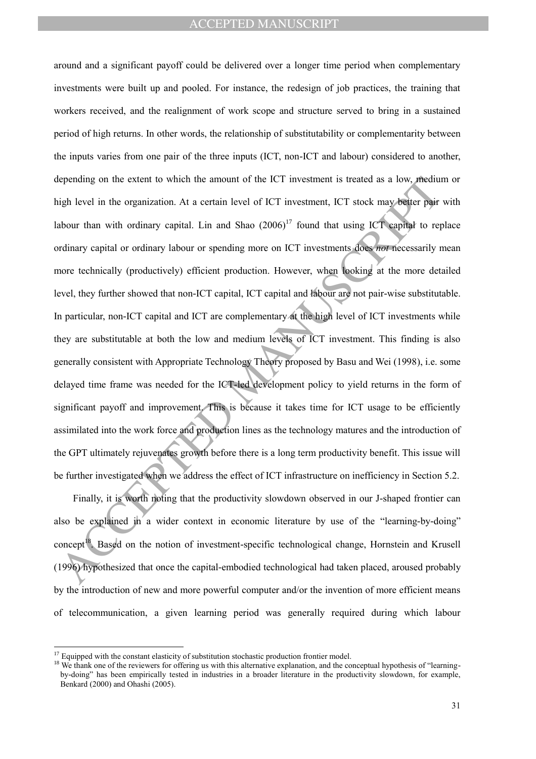around and a significant payoff could be delivered over a longer time period when complementary investments were built up and pooled. For instance, the redesign of job practices, the training that workers received, and the realignment of work scope and structure served to bring in a sustained period of high returns. In other words, the relationship of substitutability or complementarity between the inputs varies from one pair of the three inputs (ICT, non-ICT and labour) considered to another, depending on the extent to which the amount of the ICT investment is treated as a low, medium or high level in the organization. At a certain level of ICT investment, ICT stock may better pair with labour than with ordinary capital. Lin and Shao (2006)[17] found that using ICT capital to replace ordinary capital or ordinary labour or spending more on ICT investments does *not* necessarily mean more technically (productively) efficient production. However, when looking at the more detailed level, they further showed that non-ICT capital, ICT capital and labour are not pair-wise substitutable. In particular, non-ICT capital and ICT are complementary at the high level of ICT investments while they are substitutable at both the low and medium levels of ICT investment. This finding is also generally consistent with Appropriate Technology Theory proposed by Basu and Wei (1998), i.e. some delayed time frame was needed for the ICT-led development policy to yield returns in the form of significant payoff and improvement. This is because it takes time for ICT usage to be efficiently assimilated into the work force and production lines as the technology matures and the introduction of the GPT ultimately rejuvenates growth before there is a long term productivity benefit. This issue will be further investigated when we address the effect of ICT infrastructure on inefficiency in Section 5.2.

Finally, it is worth noting that the productivity slowdown observed in our J-shaped frontier can also be explained in a wider context in economic literature by use of the "learning-by-doing" concept[18]. Based on the notion of investment-specific technological change, Hornstein and Krusell (1996) hypothesized that once the capital-embodied technological had taken placed, aroused probably by the introduction of new and more powerful computer and/or the invention of more efficient means of telecommunication, a given learning period was generally required during which labour

[17] Equipped with the constant elasticity of substitution stochastic production frontier model.

[18] We thank one of the reviewers for offering us with this alternative explanation, and the conceptual hypothesis of "learning-by-doing" has been empirically tested in industries in a broader literature in the productivity slowdown, for example, Benkard (2000) and Ohashi (2005).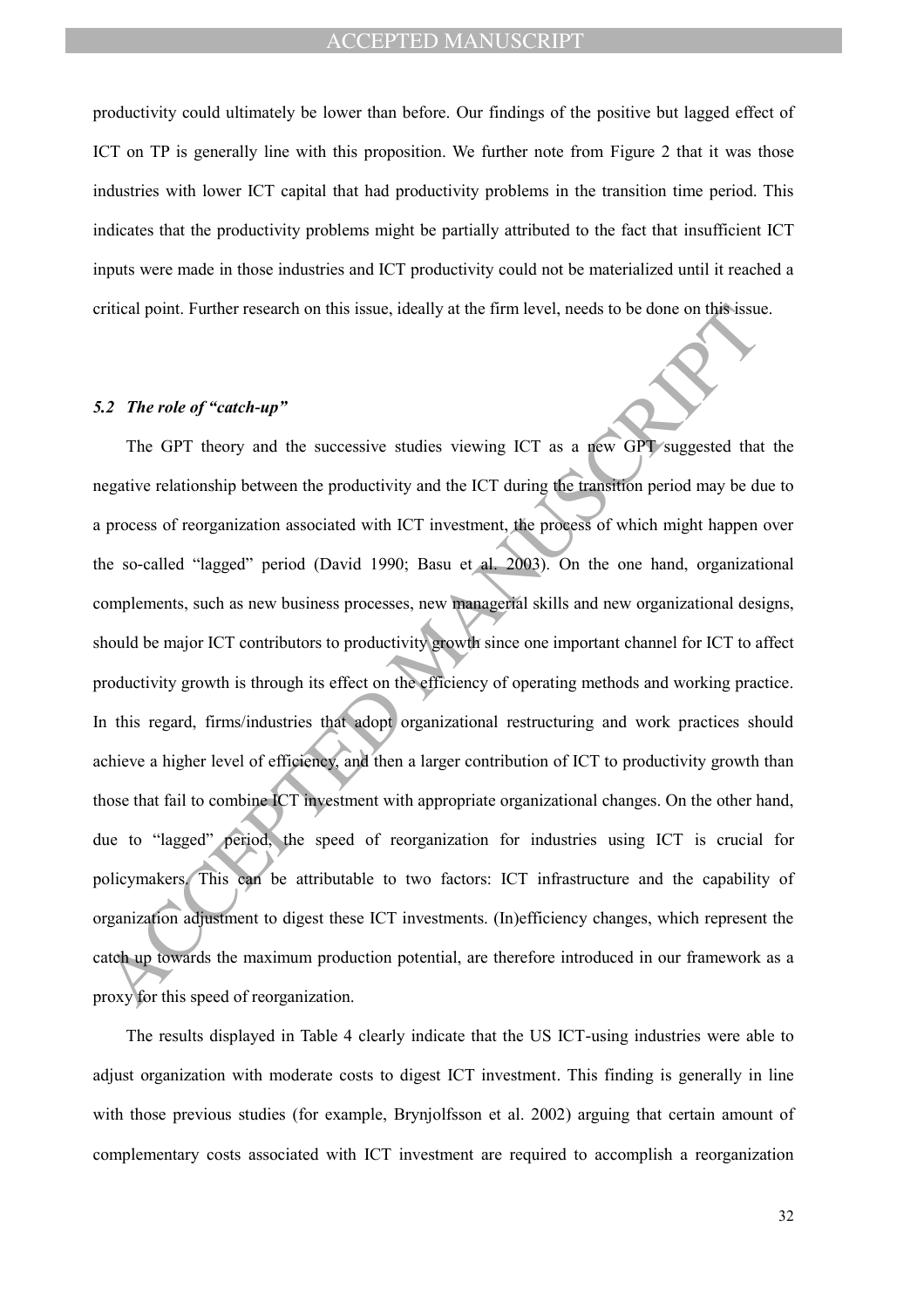productivity could ultimately be lower than before. Our findings of the positive but lagged effect of ICT on TP is generally line with this proposition. We further note from Figure 2 that it was those industries with lower ICT capital that had productivity problems in the transition time period. This indicates that the productivity problems might be partially attributed to the fact that insufficient ICT inputs were made in those industries and ICT productivity could not be materialized until it reached a critical point. Further research on this issue, ideally at the firm level, needs to be done on this issue.

### *5.2 The role of "catch-up"*

The GPT theory and the successive studies viewing ICT as a new GPT suggested that the negative relationship between the productivity and the ICT during the transition period may be due to a process of reorganization associated with ICT investment, the process of which might happen over the so-called "lagged" period (David 1990; Basu et al. 2003). On the one hand, organizational complements, such as new business processes, new managerial skills and new organizational designs, should be major ICT contributors to productivity growth since one important channel for ICT to affect productivity growth is through its effect on the efficiency of operating methods and working practice. In this regard, firms/industries that adopt organizational restructuring and work practices should achieve a higher level of efficiency, and then a larger contribution of ICT to productivity growth than those that fail to combine ICT investment with appropriate organizational changes. On the other hand, due to "lagged" period, the speed of reorganization for industries using ICT is crucial for policymakers. This can be attributable to two factors: ICT infrastructure and the capability of organization adjustment to digest these ICT investments. (In)efficiency changes, which represent the catch up towards the maximum production potential, are therefore introduced in our framework as a proxy for this speed of reorganization.

The results displayed in Table 4 clearly indicate that the US ICT-using industries were able to adjust organization with moderate costs to digest ICT investment. This finding is generally in line with those previous studies (for example, Brynjolfsson et al. 2002) arguing that certain amount of complementary costs associated with ICT investment are required to accomplish a reorganization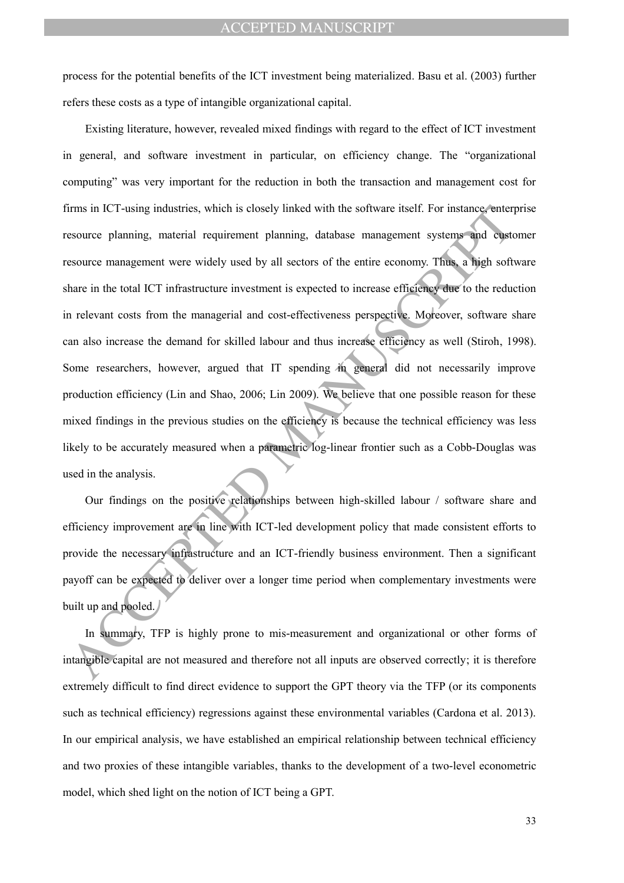process for the potential benefits of the ICT investment being materialized. Basu et al. (2003) further refers these costs as a type of intangible organizational capital.

Existing literature, however, revealed mixed findings with regard to the effect of ICT investment in general, and software investment in particular, on efficiency change. The "organizational computing" was very important for the reduction in both the transaction and management cost for firms in ICT-using industries, which is closely linked with the software itself. For instance, enterprise resource planning, material requirement planning, database management systems and customer resource management were widely used by all sectors of the entire economy. Thus, a high software share in the total ICT infrastructure investment is expected to increase efficiency due to the reduction in relevant costs from the managerial and cost-effectiveness perspective. Moreover, software share can also increase the demand for skilled labour and thus increase efficiency as well (Stiroh, 1998). Some researchers, however, argued that IT spending in general did not necessarily improve production efficiency (Lin and Shao, 2006; Lin 2009). We believe that one possible reason for these mixed findings in the previous studies on the efficiency is because the technical efficiency was less likely to be accurately measured when a parametric log-linear frontier such as a Cobb-Douglas was used in the analysis.

Our findings on the positive relationships between high-skilled labour / software share and efficiency improvement are in line with ICT-led development policy that made consistent efforts to provide the necessary infrastructure and an ICT-friendly business environment. Then a significant payoff can be expected to deliver over a longer time period when complementary investments were built up and pooled.

In summary, TFP is highly prone to mis-measurement and organizational or other forms of intangible capital are not measured and therefore not all inputs are observed correctly; it is therefore extremely difficult to find direct evidence to support the GPT theory via the TFP (or its components such as technical efficiency) regressions against these environmental variables (Cardona et al. 2013). In our empirical analysis, we have established an empirical relationship between technical efficiency and two proxies of these intangible variables, thanks to the development of a two-level econometric model, which shed light on the notion of ICT being a GPT.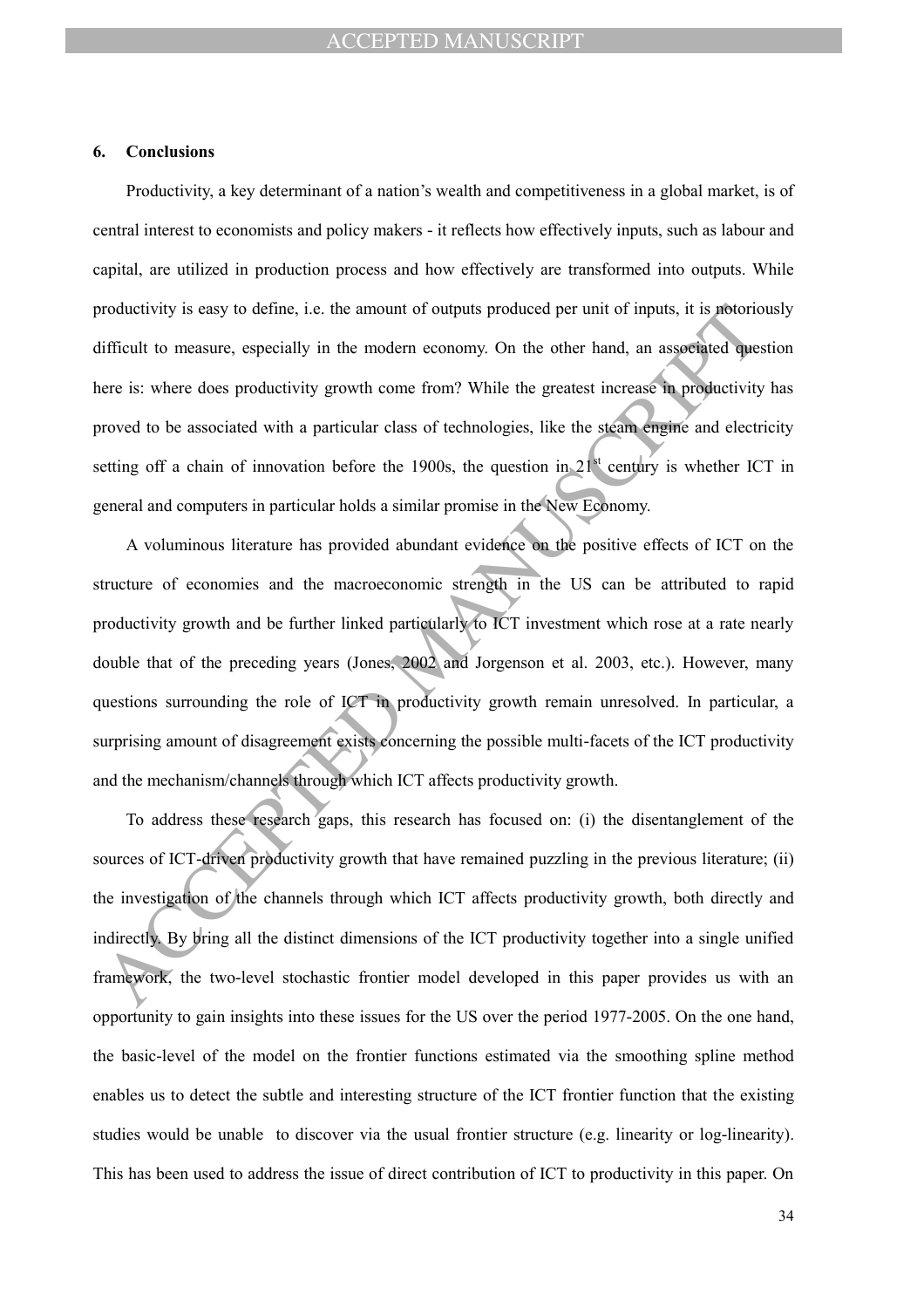## 6. Conclusions

Productivity, a key determinant of a nation's wealth and competitiveness in a global market, is of central interest to economists and policy makers - it reflects how effectively inputs, such as labour and capital, are utilized in production process and how effectively are transformed into outputs. While productivity is easy to define, i.e. the amount of outputs produced per unit of inputs, it is notoriously difficult to measure, especially in the modern economy. On the other hand, an associated question here is: where does productivity growth come from? While the greatest increase in productivity has proved to be associated with a particular class of technologies, like the steam engine and electricity setting off a chain of innovation before the 1900s, the question in 21st century is whether ICT in general and computers in particular holds a similar promise in the New Economy.

A voluminous literature has provided abundant evidence on the positive effects of ICT on the structure of economies and the macroeconomic strength in the US can be attributed to rapid productivity growth and be further linked particularly to ICT investment which rose at a rate nearly double that of the preceding years (Jones, 2002 and Jorgenson et al. 2003, etc.). However, many questions surrounding the role of ICT in productivity growth remain unresolved. In particular, a surprising amount of disagreement exists concerning the possible multi-facets of the ICT productivity and the mechanism/channels through which ICT affects productivity growth.

To address these research gaps, this research has focused on: (i) the disentanglement of the sources of ICT-driven productivity growth that have remained puzzling in the previous literature; (ii) the investigation of the channels through which ICT affects productivity growth, both directly and indirectly. By bring all the distinct dimensions of the ICT productivity together into a single unified framework, the two-level stochastic frontier model developed in this paper provides us with an opportunity to gain insights into these issues for the US over the period 1977-2005. On the one hand, the basic-level of the model on the frontier functions estimated via the smoothing spline method enables us to detect the subtle and interesting structure of the ICT frontier function that the existing studies would be unable to discover via the usual frontier structure (e.g. linearity or log-linearity). This has been used to address the issue of direct contribution of ICT to productivity in this paper. On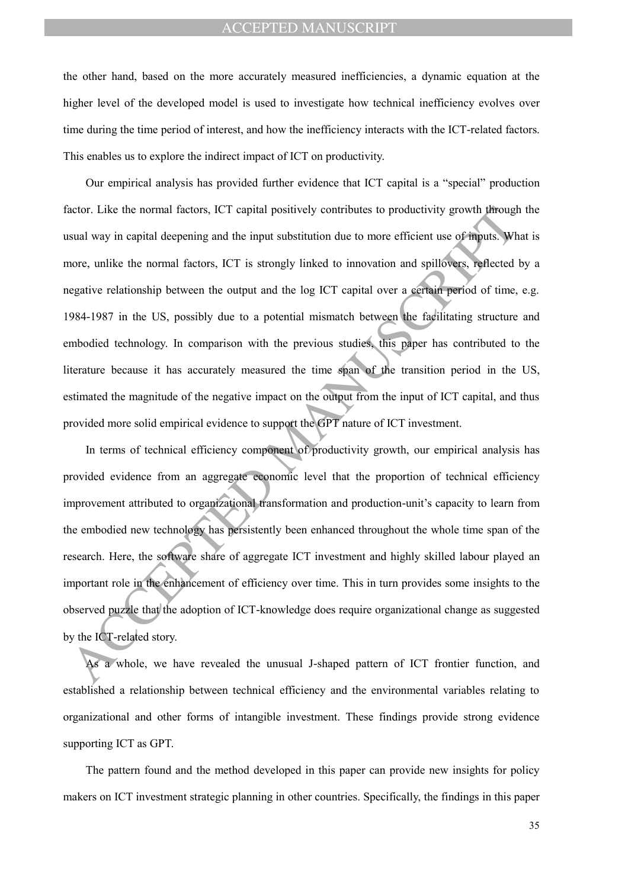the other hand, based on the more accurately measured inefficiencies, a dynamic equation at the higher level of the developed model is used to investigate how technical inefficiency evolves over time during the time period of interest, and how the inefficiency interacts with the ICT-related factors. This enables us to explore the indirect impact of ICT on productivity.

Our empirical analysis has provided further evidence that ICT capital is a "special" production factor. Like the normal factors, ICT capital positively contributes to productivity growth through the usual way in capital deepening and the input substitution due to more efficient use of inputs. What is more, unlike the normal factors, ICT is strongly linked to innovation and spillovers, reflected by a negative relationship between the output and the log ICT capital over a certain period of time, e.g. 1984-1987 in the US, possibly due to a potential mismatch between the facilitating structure and embodied technology. In comparison with the previous studies, this paper has contributed to the literature because it has accurately measured the time span of the transition period in the US, estimated the magnitude of the negative impact on the output from the input of ICT capital, and thus provided more solid empirical evidence to support the GPT nature of ICT investment.

In terms of technical efficiency component of productivity growth, our empirical analysis has provided evidence from an aggregate economic level that the proportion of technical efficiency improvement attributed to organizational transformation and production-unit's capacity to learn from the embodied new technology has persistently been enhanced throughout the whole time span of the research. Here, the software share of aggregate ICT investment and highly skilled labour played an important role in the enhancement of efficiency over time. This in turn provides some insights to the observed puzzle that the adoption of ICT-knowledge does require organizational change as suggested by the ICT-related story.

As a whole, we have revealed the unusual J-shaped pattern of ICT frontier function, and established a relationship between technical efficiency and the environmental variables relating to organizational and other forms of intangible investment. These findings provide strong evidence supporting ICT as GPT.

The pattern found and the method developed in this paper can provide new insights for policy makers on ICT investment strategic planning in other countries. Specifically, the findings in this paper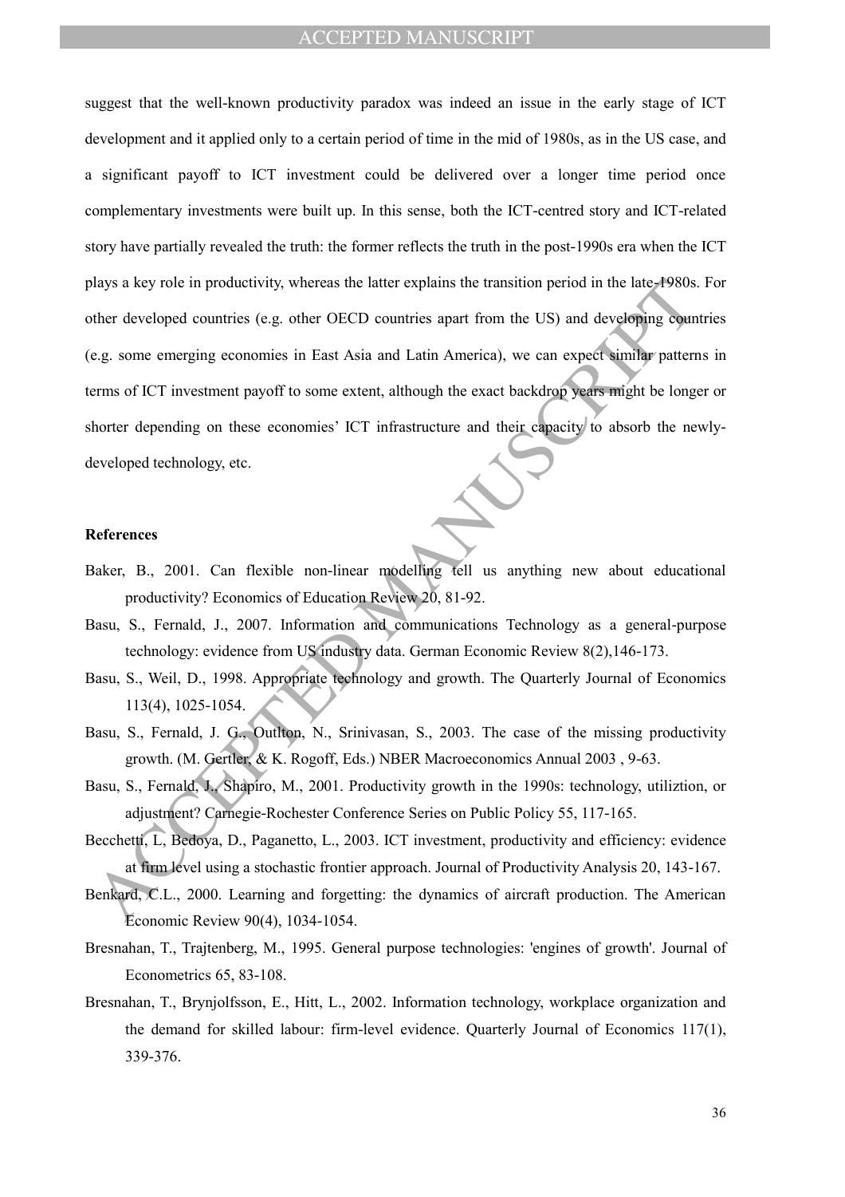suggest that the well-known productivity paradox was indeed an issue in the early stage of ICT development and it applied only to a certain period of time in the mid of 1980s, as in the US case, and a significant payoff to ICT investment could be delivered over a longer time period once complementary investments were built up. In this sense, both the ICT-centred story and ICT-related story have partially revealed the truth: the former reflects the truth in the post-1990s era when the ICT plays a key role in productivity, whereas the latter explains the transition period in the late-1980s. For other developed countries (e.g. other OECD countries apart from the US) and developing countries (e.g. some emerging economies in East Asia and Latin America), we can expect similar patterns in terms of ICT investment payoff to some extent, although the exact backdrop years might be longer or shorter depending on these economies' ICT infrastructure and their capacity to absorb the newly-developed technology, etc.

## References

Baker, B., 2001. Can flexible non-linear modelling tell us anything new about educational productivity? Economics of Education Review 20, 81-92.

Basu, S., Fernald, J., 2007. Information and communications Technology as a general-purpose technology: evidence from US industry data. German Economic Review 8(2),146-173.

Basu, S., Weil, D., 1998. Appropriate technology and growth. The Quarterly Journal of Economics 113(4), 1025-1054.

Basu, S., Fernald, J. G., Outlton, N., Srinivasan, S., 2003. The case of the missing productivity growth. (M. Gertler, & K. Rogoff, Eds.) NBER Macroeconomics Annual 2003 , 9-63.

Basu, S., Fernald, J., Shapiro, M., 2001. Productivity growth in the 1990s: technology, utiliztion, or adjustment? Carnegie-Rochester Conference Series on Public Policy 55, 117-165.

Becchetti, L, Bedoya, D., Paganetto, L., 2003. ICT investment, productivity and efficiency: evidence at firm level using a stochastic frontier approach. Journal of Productivity Analysis 20, 143-167.

Benkard, C.L., 2000. Learning and forgetting: the dynamics of aircraft production. The American Economic Review 90(4), 1034-1054.

Bresnahan, T., Trajtenberg, M., 1995. General purpose technologies: 'engines of growth'. Journal of Econometrics 65, 83-108.

Bresnahan, T., Brynjolfsson, E., Hitt, L., 2002. Information technology, workplace organization and the demand for skilled labour: firm-level evidence. Quarterly Journal of Economics 117(1), 339-376.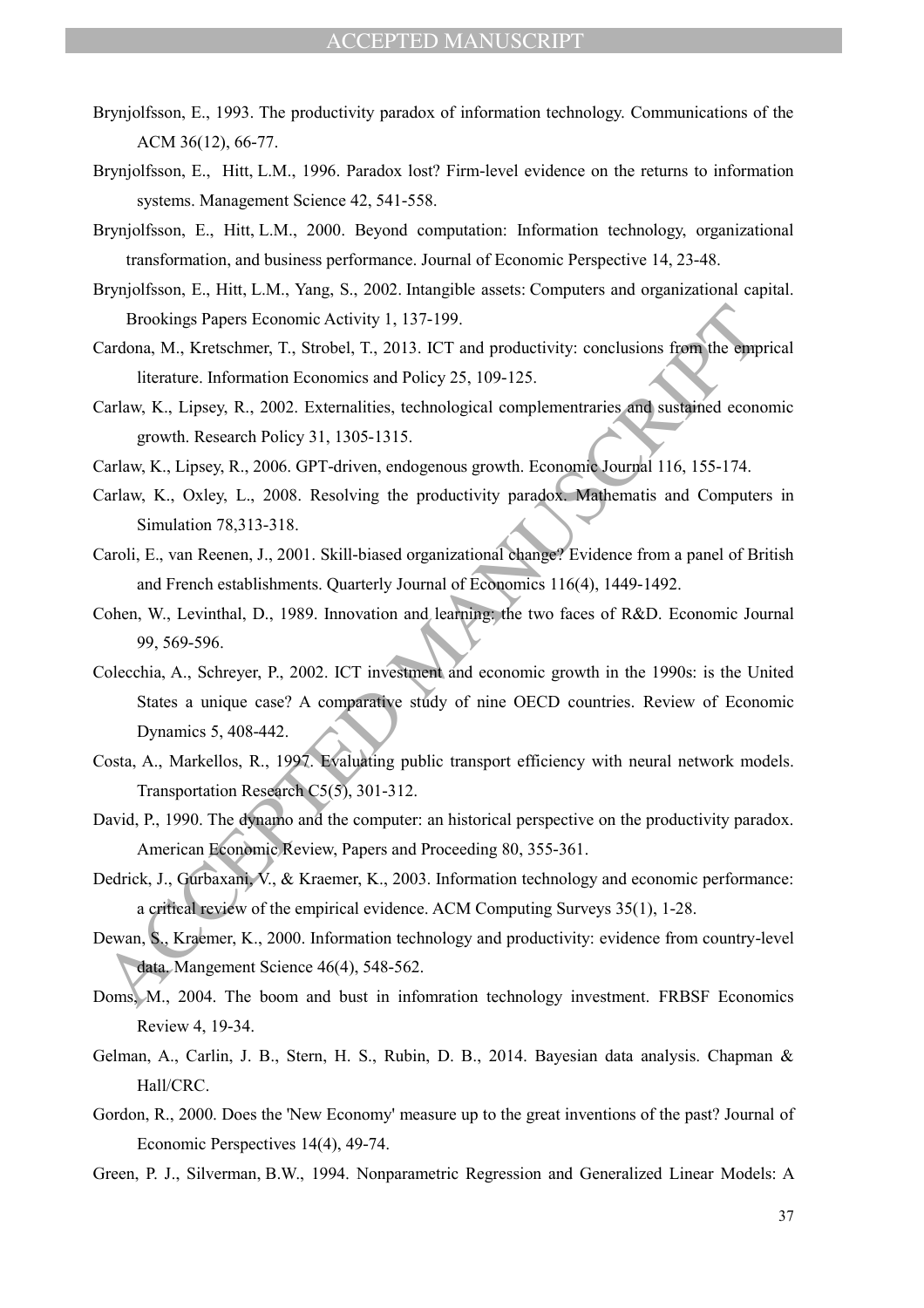Brynjolfsson, E., 1993. The productivity paradox of information technology. Communications of the ACM 36(12), 66-77.

Brynjolfsson, E., Hitt, L.M., 1996. Paradox lost? Firm-level evidence on the returns to information systems. Management Science 42, 541-558.

Brynjolfsson, E., Hitt, L.M., 2000. Beyond computation: Information technology, organizational transformation, and business performance. Journal of Economic Perspective 14, 23-48.

Brynjolfsson, E., Hitt, L.M., Yang, S., 2002. Intangible assets: Computers and organizational capital. Brookings Papers Economic Activity 1, 137-199.

Cardona, M., Kretschmer, T., Strobel, T., 2013. ICT and productivity: conclusions from the emprical literature. Information Economics and Policy 25, 109-125.

Carlaw, K., Lipsey, R., 2002. Externalities, technological complementraries and sustained economic growth. Research Policy 31, 1305-1315.

Carlaw, K., Lipsey, R., 2006. GPT-driven, endogenous growth. Economic Journal 116, 155-174.

Carlaw, K., Oxley, L., 2008. Resolving the productivity paradox. Mathematis and Computers in Simulation 78,313-318.

Caroli, E., van Reenen, J., 2001. Skill-biased organizational change? Evidence from a panel of British and French establishments. Quarterly Journal of Economics 116(4), 1449-1492.

Cohen, W., Levinthal, D., 1989. Innovation and learning: the two faces of R&D. Economic Journal 99, 569-596.

Colecchia, A., Schreyer, P., 2002. ICT investment and economic growth in the 1990s: is the United States a unique case? A comparative study of nine OECD countries. Review of Economic Dynamics 5, 408-442.

Costa, A., Markellos, R., 1997. Evaluating public transport efficiency with neural network models. Transportation Research C5(5), 301-312.

David, P., 1990. The dynamo and the computer: an historical perspective on the productivity paradox. American Economic Review, Papers and Proceeding 80, 355-361.

Dedrick, J., Gurbaxani, V., & Kraemer, K., 2003. Information technology and economic performance: a critical review of the empirical evidence. ACM Computing Surveys 35(1), 1-28.

Dewan, S., Kraemer, K., 2000. Information technology and productivity: evidence from country-level data. Mangement Science 46(4), 548-562.

Doms, M., 2004. The boom and bust in infomration technology investment. FRBSF Economics Review 4, 19-34.

Gelman, A., Carlin, J. B., Stern, H. S., Rubin, D. B., 2014. Bayesian data analysis. Chapman & Hall/CRC.

Gordon, R., 2000. Does the 'New Economy' measure up to the great inventions of the past? Journal of Economic Perspectives 14(4), 49-74.

Green, P. J., Silverman, B.W., 1994. Nonparametric Regression and Generalized Linear Models: A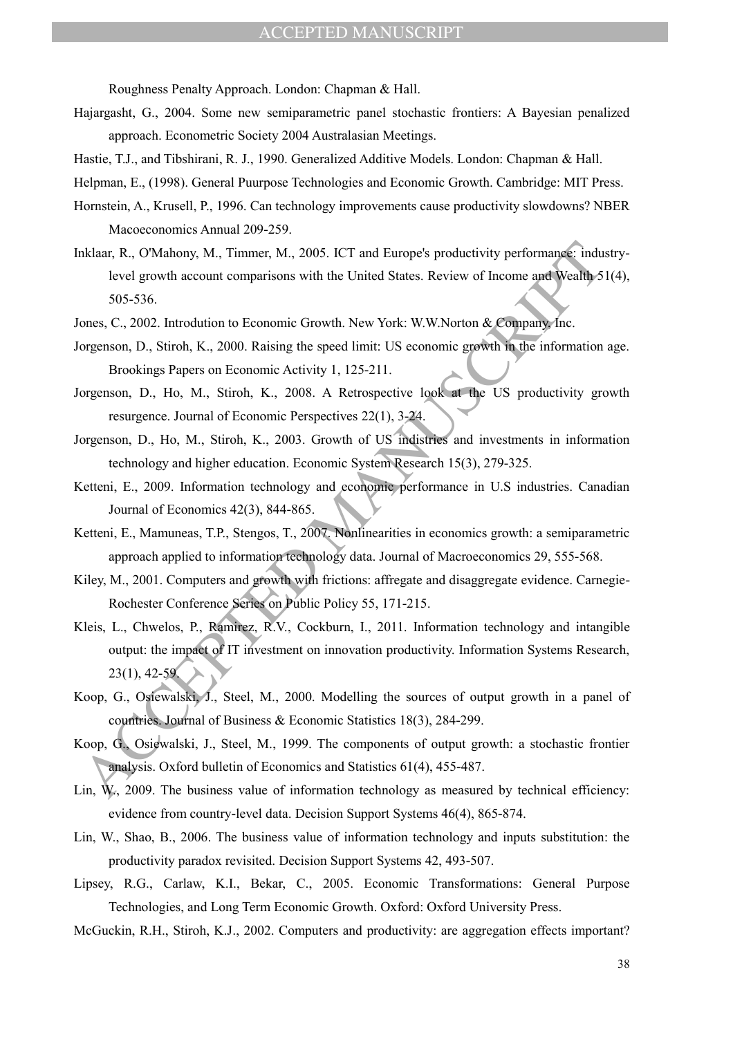Roughness Penalty Approach. London: Chapman & Hall.

Hajargasht, G., 2004. Some new semiparametric panel stochastic frontiers: A Bayesian penalized approach. Econometric Society 2004 Australasian Meetings.

Hastie, T.J., and Tibshirani, R. J., 1990. Generalized Additive Models. London: Chapman & Hall.

Helpman, E., (1998). General Puurpose Technologies and Economic Growth. Cambridge: MIT Press.

Hornstein, A., Krusell, P., 1996. Can technology improvements cause productivity slowdowns? NBER Macoeconomics Annual 209-259.

Inklaar, R., O'Mahony, M., Timmer, M., 2005. ICT and Europe's productivity performance: industry-level growth account comparisons with the United States. Review of Income and Wealth 51(4), 505-536.

Jones, C., 2002. Introdution to Economic Growth. New York: W.W.Norton & Company, Inc.

Jorgenson, D., Stiroh, K., 2000. Raising the speed limit: US economic growth in the information age. Brookings Papers on Economic Activity 1, 125-211.

Jorgenson, D., Ho, M., Stiroh, K., 2008. A Retrospective look at the US productivity growth resurgence. Journal of Economic Perspectives 22(1), 3-24.

Jorgenson, D., Ho, M., Stiroh, K., 2003. Growth of US indistries and investments in information technology and higher education. Economic System Research 15(3), 279-325.

Ketteni, E., 2009. Information technology and economic performance in U.S industries. Canadian Journal of Economics 42(3), 844-865.

Ketteni, E., Mamuneas, T.P., Stengos, T., 2007. Nonlinearities in economics growth: a semiparametric approach applied to information technology data. Journal of Macroeconomics 29, 555-568.

Kiley, M., 2001. Computers and growth with frictions: affregate and disaggregate evidence. Carnegie-Rochester Conference Series on Public Policy 55, 171-215.

Kleis, L., Chwelos, P., Ramirez, R.V., Cockburn, I., 2011. Information technology and intangible output: the impact of IT investment on innovation productivity. Information Systems Research, 23(1), 42-59.

Koop, G., Osiewalski, J., Steel, M., 2000. Modelling the sources of output growth in a panel of countries. Journal of Business & Economic Statistics 18(3), 284-299.

Koop, G., Osiewalski, J., Steel, M., 1999. The components of output growth: a stochastic frontier analysis. Oxford bulletin of Economics and Statistics 61(4), 455-487.

Lin, W., 2009. The business value of information technology as measured by technical efficiency: evidence from country-level data. Decision Support Systems 46(4), 865-874.

Lin, W., Shao, B., 2006. The business value of information technology and inputs substitution: the productivity paradox revisited. Decision Support Systems 42, 493-507.

Lipsey, R.G., Carlaw, K.I., Bekar, C., 2005. Economic Transformations: General Purpose Technologies, and Long Term Economic Growth. Oxford: Oxford University Press.

McGuckin, R.H., Stiroh, K.J., 2002. Computers and productivity: are aggregation effects important?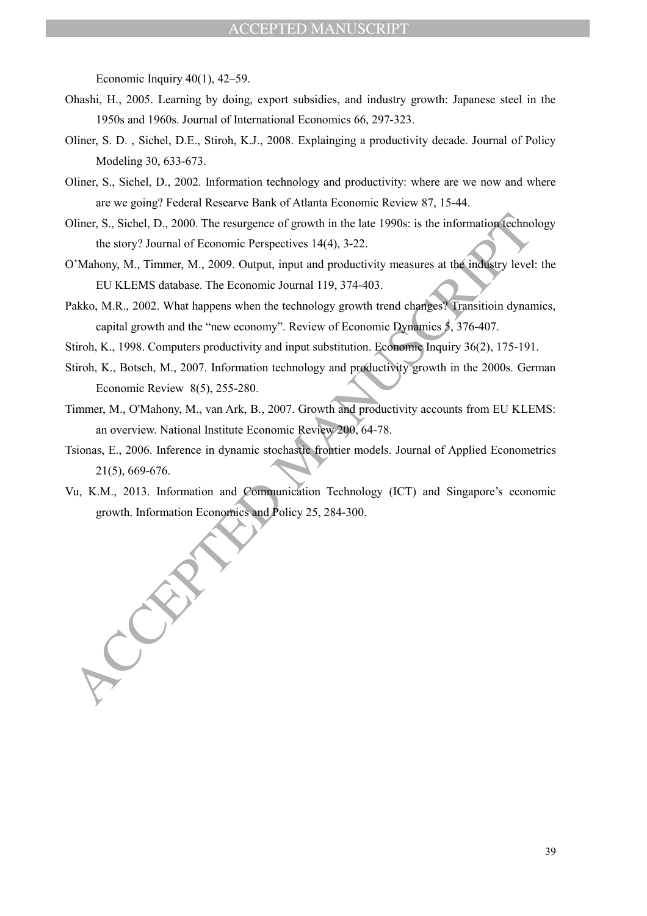Economic Inquiry 40(1), 42–59.

Ohashi, H., 2005. Learning by doing, export subsidies, and industry growth: Japanese steel in the 1950s and 1960s. Journal of International Economics 66, 297-323.

Oliner, S. D. , Sichel, D.E., Stiroh, K.J., 2008. Explainging a productivity decade. Journal of Policy Modeling 30, 633-673.

Oliner, S., Sichel, D., 2002. Information technology and productivity: where are we now and where are we going? Federal Researve Bank of Atlanta Economic Review 87, 15-44.

Oliner, S., Sichel, D., 2000. The resurgence of growth in the late 1990s: is the information technology the story? Journal of Economic Perspectives 14(4), 3-22.

O'Mahony, M., Timmer, M., 2009. Output, input and productivity measures at the industry level: the EU KLEMS database. The Economic Journal 119, 374-403.

Pakko, M.R., 2002. What happens when the technology growth trend changes? Transitioin dynamics, capital growth and the "new economy". Review of Economic Dynamics 5, 376-407.

Stiroh, K., 1998. Computers productivity and input substitution. Economic Inquiry 36(2), 175-191.

Stiroh, K., Botsch, M., 2007. Information technology and productivity growth in the 2000s. German Economic Review 8(5), 255-280.

Timmer, M., O'Mahony, M., van Ark, B., 2007. Growth and productivity accounts from EU KLEMS: an overview. National Institute Economic Review 200, 64-78.

Tsionas, E., 2006. Inference in dynamic stochastic frontier models. Journal of Applied Econometrics 21(5), 669-676.

Vu, K.M., 2013. Information and Communication Technology (ICT) and Singapore's economic growth. Information Economics and Policy 25, 284-300.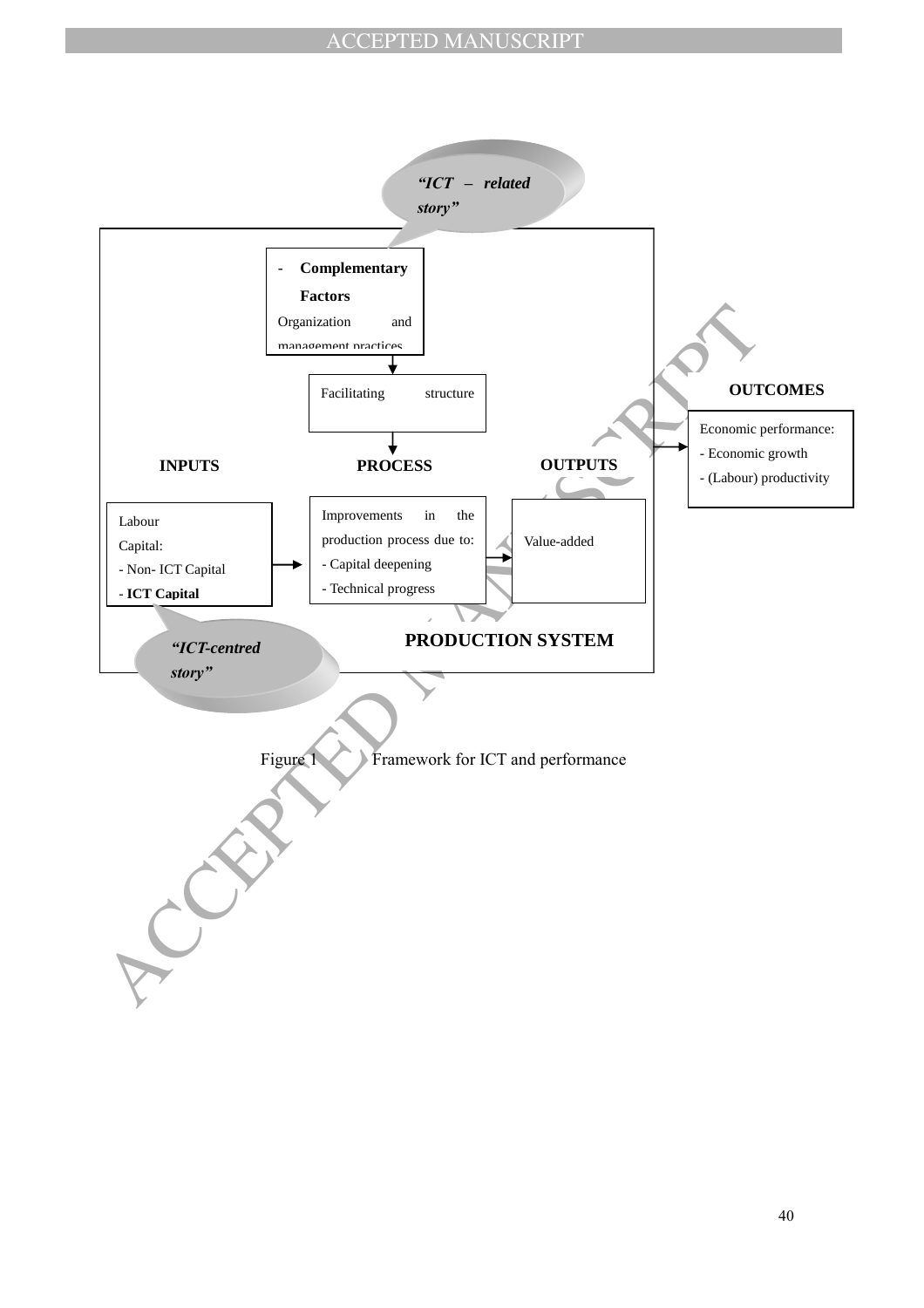“ICT – related story”

- **Complementary Factors**
  Organization and management practices

Facilitating structure

**OUTCOMES**

Economic performance:
- Economic growth
- (Labour) productivity

**INPUTS**

**PROCESS**

**OUTPUTS**

Labour
Capital:
- Non- ICT Capital
- **ICT Capital**

Improvements in the production process due to:
- Capital deepening
- Technical progress

Value-added

**PRODUCTION SYSTEM**

“ICT-centred story”

Figure 1 Framework for ICT and performance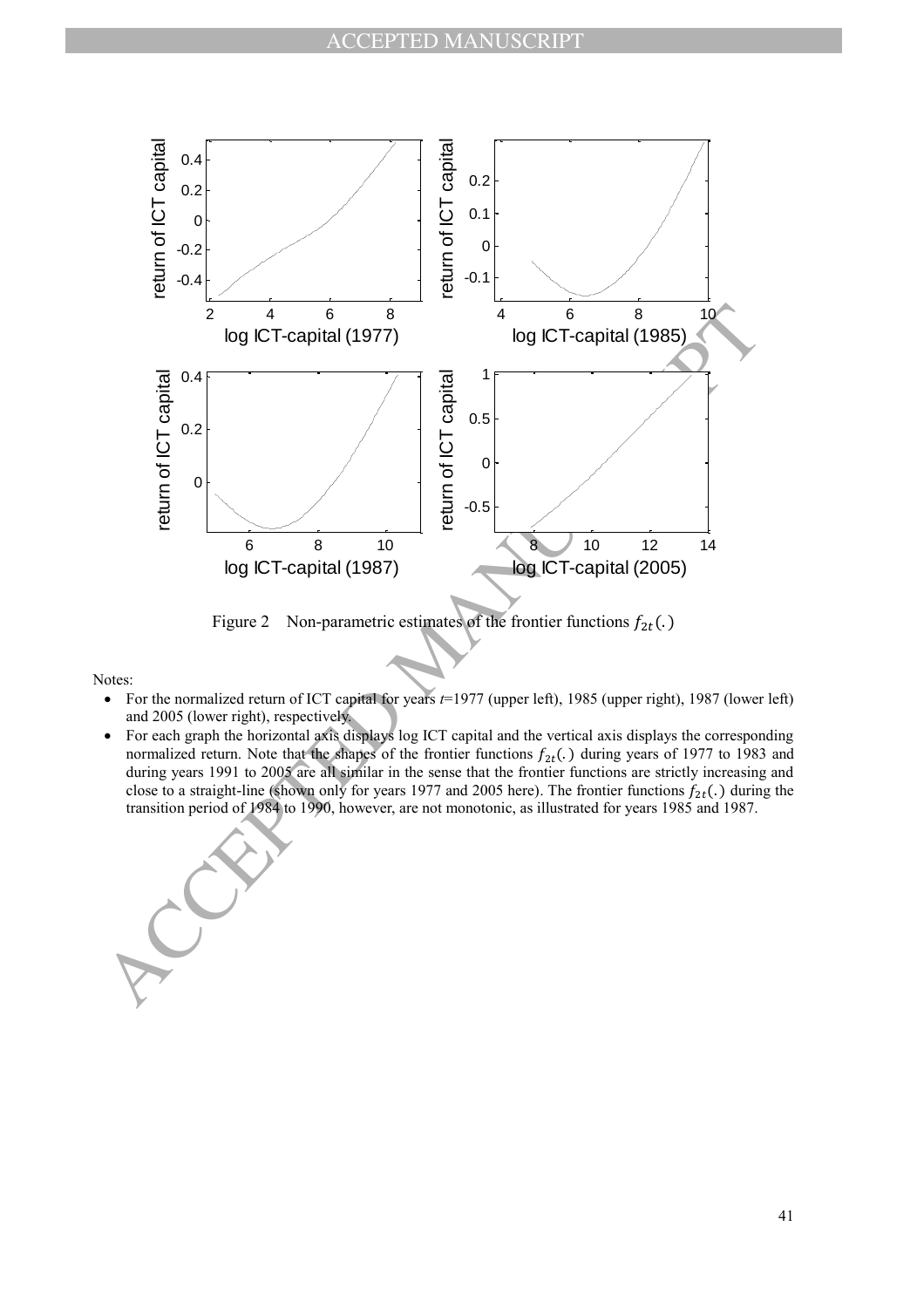Figure 2 Non-parametric estimates of the frontier functions $f_{2t}(.)$

Notes:

- For the normalized return of ICT capital for years $t$=1977 (upper left), 1985 (upper right), 1987 (lower left) and 2005 (lower right), respectively.
- For each graph the horizontal axis displays log ICT capital and the vertical axis displays the corresponding normalized return. Note that the shapes of the frontier functions $f_{2t}(.)$ during years of 1977 to 1983 and during years 1991 to 2005 are all similar in the sense that the frontier functions are strictly increasing and close to a straight-line (shown only for years 1977 and 2005 here). The frontier functions $f_{2t}(.)$ during the transition period of 1984 to 1990, however, are not monotonic, as illustrated for years 1985 and 1987.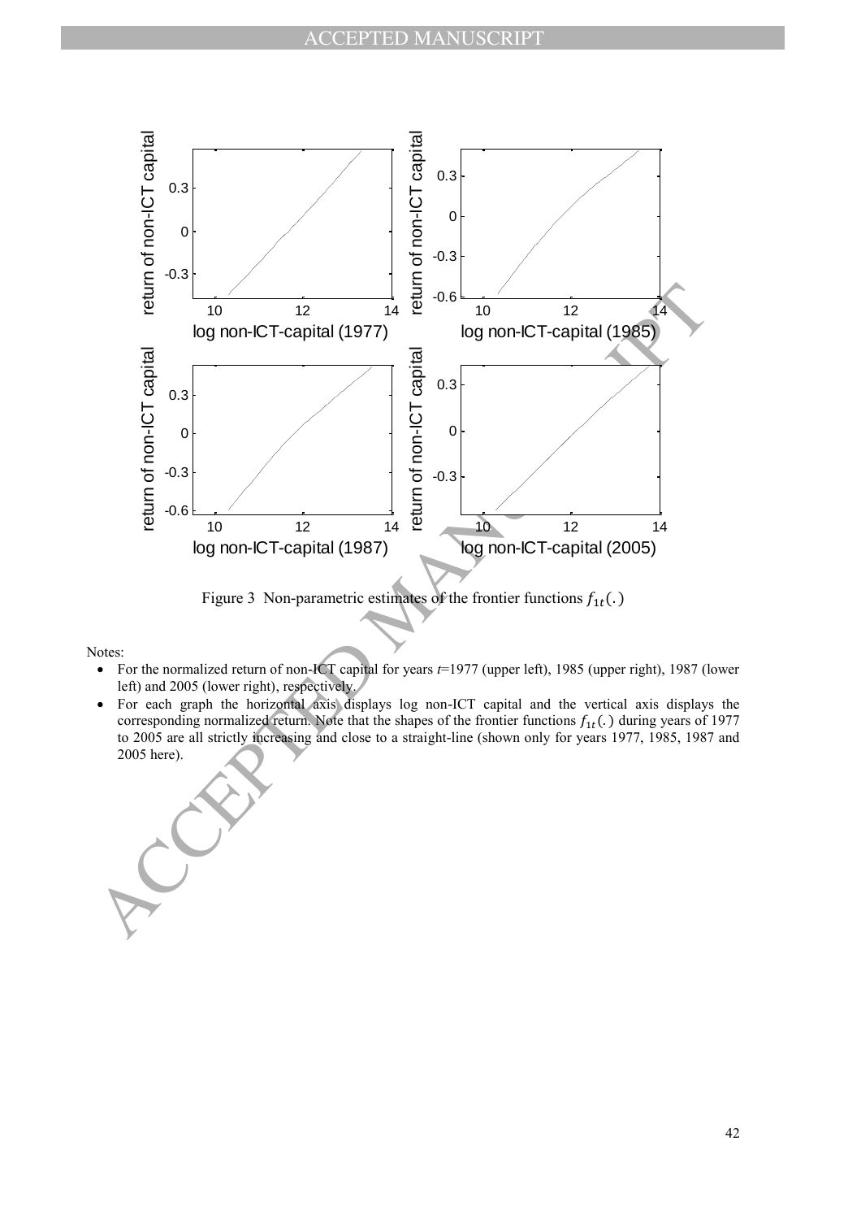Figure 3 Non-parametric estimates of the frontier functions $f_{1t}(.)$

Notes:

- For the normalized return of non-ICT capital for years $t$=1977 (upper left), 1985 (upper right), 1987 (lower left) and 2005 (lower right), respectively.
- For each graph the horizontal axis displays log non-ICT capital and the vertical axis displays the corresponding normalized return. Note that the shapes of the frontier functions $f_{1t}(.)$ during years of 1977 to 2005 are all strictly increasing and close to a straight-line (shown only for years 1977, 1985, 1987 and 2005 here).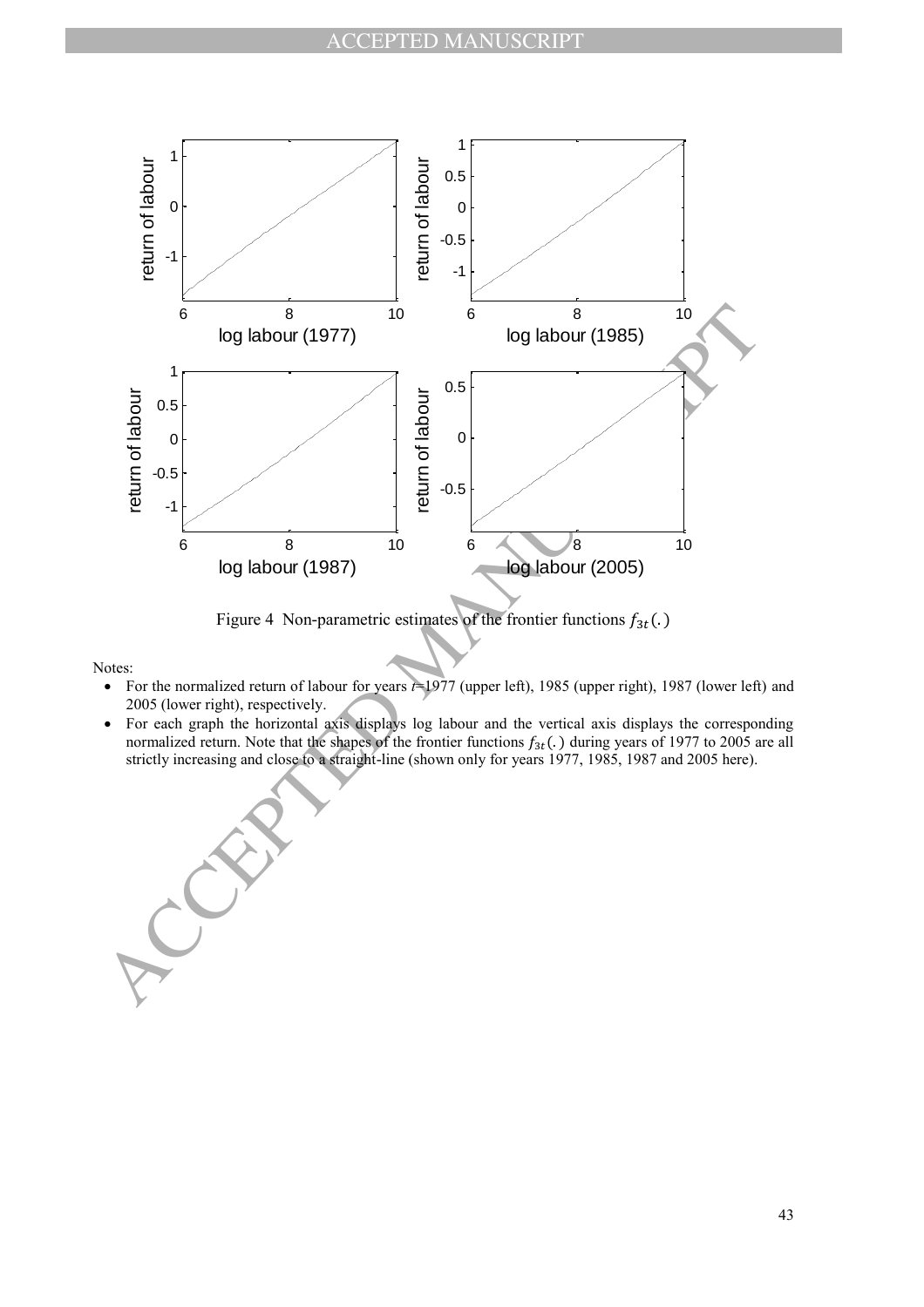Figure 4 Non-parametric estimates of the frontier functions $f_{3t}(.)$

Notes:

- For the normalized return of labour for years $t$=1977 (upper left), 1985 (upper right), 1987 (lower left) and 2005 (lower right), respectively.
- For each graph the horizontal axis displays log labour and the vertical axis displays the corresponding normalized return. Note that the shapes of the frontier functions $f_{3t}(.)$ during years of 1977 to 2005 are all strictly increasing and close to a straight-line (shown only for years 1977, 1985, 1987 and 2005 here).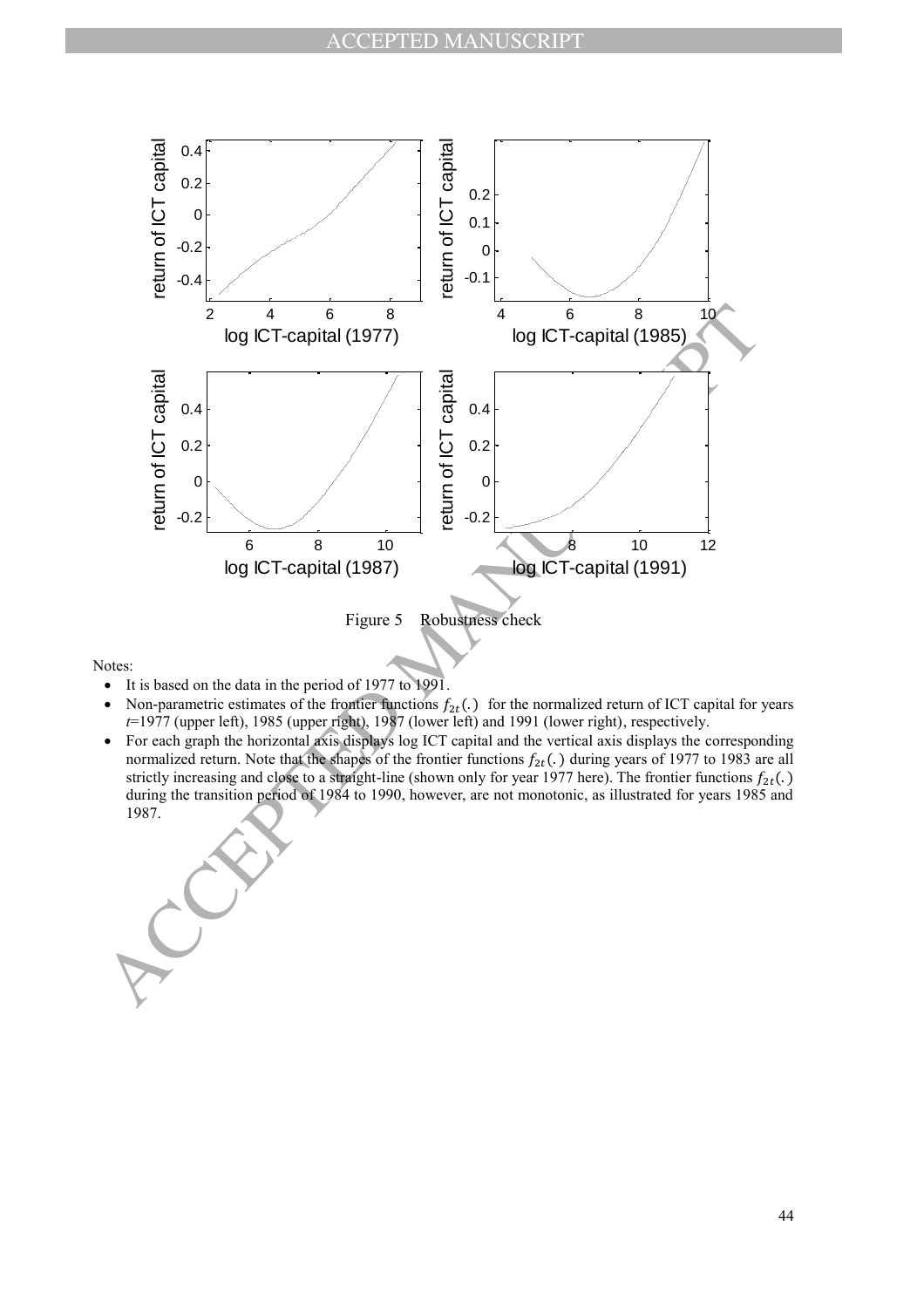Figure 5 Robustness check

Notes:

- It is based on the data in the period of 1977 to 1991.
- Non-parametric estimates of the frontier functions $f_{2t}(.)$ for the normalized return of ICT capital for years $t$=1977 (upper left), 1985 (upper right), 1987 (lower left) and 1991 (lower right), respectively.
- For each graph the horizontal axis displays log ICT capital and the vertical axis displays the corresponding normalized return. Note that the shapes of the frontier functions $f_{2t}(.)$ during years of 1977 to 1983 are all strictly increasing and close to a straight-line (shown only for year 1977 here). The frontier functions $f_{2t}(.)$ during the transition period of 1984 to 1990, however, are not monotonic, as illustrated for years 1985 and 1987.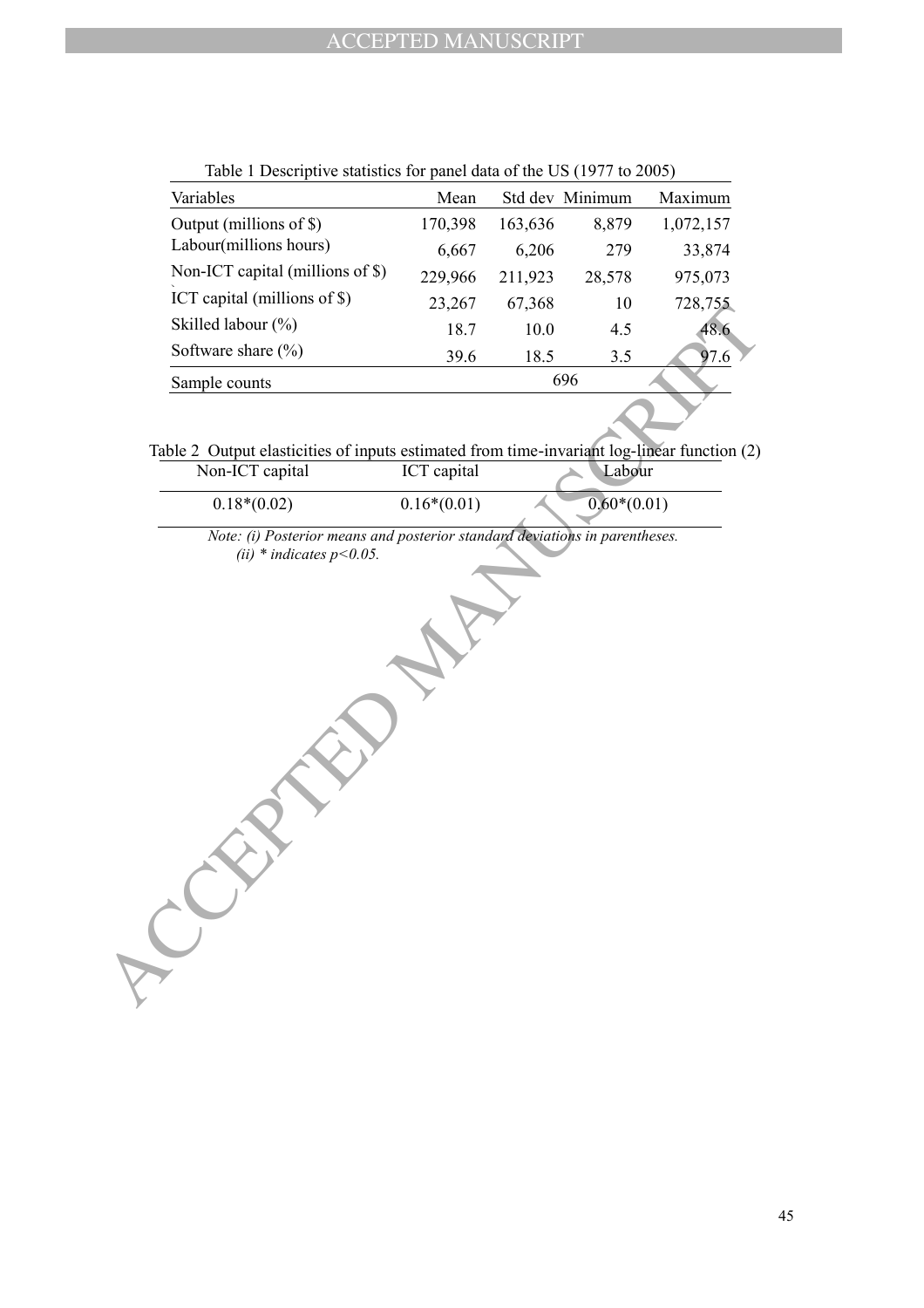Table 1 Descriptive statistics for panel data of the US (1977 to 2005)

| Variables | Mean | Std dev | Minimum | Maximum |
|---|---|---|---|---|
| Output (millions of $) | 170,398 | 163,636 | 8,879 | 1,072,157 |
| Labour(millions hours) | 6,667 | 6,206 | 279 | 33,874 |
| Non-ICT capital (millions of $) | 229,966 | 211,923 | 28,578 | 975,073 |
| ICT capital (millions of $) | 23,267 | 67,368 | 10 | 728,755 |
| Skilled labour (%) | 18.7 | 10.0 | 4.5 | 48.6 |
| Software share (%) | 39.6 | 18.5 | 3.5 | 97.6 |
| Sample counts | | | 696 | |

Table 2 Output elasticities of inputs estimated from time-invariant log-linear function (2)

| Non-ICT capital | ICT capital | Labour |
|---|---|---|
| 0.18*(0.02) | 0.16*(0.01) | 0.60*(0.01) |

*Note: (i) Posterior means and posterior standard deviations in parentheses.*
*(ii) * indicates $p<0.05$.*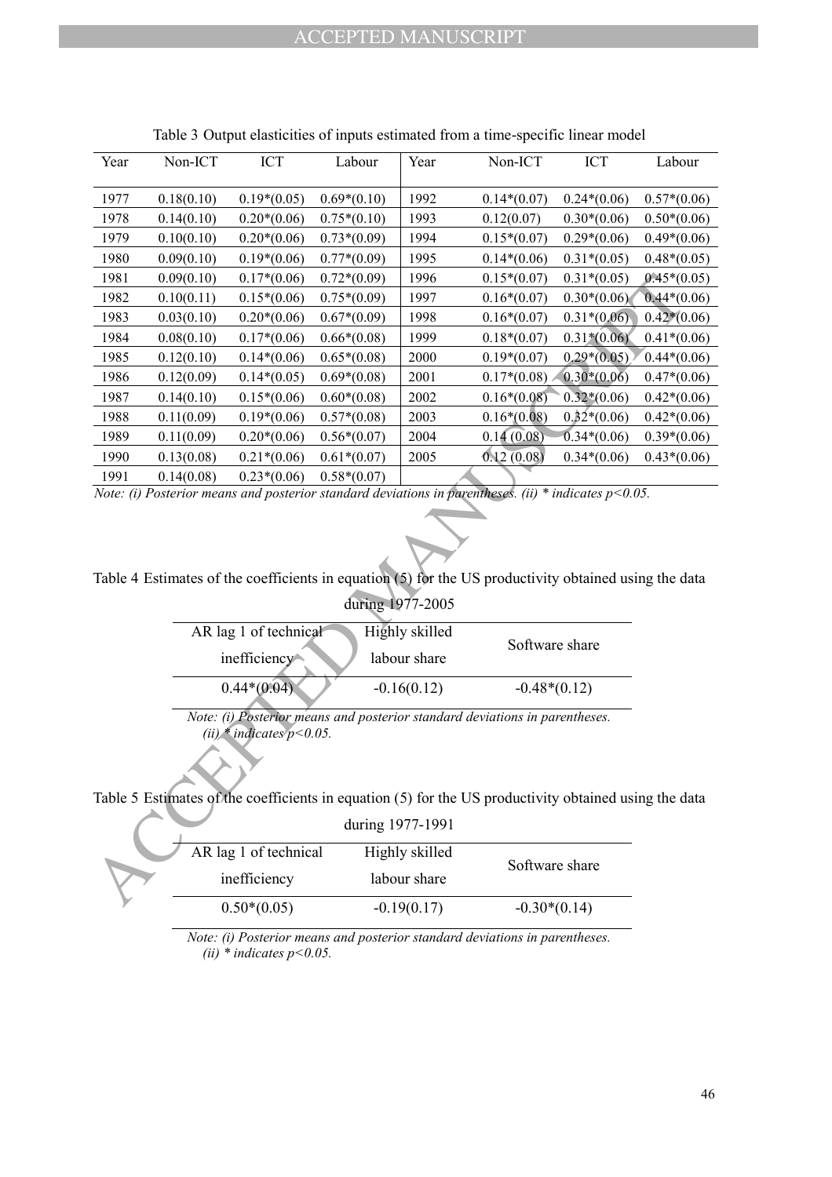Table 3 Output elasticities of inputs estimated from a time-specific linear model

| Year | Non-ICT | ICT | Labour | Year | Non-ICT | ICT | Labour |
|---|---|---|---|---|---|---|---|
| 1977 | 0.18(0.10) | 0.19*(0.05) | 0.69*(0.10) | 1992 | 0.14*(0.07) | 0.24*(0.06) | 0.57*(0.06) |
| 1978 | 0.14(0.10) | 0.20*(0.06) | 0.75*(0.10) | 1993 | 0.12(0.07) | 0.30*(0.06) | 0.50*(0.06) |
| 1979 | 0.10(0.10) | 0.20*(0.06) | 0.73*(0.09) | 1994 | 0.15*(0.07) | 0.29*(0.06) | 0.49*(0.06) |
| 1980 | 0.09(0.10) | 0.19*(0.06) | 0.77*(0.09) | 1995 | 0.14*(0.06) | 0.31*(0.05) | 0.48*(0.05) |
| 1981 | 0.09(0.10) | 0.17*(0.06) | 0.72*(0.09) | 1996 | 0.15*(0.07) | 0.31*(0.05) | 0.45*(0.05) |
| 1982 | 0.10(0.11) | 0.15*(0.06) | 0.75*(0.09) | 1997 | 0.16*(0.07) | 0.30*(0.06) | 0.44*(0.06) |
| 1983 | 0.03(0.10) | 0.20*(0.06) | 0.67*(0.09) | 1998 | 0.16*(0.07) | 0.31*(0.06) | 0.42*(0.06) |
| 1984 | 0.08(0.10) | 0.17*(0.06) | 0.66*(0.08) | 1999 | 0.18*(0.07) | 0.31*(0.06) | 0.41*(0.06) |
| 1985 | 0.12(0.10) | 0.14*(0.06) | 0.65*(0.08) | 2000 | 0.19*(0.07) | 0.29*(0.05) | 0.44*(0.06) |
| 1986 | 0.12(0.09) | 0.14*(0.05) | 0.69*(0.08) | 2001 | 0.17*(0.08) | 0.30*(0.06) | 0.47*(0.06) |
| 1987 | 0.14(0.10) | 0.15*(0.06) | 0.60*(0.08) | 2002 | 0.16*(0.08) | 0.32*(0.06) | 0.42*(0.06) |
| 1988 | 0.11(0.09) | 0.19*(0.06) | 0.57*(0.08) | 2003 | 0.16*(0.08) | 0.32*(0.06) | 0.42*(0.06) |
| 1989 | 0.11(0.09) | 0.20*(0.06) | 0.56*(0.07) | 2004 | 0.14 (0.08) | 0.34*(0.06) | 0.39*(0.06) |
| 1990 | 0.13(0.08) | 0.21*(0.06) | 0.61*(0.07) | 2005 | 0.12 (0.08) | 0.34*(0.06) | 0.43*(0.06) |
| 1991 | 0.14(0.08) | 0.23*(0.06) | 0.58*(0.07) | | | | |

*Note: (i) Posterior means and posterior standard deviations in parentheses. (ii) * indicates $p<0.05$.*

Table 4 Estimates of the coefficients in equation (5) for the US productivity obtained using the data during 1977-2005

| AR lag 1 of technical inefficiency | Highly skilled labour share | Software share |
|---|---|---|
| 0.44*(0.04) | -0.16(0.12) | -0.48*(0.12) |

*Note: (i) Posterior means and posterior standard deviations in parentheses. (ii) * indicates $p<0.05$.*

Table 5 Estimates of the coefficients in equation (5) for the US productivity obtained using the data during 1977-1991

| AR lag 1 of technical inefficiency | Highly skilled labour share | Software share |
|---|---|---|
| 0.50*(0.05) | -0.19(0.17) | -0.30*(0.14) |

*Note: (i) Posterior means and posterior standard deviations in parentheses. (ii) * indicates $p<0.05$.*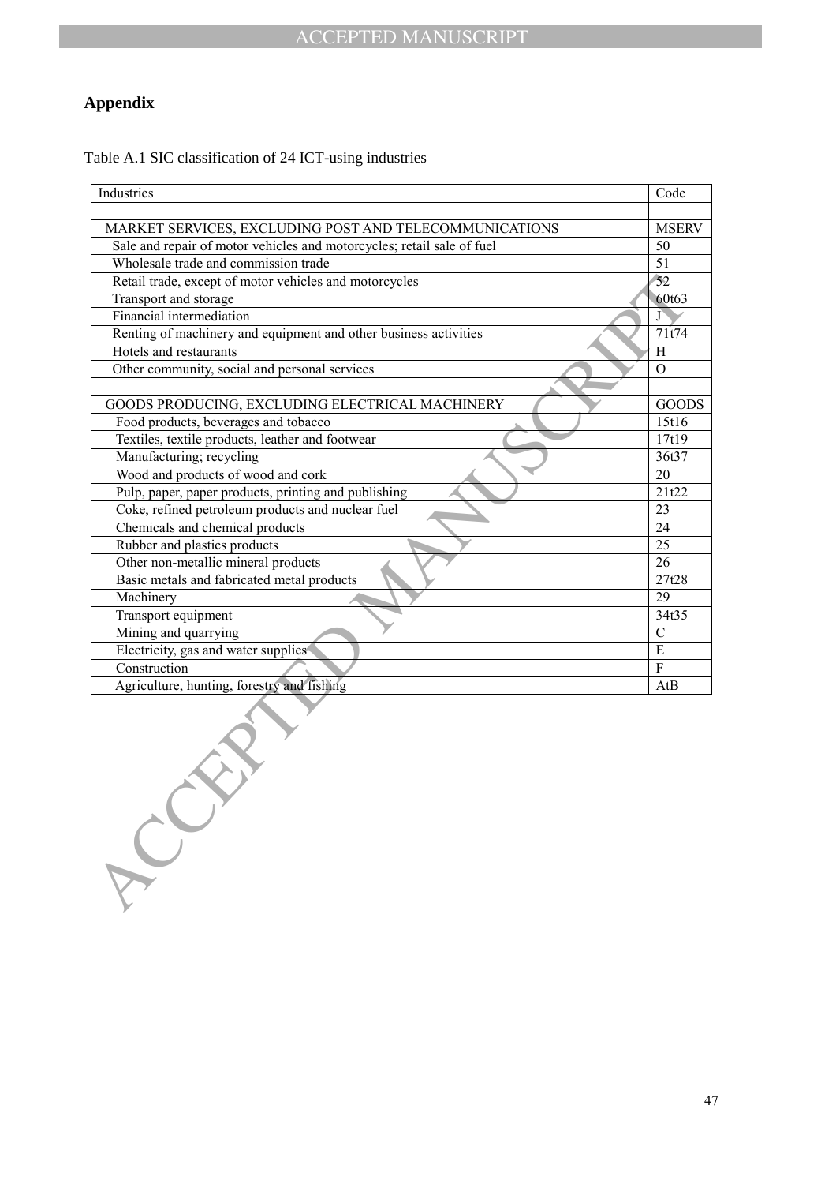## Appendix

Table A.1 SIC classification of 24 ICT-using industries

| Industries | Code |
|---|---|
| | |
| MARKET SERVICES, EXCLUDING POST AND TELECOMMUNICATIONS | MSERV |
| Sale and repair of motor vehicles and motorcycles; retail sale of fuel | 50 |
| Wholesale trade and commission trade | 51 |
| Retail trade, except of motor vehicles and motorcycles | 52 |
| Transport and storage | 60t63 |
| Financial intermediation | J |
| Renting of machinery and equipment and other business activities | 71t74 |
| Hotels and restaurants | H |
| Other community, social and personal services | O |
| | |
| GOODS PRODUCING, EXCLUDING ELECTRICAL MACHINERY | GOODS |
| Food products, beverages and tobacco | 15t16 |
| Textiles, textile products, leather and footwear | 17t19 |
| Manufacturing; recycling | 36t37 |
| Wood and products of wood and cork | 20 |
| Pulp, paper, paper products, printing and publishing | 21t22 |
| Coke, refined petroleum products and nuclear fuel | 23 |
| Chemicals and chemical products | 24 |
| Rubber and plastics products | 25 |
| Other non-metallic mineral products | 26 |
| Basic metals and fabricated metal products | 27t28 |
| Machinery | 29 |
| Transport equipment | 34t35 |
| Mining and quarrying | C |
| Electricity, gas and water supplies | E |
| Construction | F |
| Agriculture, hunting, forestry and fishing | AtB |